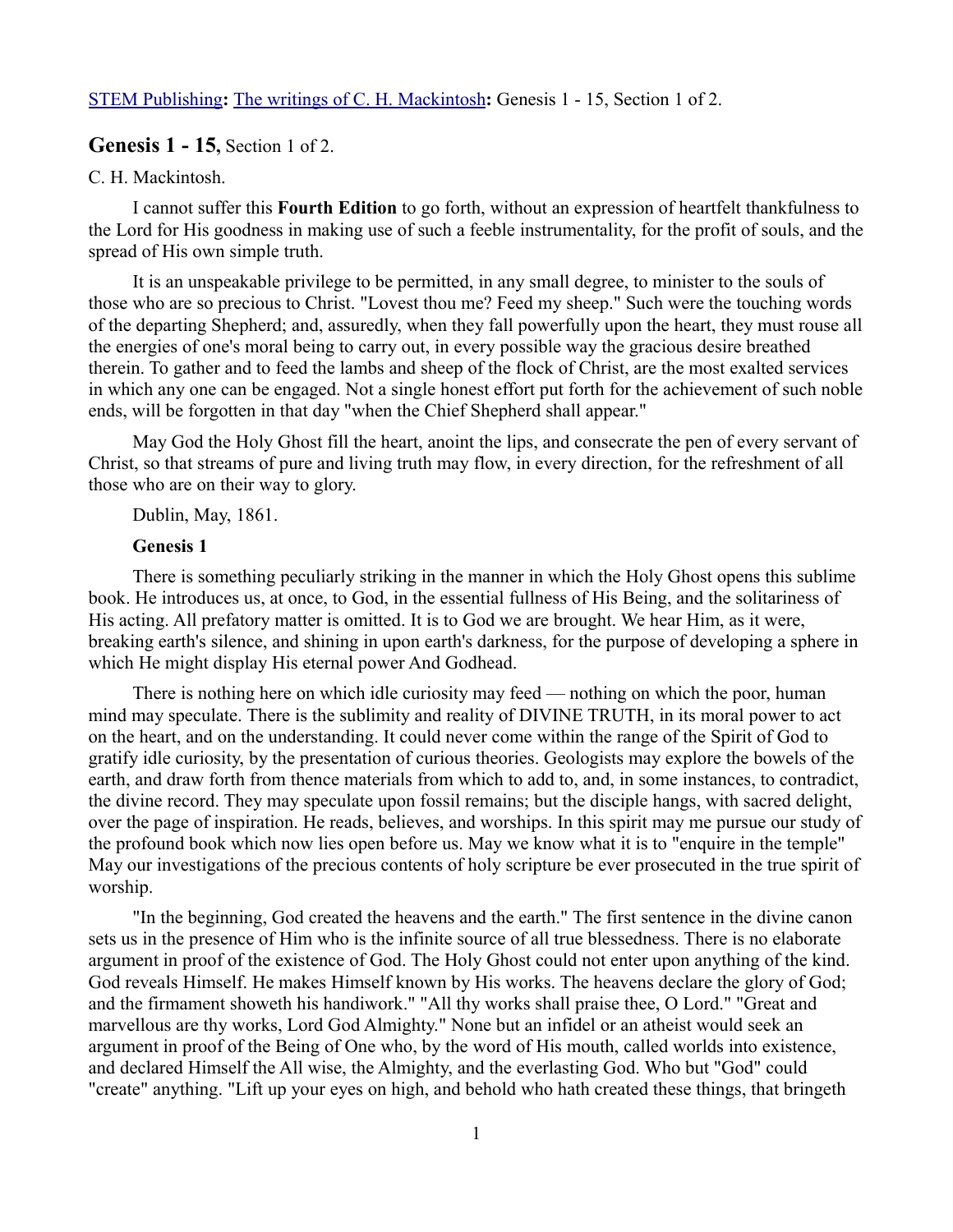[STEM Publishing](#): [The writings of C. H. Mackintosh](#): Genesis 1 - 15, Section 1 of 2.

## **Genesis 1 - 15,** Section 1 of 2.

C. H. Mackintosh.

I cannot suffer this **Fourth Edition** to go forth, without an expression of heartfelt thankfulness to the Lord for His goodness in making use of such a feeble instrumentality, for the profit of souls, and the spread of His own simple truth.

It is an unspeakable privilege to be permitted, in any small degree, to minister to the souls of those who are so precious to Christ. "Lovest thou me? Feed my sheep." Such were the touching words of the departing Shepherd; and, assuredly, when they fall powerfully upon the heart, they must rouse all the energies of one's moral being to carry out, in every possible way the gracious desire breathed therein. To gather and to feed the lambs and sheep of the flock of Christ, are the most exalted services in which any one can be engaged. Not a single honest effort put forth for the achievement of such noble ends, will be forgotten in that day "when the Chief Shepherd shall appear."

May God the Holy Ghost fill the heart, anoint the lips, and consecrate the pen of every servant of Christ, so that streams of pure and living truth may flow, in every direction, for the refreshment of all those who are on their way to glory.

Dublin, May, 1861.

### **Genesis 1**

There is something peculiarly striking in the manner in which the Holy Ghost opens this sublime book. He introduces us, at once, to God, in the essential fullness of His Being, and the solitariness of His acting. All prefatory matter is omitted. It is to God we are brought. We hear Him, as it were, breaking earth's silence, and shining in upon earth's darkness, for the purpose of developing a sphere in which He might display His eternal power And Godhead.

There is nothing here on which idle curiosity may feed — nothing on which the poor, human mind may speculate. There is the sublimity and reality of DIVINE TRUTH, in its moral power to act on the heart, and on the understanding. It could never come within the range of the Spirit of God to gratify idle curiosity, by the presentation of curious theories. Geologists may explore the bowels of the earth, and draw forth from thence materials from which to add to, and, in some instances, to contradict, the divine record. They may speculate upon fossil remains; but the disciple hangs, with sacred delight, over the page of inspiration. He reads, believes, and worships. In this spirit may me pursue our study of the profound book which now lies open before us. May we know what it is to "enquire in the temple" May our investigations of the precious contents of holy scripture be ever prosecuted in the true spirit of worship.

"In the beginning, God created the heavens and the earth." The first sentence in the divine canon sets us in the presence of Him who is the infinite source of all true blessedness. There is no elaborate argument in proof of the existence of God. The Holy Ghost could not enter upon anything of the kind. God reveals Himself. He makes Himself known by His works. The heavens declare the glory of God; and the firmament showeth his handiwork." "All thy works shall praise thee, O Lord." "Great and marvellous are thy works, Lord God Almighty." None but an infidel or an atheist would seek an argument in proof of the Being of One who, by the word of His mouth, called worlds into existence, and declared Himself the All wise, the Almighty, and the everlasting God. Who but "God" could "create" anything. "Lift up your eyes on high, and behold who hath created these things, that bringeth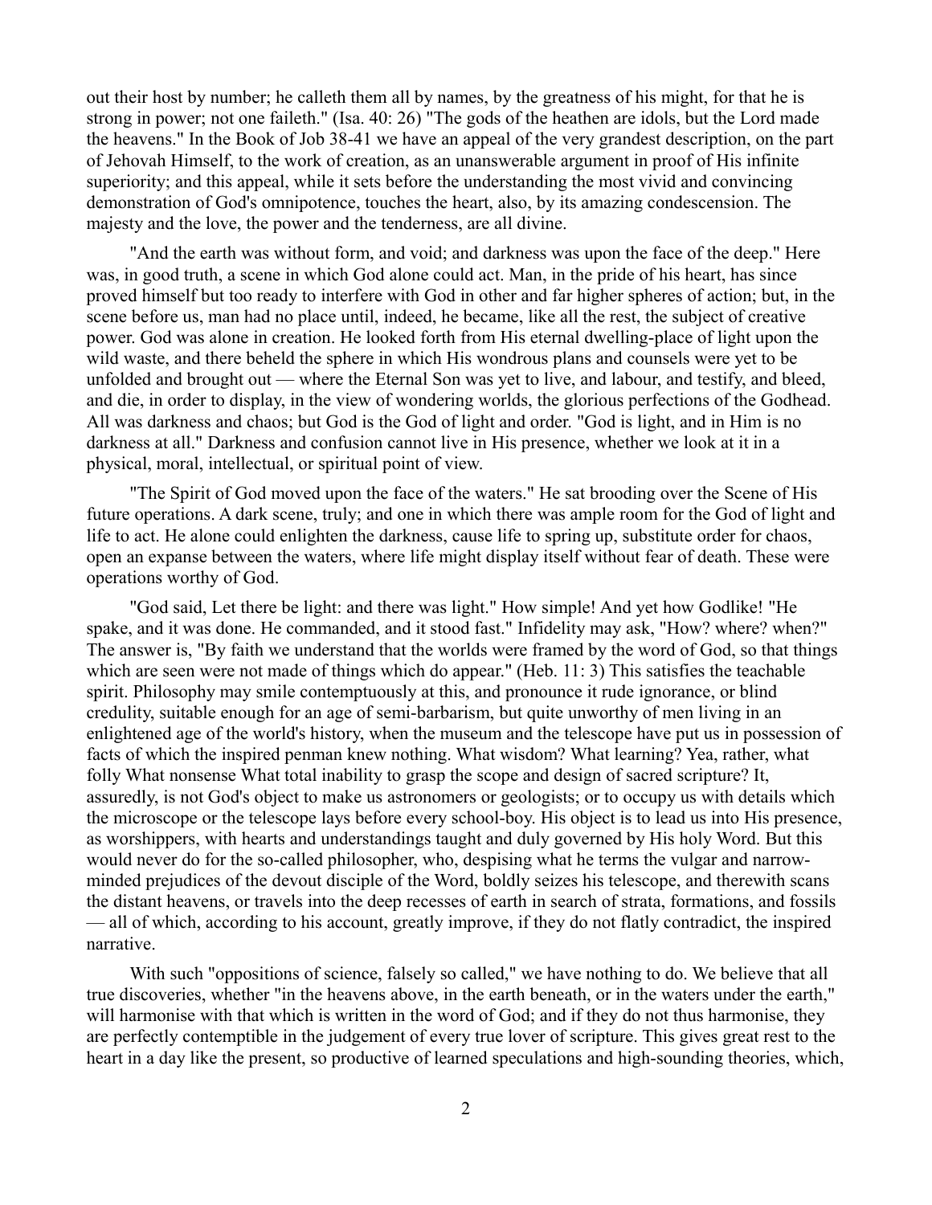out their host by number; he calleth them all by names, by the greatness of his might, for that he is strong in power; not one faileth." (Isa. 40: 26) "The gods of the heathen are idols, but the Lord made the heavens." In the Book of Job 38-41 we have an appeal of the very grandest description, on the part of Jehovah Himself, to the work of creation, as an unanswerable argument in proof of His infinite superiority; and this appeal, while it sets before the understanding the most vivid and convincing demonstration of God's omnipotence, touches the heart, also, by its amazing condescension. The majesty and the love, the power and the tenderness, are all divine.

"And the earth was without form, and void; and darkness was upon the face of the deep." Here was, in good truth, a scene in which God alone could act. Man, in the pride of his heart, has since proved himself but too ready to interfere with God in other and far higher spheres of action; but, in the scene before us, man had no place until, indeed, he became, like all the rest, the subject of creative power. God was alone in creation. He looked forth from His eternal dwelling-place of light upon the wild waste, and there beheld the sphere in which His wondrous plans and counsels were yet to be unfolded and brought out — where the Eternal Son was yet to live, and labour, and testify, and bleed, and die, in order to display, in the view of wondering worlds, the glorious perfections of the Godhead. All was darkness and chaos; but God is the God of light and order. "God is light, and in Him is no darkness at all." Darkness and confusion cannot live in His presence, whether we look at it in a physical, moral, intellectual, or spiritual point of view.

"The Spirit of God moved upon the face of the waters." He sat brooding over the Scene of His future operations. A dark scene, truly; and one in which there was ample room for the God of light and life to act. He alone could enlighten the darkness, cause life to spring up, substitute order for chaos, open an expanse between the waters, where life might display itself without fear of death. These were operations worthy of God.

"God said, Let there be light: and there was light." How simple! And yet how Godlike! "He spake, and it was done. He commanded, and it stood fast." Infidelity may ask, "How? where? when?" The answer is, "By faith we understand that the worlds were framed by the word of God, so that things which are seen were not made of things which do appear." (Heb. 11: 3) This satisfies the teachable spirit. Philosophy may smile contemptuously at this, and pronounce it rude ignorance, or blind credulity, suitable enough for an age of semi-barbarism, but quite unworthy of men living in an enlightened age of the world's history, when the museum and the telescope have put us in possession of facts of which the inspired penman knew nothing. What wisdom? What learning? Yea, rather, what folly What nonsense What total inability to grasp the scope and design of sacred scripture? It, assuredly, is not God's object to make us astronomers or geologists; or to occupy us with details which the microscope or the telescope lays before every school-boy. His object is to lead us into His presence, as worshippers, with hearts and understandings taught and duly governed by His holy Word. But this would never do for the so-called philosopher, who, despising what he terms the vulgar and narrow-minded prejudices of the devout disciple of the Word, boldly seizes his telescope, and therewith scans the distant heavens, or travels into the deep recesses of earth in search of strata, formations, and fossils — all of which, according to his account, greatly improve, if they do not flatly contradict, the inspired narrative.

With such "oppositions of science, falsely so called," we have nothing to do. We believe that all true discoveries, whether "in the heavens above, in the earth beneath, or in the waters under the earth," will harmonise with that which is written in the word of God; and if they do not thus harmonise, they are perfectly contemptible in the judgement of every true lover of scripture. This gives great rest to the heart in a day like the present, so productive of learned speculations and high-sounding theories, which,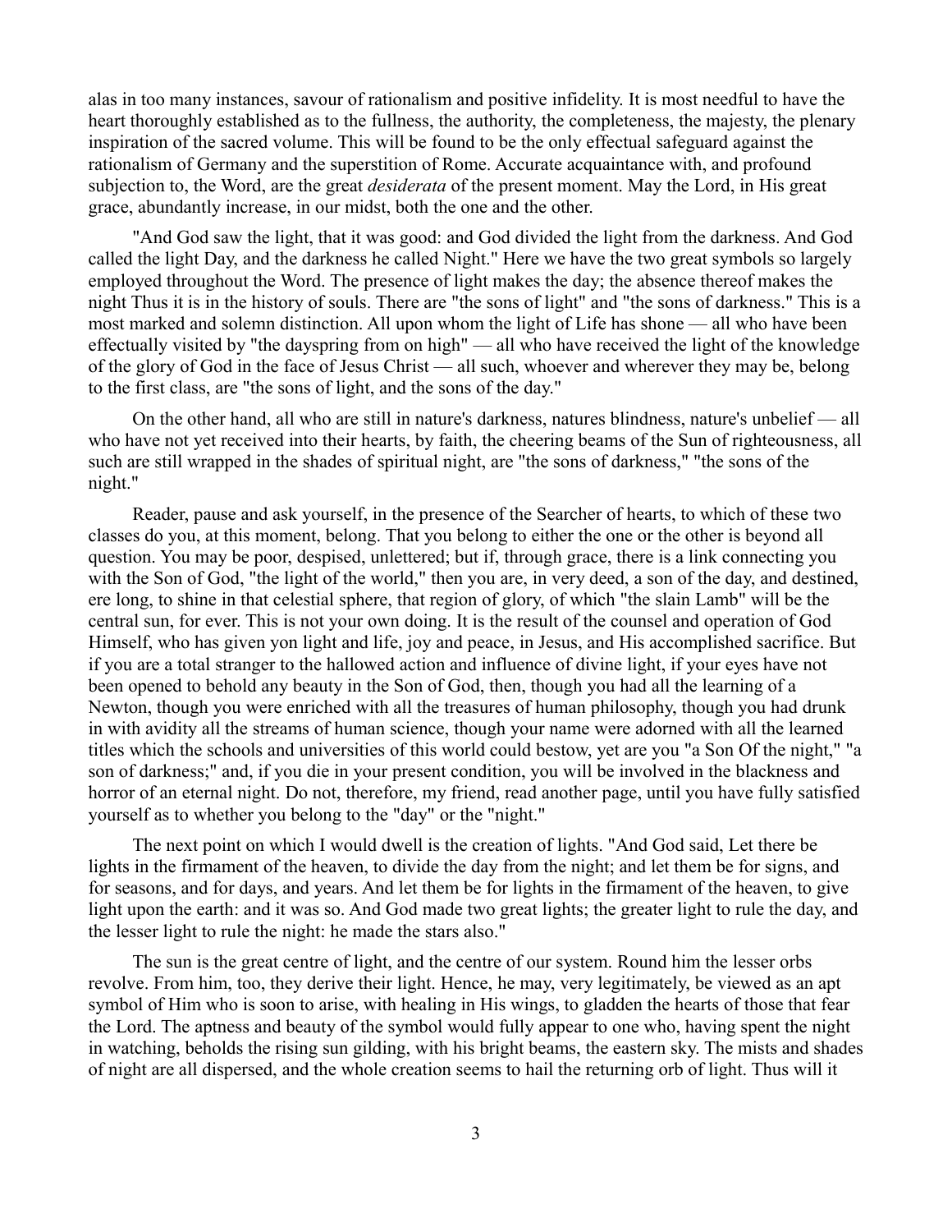alas in too many instances, savour of rationalism and positive infidelity. It is most needful to have the heart thoroughly established as to the fullness, the authority, the completeness, the majesty, the plenary inspiration of the sacred volume. This will be found to be the only effectual safeguard against the rationalism of Germany and the superstition of Rome. Accurate acquaintance with, and profound subjection to, the Word, are the great *desiderata* of the present moment. May the Lord, in His great grace, abundantly increase, in our midst, both the one and the other.

"And God saw the light, that it was good: and God divided the light from the darkness. And God called the light Day, and the darkness he called Night." Here we have the two great symbols so largely employed throughout the Word. The presence of light makes the day; the absence thereof makes the night Thus it is in the history of souls. There are "the sons of light" and "the sons of darkness." This is a most marked and solemn distinction. All upon whom the light of Life has shone — all who have been effectually visited by "the dayspring from on high" — all who have received the light of the knowledge of the glory of God in the face of Jesus Christ — all such, whoever and wherever they may be, belong to the first class, are "the sons of light, and the sons of the day."

On the other hand, all who are still in nature's darkness, natures blindness, nature's unbelief — all who have not yet received into their hearts, by faith, the cheering beams of the Sun of righteousness, all such are still wrapped in the shades of spiritual night, are "the sons of darkness," "the sons of the night."

Reader, pause and ask yourself, in the presence of the Searcher of hearts, to which of these two classes do you, at this moment, belong. That you belong to either the one or the other is beyond all question. You may be poor, despised, unlettered; but if, through grace, there is a link connecting you with the Son of God, "the light of the world," then you are, in very deed, a son of the day, and destined, ere long, to shine in that celestial sphere, that region of glory, of which "the slain Lamb" will be the central sun, for ever. This is not your own doing. It is the result of the counsel and operation of God Himself, who has given yon light and life, joy and peace, in Jesus, and His accomplished sacrifice. But if you are a total stranger to the hallowed action and influence of divine light, if your eyes have not been opened to behold any beauty in the Son of God, then, though you had all the learning of a Newton, though you were enriched with all the treasures of human philosophy, though you had drunk in with avidity all the streams of human science, though your name were adorned with all the learned titles which the schools and universities of this world could bestow, yet are you "a Son Of the night," "a son of darkness;" and, if you die in your present condition, you will be involved in the blackness and horror of an eternal night. Do not, therefore, my friend, read another page, until you have fully satisfied yourself as to whether you belong to the "day" or the "night."

The next point on which I would dwell is the creation of lights. "And God said, Let there be lights in the firmament of the heaven, to divide the day from the night; and let them be for signs, and for seasons, and for days, and years. And let them be for lights in the firmament of the heaven, to give light upon the earth: and it was so. And God made two great lights; the greater light to rule the day, and the lesser light to rule the night: he made the stars also."

The sun is the great centre of light, and the centre of our system. Round him the lesser orbs revolve. From him, too, they derive their light. Hence, he may, very legitimately, be viewed as an apt symbol of Him who is soon to arise, with healing in His wings, to gladden the hearts of those that fear the Lord. The aptness and beauty of the symbol would fully appear to one who, having spent the night in watching, beholds the rising sun gilding, with his bright beams, the eastern sky. The mists and shades of night are all dispersed, and the whole creation seems to hail the returning orb of light. Thus will it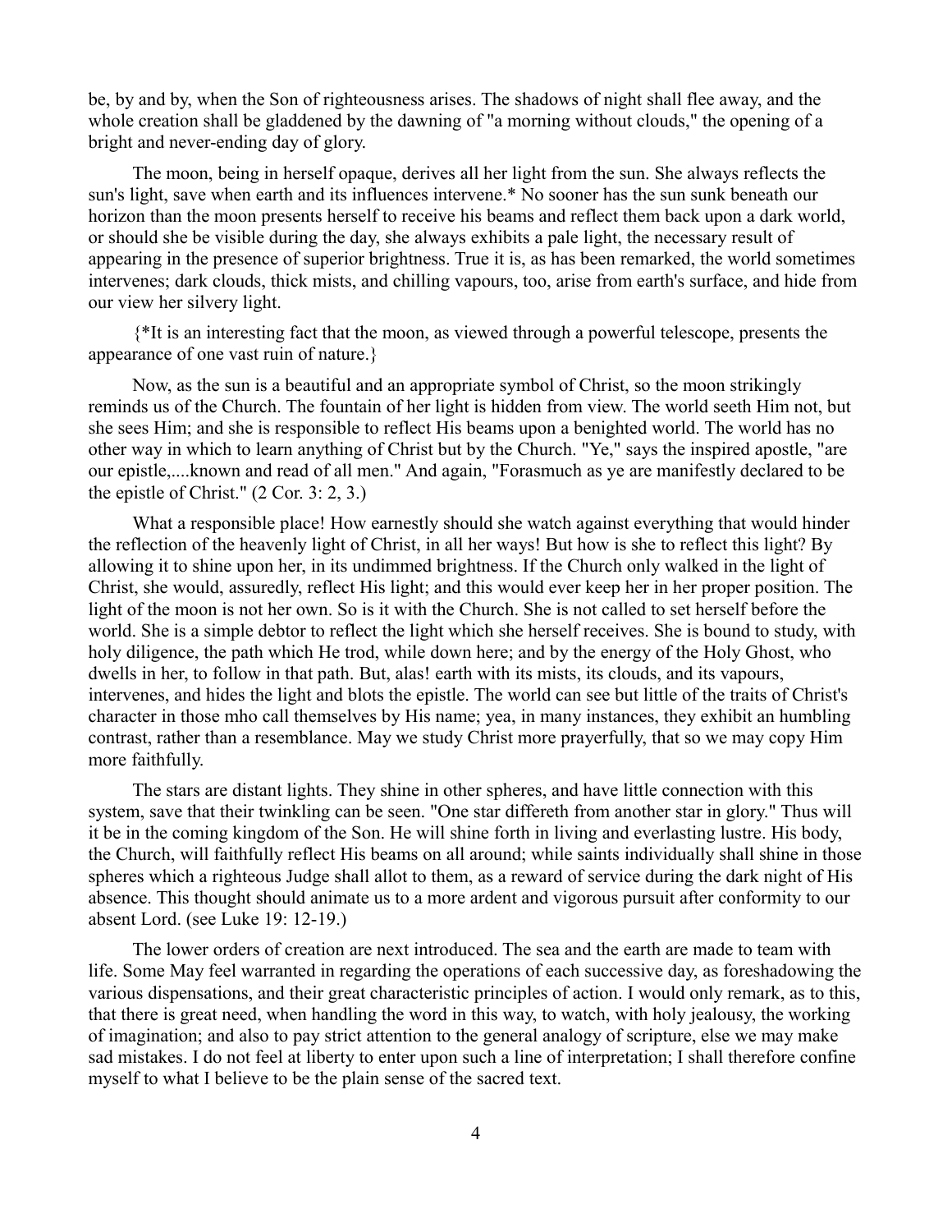be, by and by, when the Son of righteousness arises. The shadows of night shall flee away, and the whole creation shall be gladdened by the dawning of "a morning without clouds," the opening of a bright and never-ending day of glory.

The moon, being in herself opaque, derives all her light from the sun. She always reflects the sun's light, save when earth and its influences intervene.* No sooner has the sun sunk beneath our horizon than the moon presents herself to receive his beams and reflect them back upon a dark world, or should she be visible during the day, she always exhibits a pale light, the necessary result of appearing in the presence of superior brightness. True it is, as has been remarked, the world sometimes intervenes; dark clouds, thick mists, and chilling vapours, too, arise from earth's surface, and hide from our view her silvery light.

{*It is an interesting fact that the moon, as viewed through a powerful telescope, presents the appearance of one vast ruin of nature.}

Now, as the sun is a beautiful and an appropriate symbol of Christ, so the moon strikingly reminds us of the Church. The fountain of her light is hidden from view. The world seeth Him not, but she sees Him; and she is responsible to reflect His beams upon a benighted world. The world has no other way in which to learn anything of Christ but by the Church. "Ye," says the inspired apostle, "are our epistle,....known and read of all men." And again, "Forasmuch as ye are manifestly declared to be the epistle of Christ." (2 Cor. 3: 2, 3.)

What a responsible place! How earnestly should she watch against everything that would hinder the reflection of the heavenly light of Christ, in all her ways! But how is she to reflect this light? By allowing it to shine upon her, in its undimmed brightness. If the Church only walked in the light of Christ, she would, assuredly, reflect His light; and this would ever keep her in her proper position. The light of the moon is not her own. So is it with the Church. She is not called to set herself before the world. She is a simple debtor to reflect the light which she herself receives. She is bound to study, with holy diligence, the path which He trod, while down here; and by the energy of the Holy Ghost, who dwells in her, to follow in that path. But, alas! earth with its mists, its clouds, and its vapours, intervenes, and hides the light and blots the epistle. The world can see but little of the traits of Christ's character in those mho call themselves by His name; yea, in many instances, they exhibit an humbling contrast, rather than a resemblance. May we study Christ more prayerfully, that so we may copy Him more faithfully.

The stars are distant lights. They shine in other spheres, and have little connection with this system, save that their twinkling can be seen. "One star differeth from another star in glory." Thus will it be in the coming kingdom of the Son. He will shine forth in living and everlasting lustre. His body, the Church, will faithfully reflect His beams on all around; while saints individually shall shine in those spheres which a righteous Judge shall allot to them, as a reward of service during the dark night of His absence. This thought should animate us to a more ardent and vigorous pursuit after conformity to our absent Lord. (see Luke 19: 12-19.)

The lower orders of creation are next introduced. The sea and the earth are made to team with life. Some May feel warranted in regarding the operations of each successive day, as foreshadowing the various dispensations, and their great characteristic principles of action. I would only remark, as to this, that there is great need, when handling the word in this way, to watch, with holy jealousy, the working of imagination; and also to pay strict attention to the general analogy of scripture, else we may make sad mistakes. I do not feel at liberty to enter upon such a line of interpretation; I shall therefore confine myself to what I believe to be the plain sense of the sacred text.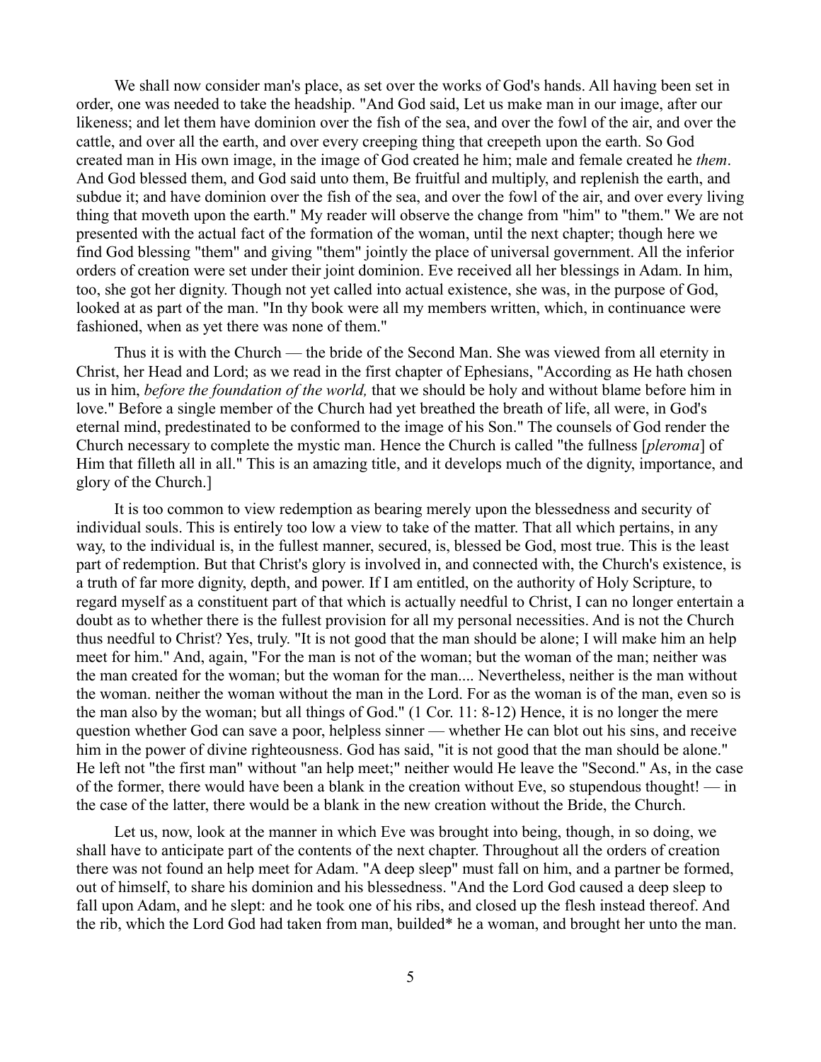We shall now consider man's place, as set over the works of God's hands. All having been set in order, one was needed to take the headship. "And God said, Let us make man in our image, after our likeness; and let them have dominion over the fish of the sea, and over the fowl of the air, and over the cattle, and over all the earth, and over every creeping thing that creepeth upon the earth. So God created man in His own image, in the image of God created he him; male and female created he *them*. And God blessed them, and God said unto them, Be fruitful and multiply, and replenish the earth, and subdue it; and have dominion over the fish of the sea, and over the fowl of the air, and over every living thing that moveth upon the earth." My reader will observe the change from "him" to "them." We are not presented with the actual fact of the formation of the woman, until the next chapter; though here we find God blessing "them" and giving "them" jointly the place of universal government. All the inferior orders of creation were set under their joint dominion. Eve received all her blessings in Adam. In him, too, she got her dignity. Though not yet called into actual existence, she was, in the purpose of God, looked at as part of the man. "In thy book were all my members written, which, in continuance were fashioned, when as yet there was none of them."

Thus it is with the Church — the bride of the Second Man. She was viewed from all eternity in Christ, her Head and Lord; as we read in the first chapter of Ephesians, "According as He hath chosen us in him, *before the foundation of the world,* that we should be holy and without blame before him in love." Before a single member of the Church had yet breathed the breath of life, all were, in God's eternal mind, predestinated to be conformed to the image of his Son." The counsels of God render the Church necessary to complete the mystic man. Hence the Church is called "the fullness [*pleroma*] of Him that filleth all in all." This is an amazing title, and it develops much of the dignity, importance, and glory of the Church.]

It is too common to view redemption as bearing merely upon the blessedness and security of individual souls. This is entirely too low a view to take of the matter. That all which pertains, in any way, to the individual is, in the fullest manner, secured, is, blessed be God, most true. This is the least part of redemption. But that Christ's glory is involved in, and connected with, the Church's existence, is a truth of far more dignity, depth, and power. If I am entitled, on the authority of Holy Scripture, to regard myself as a constituent part of that which is actually needful to Christ, I can no longer entertain a doubt as to whether there is the fullest provision for all my personal necessities. And is not the Church thus needful to Christ? Yes, truly. "It is not good that the man should be alone; I will make him an help meet for him." And, again, "For the man is not of the woman; but the woman of the man; neither was the man created for the woman; but the woman for the man.... Nevertheless, neither is the man without the woman. neither the woman without the man in the Lord. For as the woman is of the man, even so is the man also by the woman; but all things of God." (1 Cor. 11: 8-12) Hence, it is no longer the mere question whether God can save a poor, helpless sinner — whether He can blot out his sins, and receive him in the power of divine righteousness. God has said, "it is not good that the man should be alone." He left not "the first man" without "an help meet;" neither would He leave the "Second." As, in the case of the former, there would have been a blank in the creation without Eve, so stupendous thought! — in the case of the latter, there would be a blank in the new creation without the Bride, the Church.

Let us, now, look at the manner in which Eve was brought into being, though, in so doing, we shall have to anticipate part of the contents of the next chapter. Throughout all the orders of creation there was not found an help meet for Adam. "A deep sleep" must fall on him, and a partner be formed, out of himself, to share his dominion and his blessedness. "And the Lord God caused a deep sleep to fall upon Adam, and he slept: and he took one of his ribs, and closed up the flesh instead thereof. And the rib, which the Lord God had taken from man, builded* he a woman, and brought her unto the man.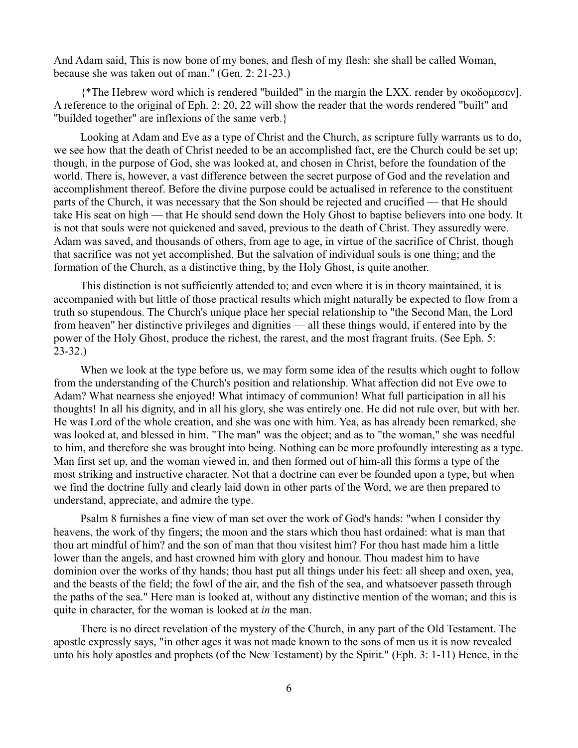And Adam said, This is now bone of my bones, and flesh of my flesh: she shall be called Woman, because she was taken out of man." (Gen. 2: 21-23.)

{*The Hebrew word which is rendered "builded" in the margin the LXX. render by οκοδομεσεν]. A reference to the original of Eph. 2: 20, 22 will show the reader that the words rendered "built" and "builded together" are inflexions of the same verb.}

Looking at Adam and Eve as a type of Christ and the Church, as scripture fully warrants us to do, we see how that the death of Christ needed to be an accomplished fact, ere the Church could be set up; though, in the purpose of God, she was looked at, and chosen in Christ, before the foundation of the world. There is, however, a vast difference between the secret purpose of God and the revelation and accomplishment thereof. Before the divine purpose could be actualised in reference to the constituent parts of the Church, it was necessary that the Son should be rejected and crucified — that He should take His seat on high — that He should send down the Holy Ghost to baptise believers into one body. It is not that souls were not quickened and saved, previous to the death of Christ. They assuredly were. Adam was saved, and thousands of others, from age to age, in virtue of the sacrifice of Christ, though that sacrifice was not yet accomplished. But the salvation of individual souls is one thing; and the formation of the Church, as a distinctive thing, by the Holy Ghost, is quite another.

This distinction is not sufficiently attended to; and even where it is in theory maintained, it is accompanied with but little of those practical results which might naturally be expected to flow from a truth so stupendous. The Church's unique place her special relationship to "the Second Man, the Lord from heaven" her distinctive privileges and dignities — all these things would, if entered into by the power of the Holy Ghost, produce the richest, the rarest, and the most fragrant fruits. (See Eph. 5: 23-32.)

When we look at the type before us, we may form some idea of the results which ought to follow from the understanding of the Church's position and relationship. What affection did not Eve owe to Adam? What nearness she enjoyed! What intimacy of communion! What full participation in all his thoughts! In all his dignity, and in all his glory, she was entirely one. He did not rule over, but with her. He was Lord of the whole creation, and she was one with him. Yea, as has already been remarked, she was looked at, and blessed in him. "The man" was the object; and as to "the woman," she was needful to him, and therefore she was brought into being. Nothing can be more profoundly interesting as a type. Man first set up, and the woman viewed in, and then formed out of him-all this forms a type of the most striking and instructive character. Not that a doctrine can ever be founded upon a type, but when we find the doctrine fully and clearly laid down in other parts of the Word, we are then prepared to understand, appreciate, and admire the type.

Psalm 8 furnishes a fine view of man set over the work of God's hands: "when I consider thy heavens, the work of thy fingers; the moon and the stars which thou hast ordained: what is man that thou art mindful of him? and the son of man that thou visitest him? For thou hast made him a little lower than the angels, and hast crowned him with glory and honour. Thou madest him to have dominion over the works of thy hands; thou hast put all things under his feet: all sheep and oxen, yea, and the beasts of the field; the fowl of the air, and the fish of the sea, and whatsoever passeth through the paths of the sea." Here man is looked at, without any distinctive mention of the woman; and this is quite in character, for the woman is looked at *in* the man.

There is no direct revelation of the mystery of the Church, in any part of the Old Testament. The apostle expressly says, "in other ages it was not made known to the sons of men us it is now revealed unto his holy apostles and prophets (of the New Testament) by the Spirit." (Eph. 3: 1-11) Hence, in the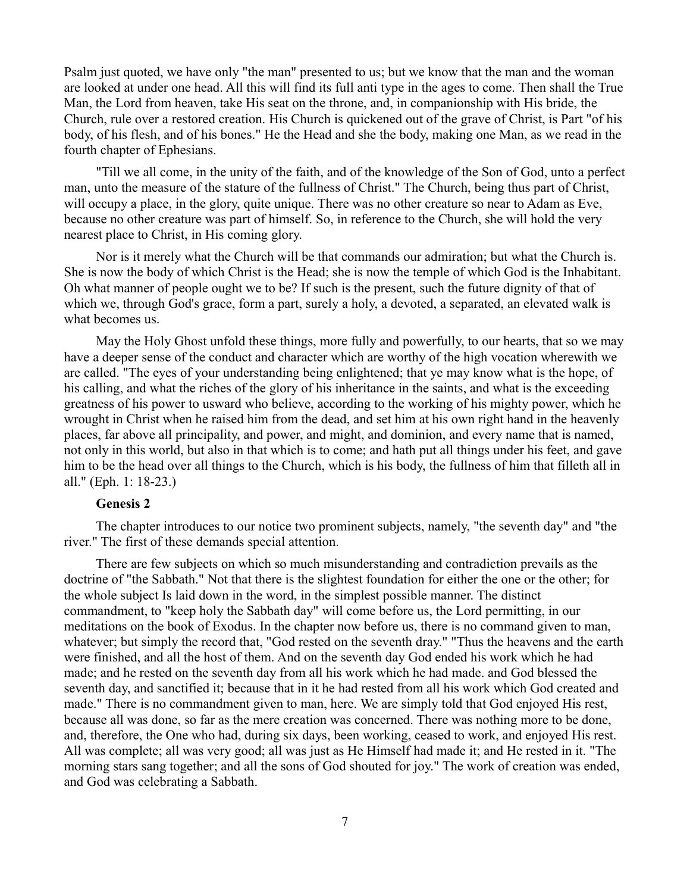Psalm just quoted, we have only "the man" presented to us; but we know that the man and the woman are looked at under one head. All this will find its full anti type in the ages to come. Then shall the True Man, the Lord from heaven, take His seat on the throne, and, in companionship with His bride, the Church, rule over a restored creation. His Church is quickened out of the grave of Christ, is Part "of his body, of his flesh, and of his bones." He the Head and she the body, making one Man, as we read in the fourth chapter of Ephesians.

"Till we all come, in the unity of the faith, and of the knowledge of the Son of God, unto a perfect man, unto the measure of the stature of the fullness of Christ." The Church, being thus part of Christ, will occupy a place, in the glory, quite unique. There was no other creature so near to Adam as Eve, because no other creature was part of himself. So, in reference to the Church, she will hold the very nearest place to Christ, in His coming glory.

Nor is it merely what the Church will be that commands our admiration; but what the Church is. She is now the body of which Christ is the Head; she is now the temple of which God is the Inhabitant. Oh what manner of people ought we to be? If such is the present, such the future dignity of that of which we, through God's grace, form a part, surely a holy, a devoted, a separated, an elevated walk is what becomes us.

May the Holy Ghost unfold these things, more fully and powerfully, to our hearts, that so we may have a deeper sense of the conduct and character which are worthy of the high vocation wherewith we are called. "The eyes of your understanding being enlightened; that ye may know what is the hope, of his calling, and what the riches of the glory of his inheritance in the saints, and what is the exceeding greatness of his power to usward who believe, according to the working of his mighty power, which he wrought in Christ when he raised him from the dead, and set him at his own right hand in the heavenly places, far above all principality, and power, and might, and dominion, and every name that is named, not only in this world, but also in that which is to come; and hath put all things under his feet, and gave him to be the head over all things to the Church, which is his body, the fullness of him that filleth all in all." (Eph. 1: 18-23.)

**Genesis 2**

The chapter introduces to our notice two prominent subjects, namely, "the seventh day" and "the river." The first of these demands special attention.

There are few subjects on which so much misunderstanding and contradiction prevails as the doctrine of "the Sabbath." Not that there is the slightest foundation for either the one or the other; for the whole subject Is laid down in the word, in the simplest possible manner. The distinct commandment, to "keep holy the Sabbath day" will come before us, the Lord permitting, in our meditations on the book of Exodus. In the chapter now before us, there is no command given to man, whatever; but simply the record that, "God rested on the seventh dray." "Thus the heavens and the earth were finished, and all the host of them. And on the seventh day God ended his work which he had made; and he rested on the seventh day from all his work which he had made. and God blessed the seventh day, and sanctified it; because that in it he had rested from all his work which God created and made." There is no commandment given to man, here. We are simply told that God enjoyed His rest, because all was done, so far as the mere creation was concerned. There was nothing more to be done, and, therefore, the One who had, during six days, been working, ceased to work, and enjoyed His rest. All was complete; all was very good; all was just as He Himself had made it; and He rested in it. "The morning stars sang together; and all the sons of God shouted for joy." The work of creation was ended, and God was celebrating a Sabbath.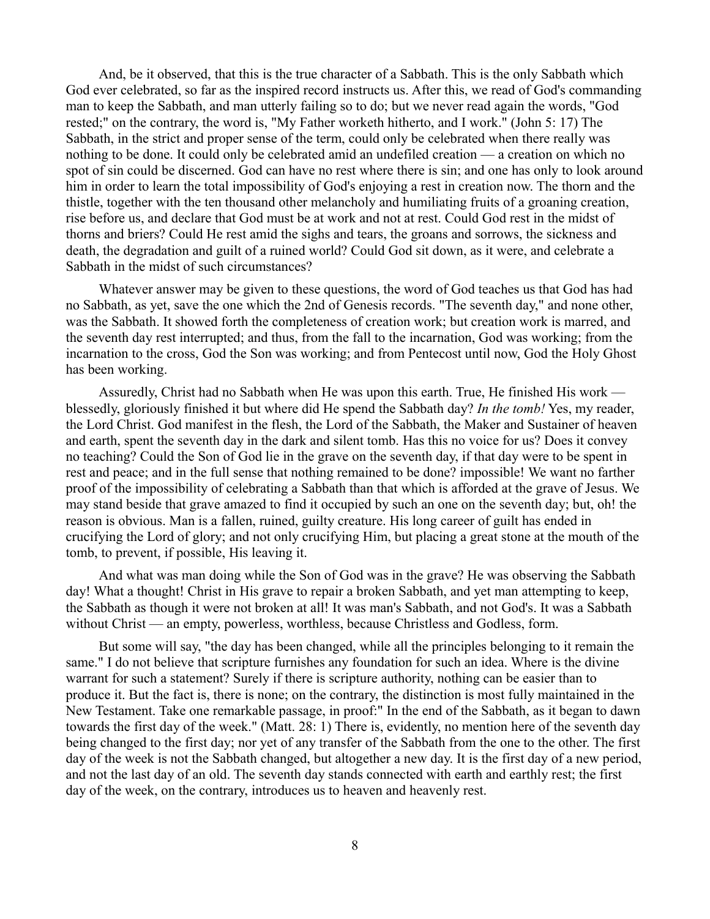And, be it observed, that this is the true character of a Sabbath. This is the only Sabbath which God ever celebrated, so far as the inspired record instructs us. After this, we read of God's commanding man to keep the Sabbath, and man utterly failing so to do; but we never read again the words, "God rested;" on the contrary, the word is, "My Father worketh hitherto, and I work." (John 5: 17) The Sabbath, in the strict and proper sense of the term, could only be celebrated when there really was nothing to be done. It could only be celebrated amid an undefiled creation — a creation on which no spot of sin could be discerned. God can have no rest where there is sin; and one has only to look around him in order to learn the total impossibility of God's enjoying a rest in creation now. The thorn and the thistle, together with the ten thousand other melancholy and humiliating fruits of a groaning creation, rise before us, and declare that God must be at work and not at rest. Could God rest in the midst of thorns and briers? Could He rest amid the sighs and tears, the groans and sorrows, the sickness and death, the degradation and guilt of a ruined world? Could God sit down, as it were, and celebrate a Sabbath in the midst of such circumstances?

Whatever answer may be given to these questions, the word of God teaches us that God has had no Sabbath, as yet, save the one which the 2nd of Genesis records. "The seventh day," and none other, was the Sabbath. It showed forth the completeness of creation work; but creation work is marred, and the seventh day rest interrupted; and thus, from the fall to the incarnation, God was working; from the incarnation to the cross, God the Son was working; and from Pentecost until now, God the Holy Ghost has been working.

Assuredly, Christ had no Sabbath when He was upon this earth. True, He finished His work — blessedly, gloriously finished it but where did He spend the Sabbath day? *In the tomb!* Yes, my reader, the Lord Christ. God manifest in the flesh, the Lord of the Sabbath, the Maker and Sustainer of heaven and earth, spent the seventh day in the dark and silent tomb. Has this no voice for us? Does it convey no teaching? Could the Son of God lie in the grave on the seventh day, if that day were to be spent in rest and peace; and in the full sense that nothing remained to be done? impossible! We want no farther proof of the impossibility of celebrating a Sabbath than that which is afforded at the grave of Jesus. We may stand beside that grave amazed to find it occupied by such an one on the seventh day; but, oh! the reason is obvious. Man is a fallen, ruined, guilty creature. His long career of guilt has ended in crucifying the Lord of glory; and not only crucifying Him, but placing a great stone at the mouth of the tomb, to prevent, if possible, His leaving it.

And what was man doing while the Son of God was in the grave? He was observing the Sabbath day! What a thought! Christ in His grave to repair a broken Sabbath, and yet man attempting to keep, the Sabbath as though it were not broken at all! It was man's Sabbath, and not God's. It was a Sabbath without Christ — an empty, powerless, worthless, because Christless and Godless, form.

But some will say, "the day has been changed, while all the principles belonging to it remain the same." I do not believe that scripture furnishes any foundation for such an idea. Where is the divine warrant for such a statement? Surely if there is scripture authority, nothing can be easier than to produce it. But the fact is, there is none; on the contrary, the distinction is most fully maintained in the New Testament. Take one remarkable passage, in proof:" In the end of the Sabbath, as it began to dawn towards the first day of the week." (Matt. 28: 1) There is, evidently, no mention here of the seventh day being changed to the first day; nor yet of any transfer of the Sabbath from the one to the other. The first day of the week is not the Sabbath changed, but altogether a new day. It is the first day of a new period, and not the last day of an old. The seventh day stands connected with earth and earthly rest; the first day of the week, on the contrary, introduces us to heaven and heavenly rest.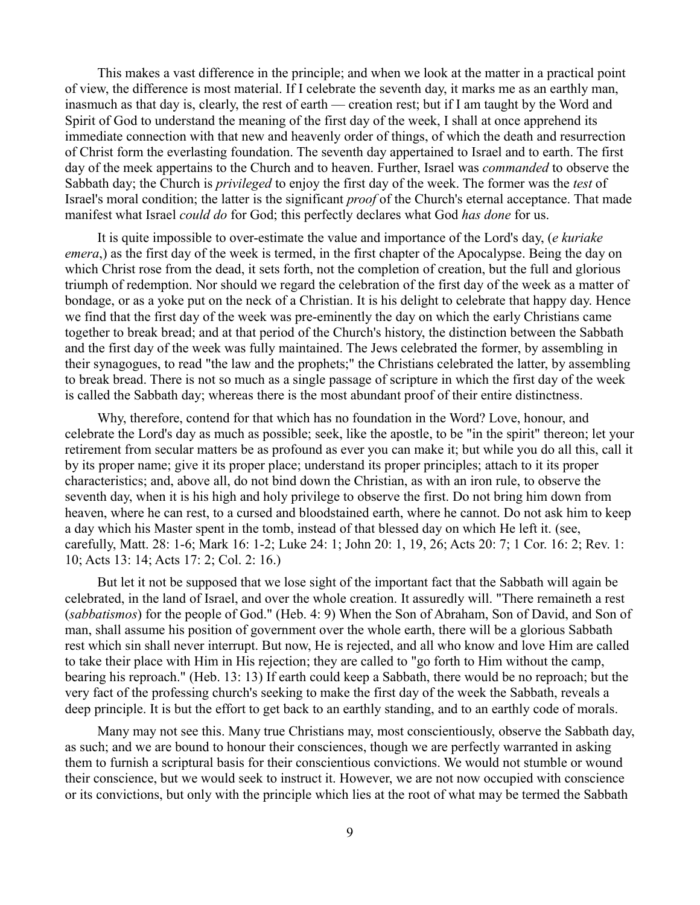This makes a vast difference in the principle; and when we look at the matter in a practical point of view, the difference is most material. If I celebrate the seventh day, it marks me as an earthly man, inasmuch as that day is, clearly, the rest of earth — creation rest; but if I am taught by the Word and Spirit of God to understand the meaning of the first day of the week, I shall at once apprehend its immediate connection with that new and heavenly order of things, of which the death and resurrection of Christ form the everlasting foundation. The seventh day appertained to Israel and to earth. The first day of the meek appertains to the Church and to heaven. Further, Israel was *commanded* to observe the Sabbath day; the Church is *privileged* to enjoy the first day of the week. The former was the *test* of Israel's moral condition; the latter is the significant *proof* of the Church's eternal acceptance. That made manifest what Israel *could do* for God; this perfectly declares what God *has done* for us.

It is quite impossible to over-estimate the value and importance of the Lord's day, (*e kuriake emera*,) as the first day of the week is termed, in the first chapter of the Apocalypse. Being the day on which Christ rose from the dead, it sets forth, not the completion of creation, but the full and glorious triumph of redemption. Nor should we regard the celebration of the first day of the week as a matter of bondage, or as a yoke put on the neck of a Christian. It is his delight to celebrate that happy day. Hence we find that the first day of the week was pre-eminently the day on which the early Christians came together to break bread; and at that period of the Church's history, the distinction between the Sabbath and the first day of the week was fully maintained. The Jews celebrated the former, by assembling in their synagogues, to read "the law and the prophets;" the Christians celebrated the latter, by assembling to break bread. There is not so much as a single passage of scripture in which the first day of the week is called the Sabbath day; whereas there is the most abundant proof of their entire distinctness.

Why, therefore, contend for that which has no foundation in the Word? Love, honour, and celebrate the Lord's day as much as possible; seek, like the apostle, to be "in the spirit" thereon; let your retirement from secular matters be as profound as ever you can make it; but while you do all this, call it by its proper name; give it its proper place; understand its proper principles; attach to it its proper characteristics; and, above all, do not bind down the Christian, as with an iron rule, to observe the seventh day, when it is his high and holy privilege to observe the first. Do not bring him down from heaven, where he can rest, to a cursed and bloodstained earth, where he cannot. Do not ask him to keep a day which his Master spent in the tomb, instead of that blessed day on which He left it. (see, carefully, Matt. 28: 1-6; Mark 16: 1-2; Luke 24: 1; John 20: 1, 19, 26; Acts 20: 7; 1 Cor. 16: 2; Rev. 1: 10; Acts 13: 14; Acts 17: 2; Col. 2: 16.)

But let it not be supposed that we lose sight of the important fact that the Sabbath will again be celebrated, in the land of Israel, and over the whole creation. It assuredly will. "There remaineth a rest (*sabbatismos*) for the people of God." (Heb. 4: 9) When the Son of Abraham, Son of David, and Son of man, shall assume his position of government over the whole earth, there will be a glorious Sabbath rest which sin shall never interrupt. But now, He is rejected, and all who know and love Him are called to take their place with Him in His rejection; they are called to "go forth to Him without the camp, bearing his reproach." (Heb. 13: 13) If earth could keep a Sabbath, there would be no reproach; but the very fact of the professing church's seeking to make the first day of the week the Sabbath, reveals a deep principle. It is but the effort to get back to an earthly standing, and to an earthly code of morals.

Many may not see this. Many true Christians may, most conscientiously, observe the Sabbath day, as such; and we are bound to honour their consciences, though we are perfectly warranted in asking them to furnish a scriptural basis for their conscientious convictions. We would not stumble or wound their conscience, but we would seek to instruct it. However, we are not now occupied with conscience or its convictions, but only with the principle which lies at the root of what may be termed the Sabbath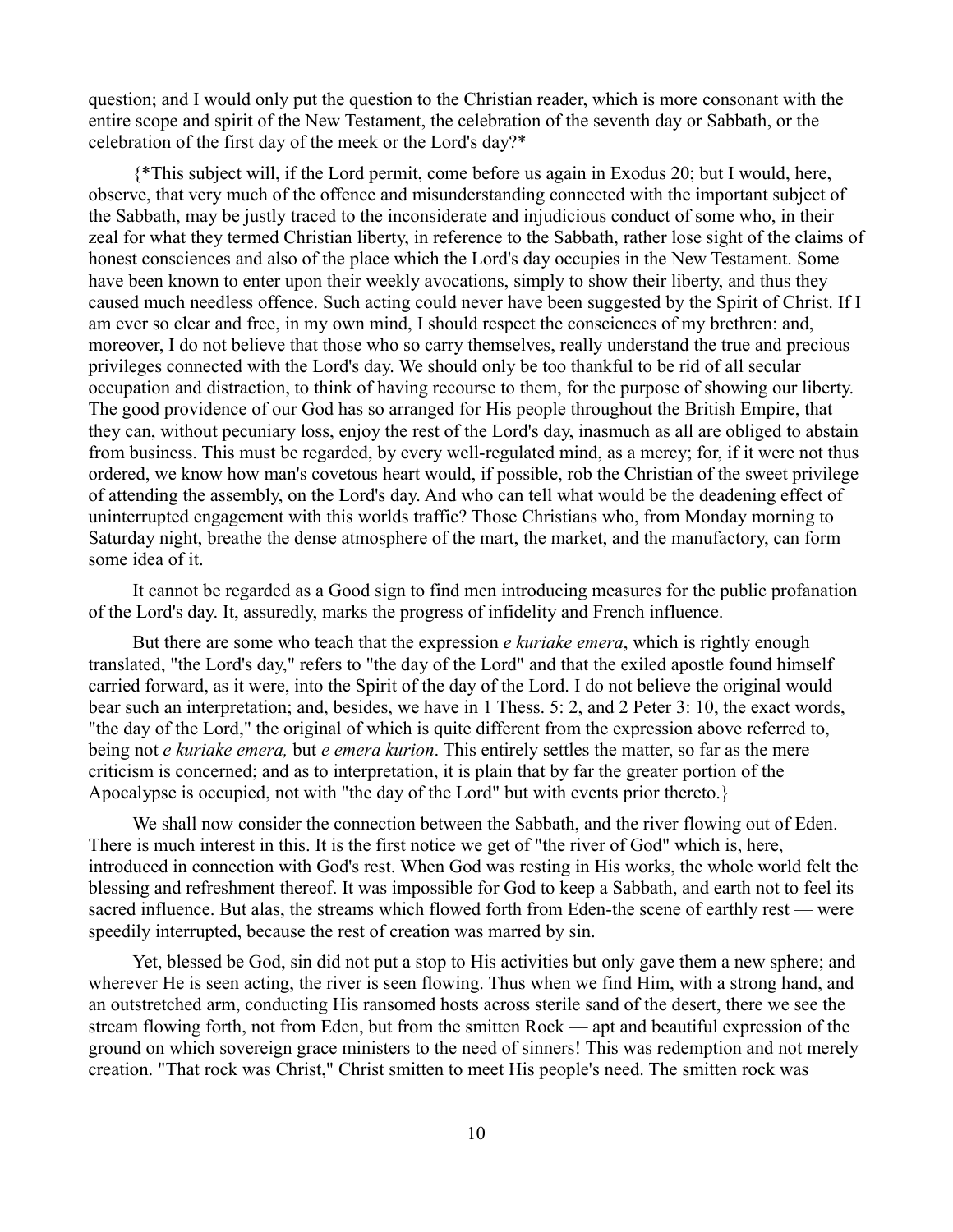question; and I would only put the question to the Christian reader, which is more consonant with the entire scope and spirit of the New Testament, the celebration of the seventh day or Sabbath, or the celebration of the first day of the meek or the Lord's day?*

{*This subject will, if the Lord permit, come before us again in Exodus 20; but I would, here, observe, that very much of the offence and misunderstanding connected with the important subject of the Sabbath, may be justly traced to the inconsiderate and injudicious conduct of some who, in their zeal for what they termed Christian liberty, in reference to the Sabbath, rather lose sight of the claims of honest consciences and also of the place which the Lord's day occupies in the New Testament. Some have been known to enter upon their weekly avocations, simply to show their liberty, and thus they caused much needless offence. Such acting could never have been suggested by the Spirit of Christ. If I am ever so clear and free, in my own mind, I should respect the consciences of my brethren: and, moreover, I do not believe that those who so carry themselves, really understand the true and precious privileges connected with the Lord's day. We should only be too thankful to be rid of all secular occupation and distraction, to think of having recourse to them, for the purpose of showing our liberty. The good providence of our God has so arranged for His people throughout the British Empire, that they can, without pecuniary loss, enjoy the rest of the Lord's day, inasmuch as all are obliged to abstain from business. This must be regarded, by every well-regulated mind, as a mercy; for, if it were not thus ordered, we know how man's covetous heart would, if possible, rob the Christian of the sweet privilege of attending the assembly, on the Lord's day. And who can tell what would be the deadening effect of uninterrupted engagement with this worlds traffic? Those Christians who, from Monday morning to Saturday night, breathe the dense atmosphere of the mart, the market, and the manufactory, can form some idea of it.

It cannot be regarded as a Good sign to find men introducing measures for the public profanation of the Lord's day. It, assuredly, marks the progress of infidelity and French influence.

But there are some who teach that the expression *e kuriake emera*, which is rightly enough translated, "the Lord's day," refers to "the day of the Lord" and that the exiled apostle found himself carried forward, as it were, into the Spirit of the day of the Lord. I do not believe the original would bear such an interpretation; and, besides, we have in 1 Thess. 5: 2, and 2 Peter 3: 10, the exact words, "the day of the Lord," the original of which is quite different from the expression above referred to, being not *e kuriake emera,* but *e emera kurion*. This entirely settles the matter, so far as the mere criticism is concerned; and as to interpretation, it is plain that by far the greater portion of the Apocalypse is occupied, not with "the day of the Lord" but with events prior thereto.}

We shall now consider the connection between the Sabbath, and the river flowing out of Eden. There is much interest in this. It is the first notice we get of "the river of God" which is, here, introduced in connection with God's rest. When God was resting in His works, the whole world felt the blessing and refreshment thereof. It was impossible for God to keep a Sabbath, and earth not to feel its sacred influence. But alas, the streams which flowed forth from Eden-the scene of earthly rest — were speedily interrupted, because the rest of creation was marred by sin.

Yet, blessed be God, sin did not put a stop to His activities but only gave them a new sphere; and wherever He is seen acting, the river is seen flowing. Thus when we find Him, with a strong hand, and an outstretched arm, conducting His ransomed hosts across sterile sand of the desert, there we see the stream flowing forth, not from Eden, but from the smitten Rock — apt and beautiful expression of the ground on which sovereign grace ministers to the need of sinners! This was redemption and not merely creation. "That rock was Christ," Christ smitten to meet His people's need. The smitten rock was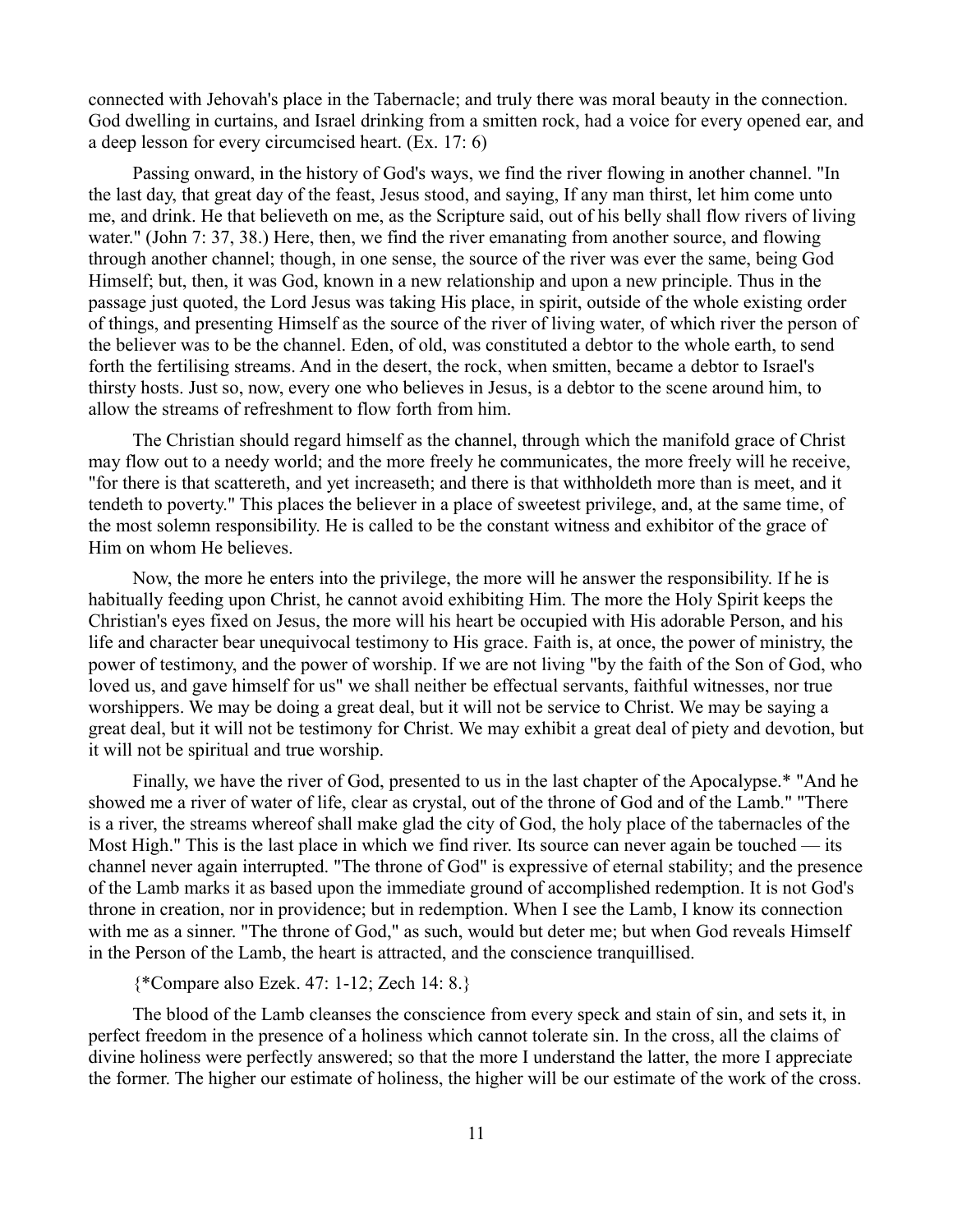connected with Jehovah's place in the Tabernacle; and truly there was moral beauty in the connection. God dwelling in curtains, and Israel drinking from a smitten rock, had a voice for every opened ear, and a deep lesson for every circumcised heart. (Ex. 17: 6)

Passing onward, in the history of God's ways, we find the river flowing in another channel. "In the last day, that great day of the feast, Jesus stood, and saying, If any man thirst, let him come unto me, and drink. He that believeth on me, as the Scripture said, out of his belly shall flow rivers of living water." (John 7: 37, 38.) Here, then, we find the river emanating from another source, and flowing through another channel; though, in one sense, the source of the river was ever the same, being God Himself; but, then, it was God, known in a new relationship and upon a new principle. Thus in the passage just quoted, the Lord Jesus was taking His place, in spirit, outside of the whole existing order of things, and presenting Himself as the source of the river of living water, of which river the person of the believer was to be the channel. Eden, of old, was constituted a debtor to the whole earth, to send forth the fertilising streams. And in the desert, the rock, when smitten, became a debtor to Israel's thirsty hosts. Just so, now, every one who believes in Jesus, is a debtor to the scene around him, to allow the streams of refreshment to flow forth from him.

The Christian should regard himself as the channel, through which the manifold grace of Christ may flow out to a needy world; and the more freely he communicates, the more freely will he receive, "for there is that scattereth, and yet increaseth; and there is that withholdeth more than is meet, and it tendeth to poverty." This places the believer in a place of sweetest privilege, and, at the same time, of the most solemn responsibility. He is called to be the constant witness and exhibitor of the grace of Him on whom He believes.

Now, the more he enters into the privilege, the more will he answer the responsibility. If he is habitually feeding upon Christ, he cannot avoid exhibiting Him. The more the Holy Spirit keeps the Christian's eyes fixed on Jesus, the more will his heart be occupied with His adorable Person, and his life and character bear unequivocal testimony to His grace. Faith is, at once, the power of ministry, the power of testimony, and the power of worship. If we are not living "by the faith of the Son of God, who loved us, and gave himself for us" we shall neither be effectual servants, faithful witnesses, nor true worshippers. We may be doing a great deal, but it will not be service to Christ. We may be saying a great deal, but it will not be testimony for Christ. We may exhibit a great deal of piety and devotion, but it will not be spiritual and true worship.

Finally, we have the river of God, presented to us in the last chapter of the Apocalypse.* "And he showed me a river of water of life, clear as crystal, out of the throne of God and of the Lamb." "There is a river, the streams whereof shall make glad the city of God, the holy place of the tabernacles of the Most High." This is the last place in which we find river. Its source can never again be touched — its channel never again interrupted. "The throne of God" is expressive of eternal stability; and the presence of the Lamb marks it as based upon the immediate ground of accomplished redemption. It is not God's throne in creation, nor in providence; but in redemption. When I see the Lamb, I know its connection with me as a sinner. "The throne of God," as such, would but deter me; but when God reveals Himself in the Person of the Lamb, the heart is attracted, and the conscience tranquillised.

{*Compare also Ezek. 47: 1-12; Zech 14: 8.}

The blood of the Lamb cleanses the conscience from every speck and stain of sin, and sets it, in perfect freedom in the presence of a holiness which cannot tolerate sin. In the cross, all the claims of divine holiness were perfectly answered; so that the more I understand the latter, the more I appreciate the former. The higher our estimate of holiness, the higher will be our estimate of the work of the cross.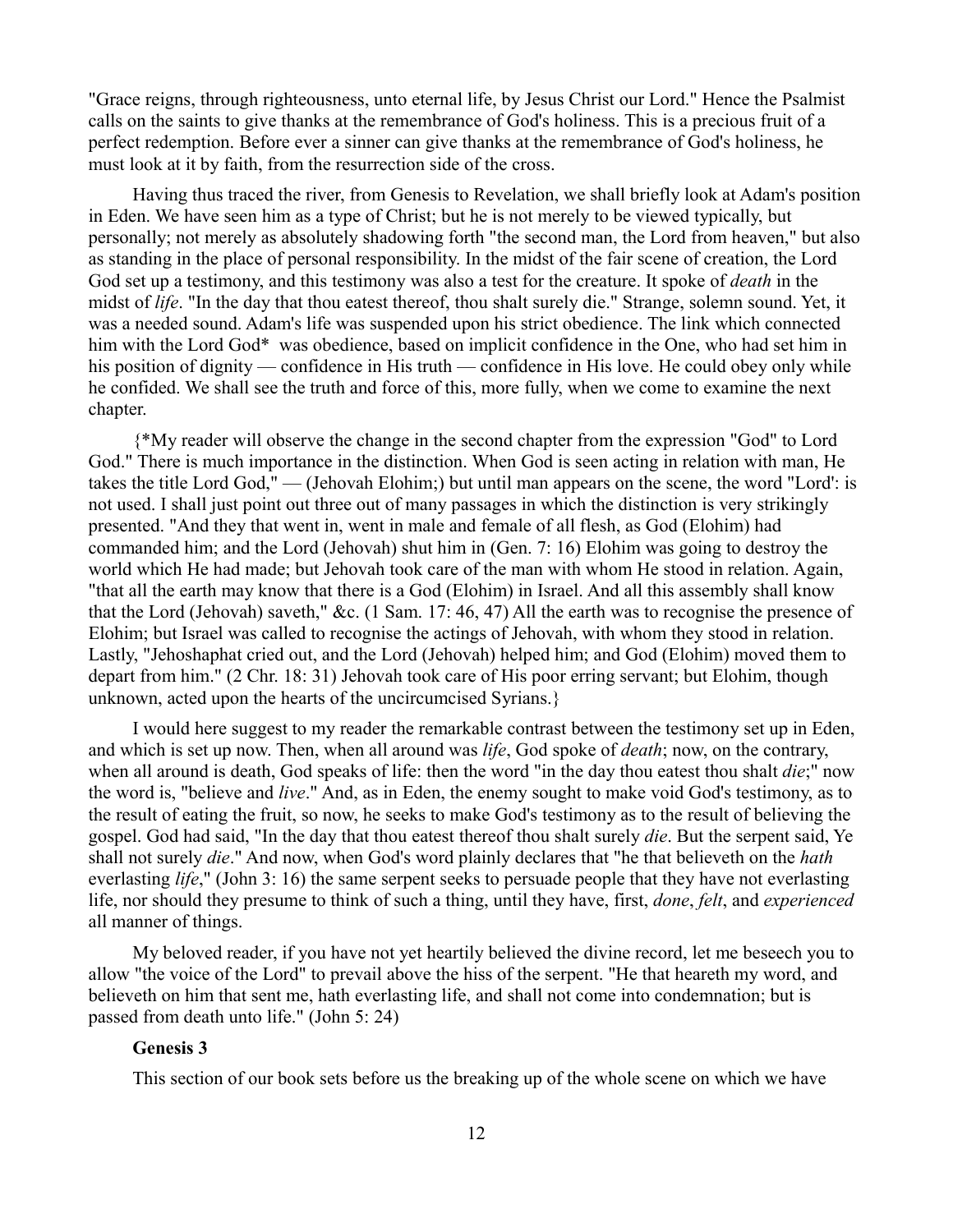"Grace reigns, through righteousness, unto eternal life, by Jesus Christ our Lord." Hence the Psalmist calls on the saints to give thanks at the remembrance of God's holiness. This is a precious fruit of a perfect redemption. Before ever a sinner can give thanks at the remembrance of God's holiness, he must look at it by faith, from the resurrection side of the cross.

Having thus traced the river, from Genesis to Revelation, we shall briefly look at Adam's position in Eden. We have seen him as a type of Christ; but he is not merely to be viewed typically, but personally; not merely as absolutely shadowing forth "the second man, the Lord from heaven," but also as standing in the place of personal responsibility. In the midst of the fair scene of creation, the Lord God set up a testimony, and this testimony was also a test for the creature. It spoke of *death* in the midst of *life*. "In the day that thou eatest thereof, thou shalt surely die." Strange, solemn sound. Yet, it was a needed sound. Adam's life was suspended upon his strict obedience. The link which connected him with the Lord God* was obedience, based on implicit confidence in the One, who had set him in his position of dignity — confidence in His truth — confidence in His love. He could obey only while he confided. We shall see the truth and force of this, more fully, when we come to examine the next chapter.

{*My reader will observe the change in the second chapter from the expression "God" to Lord God." There is much importance in the distinction. When God is seen acting in relation with man, He takes the title Lord God," — (Jehovah Elohim;) but until man appears on the scene, the word "Lord': is not used. I shall just point out three out of many passages in which the distinction is very strikingly presented. "And they that went in, went in male and female of all flesh, as God (Elohim) had commanded him; and the Lord (Jehovah) shut him in (Gen. 7: 16) Elohim was going to destroy the world which He had made; but Jehovah took care of the man with whom He stood in relation. Again, "that all the earth may know that there is a God (Elohim) in Israel. And all this assembly shall know that the Lord (Jehovah) saveth," &c. (1 Sam. 17: 46, 47) All the earth was to recognise the presence of Elohim; but Israel was called to recognise the actings of Jehovah, with whom they stood in relation. Lastly, "Jehoshaphat cried out, and the Lord (Jehovah) helped him; and God (Elohim) moved them to depart from him." (2 Chr. 18: 31) Jehovah took care of His poor erring servant; but Elohim, though unknown, acted upon the hearts of the uncircumcised Syrians.}

I would here suggest to my reader the remarkable contrast between the testimony set up in Eden, and which is set up now. Then, when all around was *life*, God spoke of *death*; now, on the contrary, when all around is death, God speaks of life: then the word "in the day thou eatest thou shalt *die*;" now the word is, "believe and *live*." And, as in Eden, the enemy sought to make void God's testimony, as to the result of eating the fruit, so now, he seeks to make God's testimony as to the result of believing the gospel. God had said, "In the day that thou eatest thereof thou shalt surely *die*. But the serpent said, Ye shall not surely *die*." And now, when God's word plainly declares that "he that believeth on the *hath* everlasting *life*," (John 3: 16) the same serpent seeks to persuade people that they have not everlasting life, nor should they presume to think of such a thing, until they have, first, *done*, *felt*, and *experienced* all manner of things.

My beloved reader, if you have not yet heartily believed the divine record, let me beseech you to allow "the voice of the Lord" to prevail above the hiss of the serpent. "He that heareth my word, and believeth on him that sent me, hath everlasting life, and shall not come into condemnation; but is passed from death unto life." (John 5: 24)

**Genesis 3**

This section of our book sets before us the breaking up of the whole scene on which we have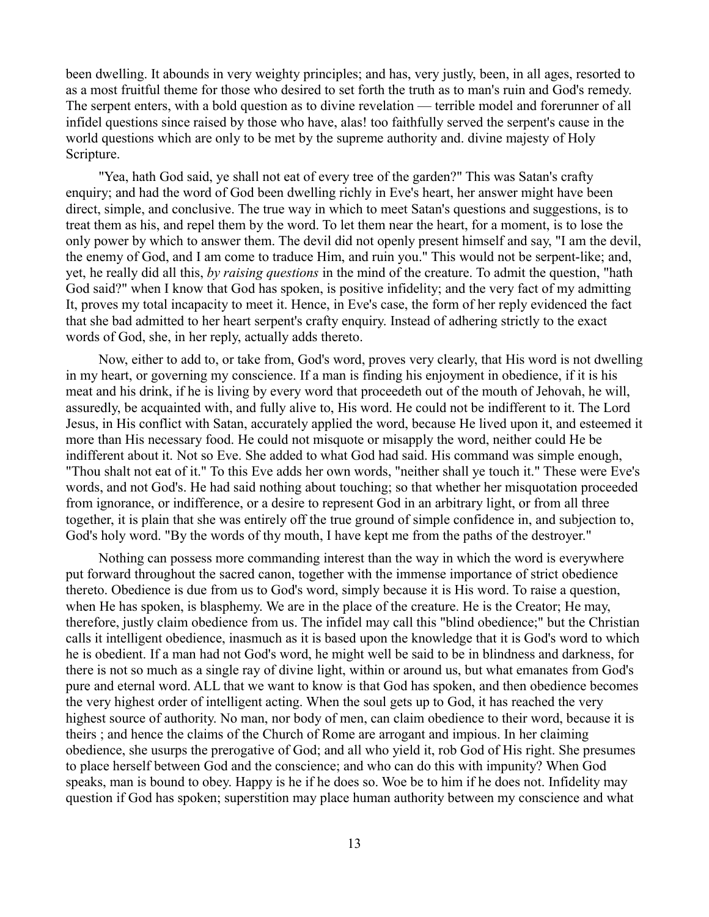been dwelling. It abounds in very weighty principles; and has, very justly, been, in all ages, resorted to as a most fruitful theme for those who desired to set forth the truth as to man's ruin and God's remedy. The serpent enters, with a bold question as to divine revelation — terrible model and forerunner of all infidel questions since raised by those who have, alas! too faithfully served the serpent's cause in the world questions which are only to be met by the supreme authority and. divine majesty of Holy Scripture.

"Yea, hath God said, ye shall not eat of every tree of the garden?" This was Satan's crafty enquiry; and had the word of God been dwelling richly in Eve's heart, her answer might have been direct, simple, and conclusive. The true way in which to meet Satan's questions and suggestions, is to treat them as his, and repel them by the word. To let them near the heart, for a moment, is to lose the only power by which to answer them. The devil did not openly present himself and say, "I am the devil, the enemy of God, and I am come to traduce Him, and ruin you." This would not be serpent-like; and, yet, he really did all this, *by raising questions* in the mind of the creature. To admit the question, "hath God said?" when I know that God has spoken, is positive infidelity; and the very fact of my admitting It, proves my total incapacity to meet it. Hence, in Eve's case, the form of her reply evidenced the fact that she bad admitted to her heart serpent's crafty enquiry. Instead of adhering strictly to the exact words of God, she, in her reply, actually adds thereto.

Now, either to add to, or take from, God's word, proves very clearly, that His word is not dwelling in my heart, or governing my conscience. If a man is finding his enjoyment in obedience, if it is his meat and his drink, if he is living by every word that proceedeth out of the mouth of Jehovah, he will, assuredly, be acquainted with, and fully alive to, His word. He could not be indifferent to it. The Lord Jesus, in His conflict with Satan, accurately applied the word, because He lived upon it, and esteemed it more than His necessary food. He could not misquote or misapply the word, neither could He be indifferent about it. Not so Eve. She added to what God had said. His command was simple enough, "Thou shalt not eat of it." To this Eve adds her own words, "neither shall ye touch it." These were Eve's words, and not God's. He had said nothing about touching; so that whether her misquotation proceeded from ignorance, or indifference, or a desire to represent God in an arbitrary light, or from all three together, it is plain that she was entirely off the true ground of simple confidence in, and subjection to, God's holy word. "By the words of thy mouth, I have kept me from the paths of the destroyer."

Nothing can possess more commanding interest than the way in which the word is everywhere put forward throughout the sacred canon, together with the immense importance of strict obedience thereto. Obedience is due from us to God's word, simply because it is His word. To raise a question, when He has spoken, is blasphemy. We are in the place of the creature. He is the Creator; He may, therefore, justly claim obedience from us. The infidel may call this "blind obedience;" but the Christian calls it intelligent obedience, inasmuch as it is based upon the knowledge that it is God's word to which he is obedient. If a man had not God's word, he might well be said to be in blindness and darkness, for there is not so much as a single ray of divine light, within or around us, but what emanates from God's pure and eternal word. ALL that we want to know is that God has spoken, and then obedience becomes the very highest order of intelligent acting. When the soul gets up to God, it has reached the very highest source of authority. No man, nor body of men, can claim obedience to their word, because it is theirs ; and hence the claims of the Church of Rome are arrogant and impious. In her claiming obedience, she usurps the prerogative of God; and all who yield it, rob God of His right. She presumes to place herself between God and the conscience; and who can do this with impunity? When God speaks, man is bound to obey. Happy is he if he does so. Woe be to him if he does not. Infidelity may question if God has spoken; superstition may place human authority between my conscience and what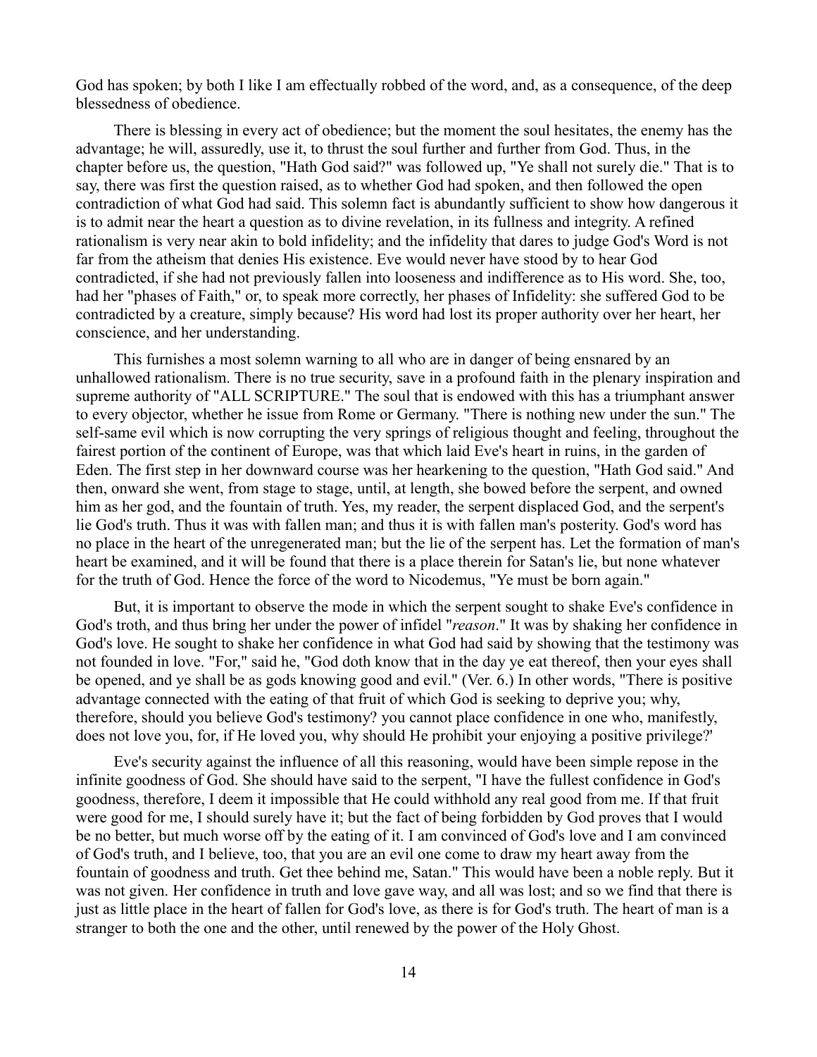God has spoken; by both I like I am effectually robbed of the word, and, as a consequence, of the deep blessedness of obedience.

There is blessing in every act of obedience; but the moment the soul hesitates, the enemy has the advantage; he will, assuredly, use it, to thrust the soul further and further from God. Thus, in the chapter before us, the question, "Hath God said?" was followed up, "Ye shall not surely die." That is to say, there was first the question raised, as to whether God had spoken, and then followed the open contradiction of what God had said. This solemn fact is abundantly sufficient to show how dangerous it is to admit near the heart a question as to divine revelation, in its fullness and integrity. A refined rationalism is very near akin to bold infidelity; and the infidelity that dares to judge God's Word is not far from the atheism that denies His existence. Eve would never have stood by to hear God contradicted, if she had not previously fallen into looseness and indifference as to His word. She, too, had her "phases of Faith," or, to speak more correctly, her phases of Infidelity: she suffered God to be contradicted by a creature, simply because? His word had lost its proper authority over her heart, her conscience, and her understanding.

This furnishes a most solemn warning to all who are in danger of being ensnared by an unhallowed rationalism. There is no true security, save in a profound faith in the plenary inspiration and supreme authority of "ALL SCRIPTURE." The soul that is endowed with this has a triumphant answer to every objector, whether he issue from Rome or Germany. "There is nothing new under the sun." The self-same evil which is now corrupting the very springs of religious thought and feeling, throughout the fairest portion of the continent of Europe, was that which laid Eve's heart in ruins, in the garden of Eden. The first step in her downward course was her hearkening to the question, "Hath God said." And then, onward she went, from stage to stage, until, at length, she bowed before the serpent, and owned him as her god, and the fountain of truth. Yes, my reader, the serpent displaced God, and the serpent's lie God's truth. Thus it was with fallen man; and thus it is with fallen man's posterity. God's word has no place in the heart of the unregenerated man; but the lie of the serpent has. Let the formation of man's heart be examined, and it will be found that there is a place therein for Satan's lie, but none whatever for the truth of God. Hence the force of the word to Nicodemus, "Ye must be born again."

But, it is important to observe the mode in which the serpent sought to shake Eve's confidence in God's troth, and thus bring her under the power of infidel "*reason*." It was by shaking her confidence in God's love. He sought to shake her confidence in what God had said by showing that the testimony was not founded in love. "For," said he, "God doth know that in the day ye eat thereof, then your eyes shall be opened, and ye shall be as gods knowing good and evil." (Ver. 6.) In other words, "There is positive advantage connected with the eating of that fruit of which God is seeking to deprive you; why, therefore, should you believe God's testimony? you cannot place confidence in one who, manifestly, does not love you, for, if He loved you, why should He prohibit your enjoying a positive privilege?'

Eve's security against the influence of all this reasoning, would have been simple repose in the infinite goodness of God. She should have said to the serpent, "I have the fullest confidence in God's goodness, therefore, I deem it impossible that He could withhold any real good from me. If that fruit were good for me, I should surely have it; but the fact of being forbidden by God proves that I would be no better, but much worse off by the eating of it. I am convinced of God's love and I am convinced of God's truth, and I believe, too, that you are an evil one come to draw my heart away from the fountain of goodness and truth. Get thee behind me, Satan." This would have been a noble reply. But it was not given. Her confidence in truth and love gave way, and all was lost; and so we find that there is just as little place in the heart of fallen for God's love, as there is for God's truth. The heart of man is a stranger to both the one and the other, until renewed by the power of the Holy Ghost.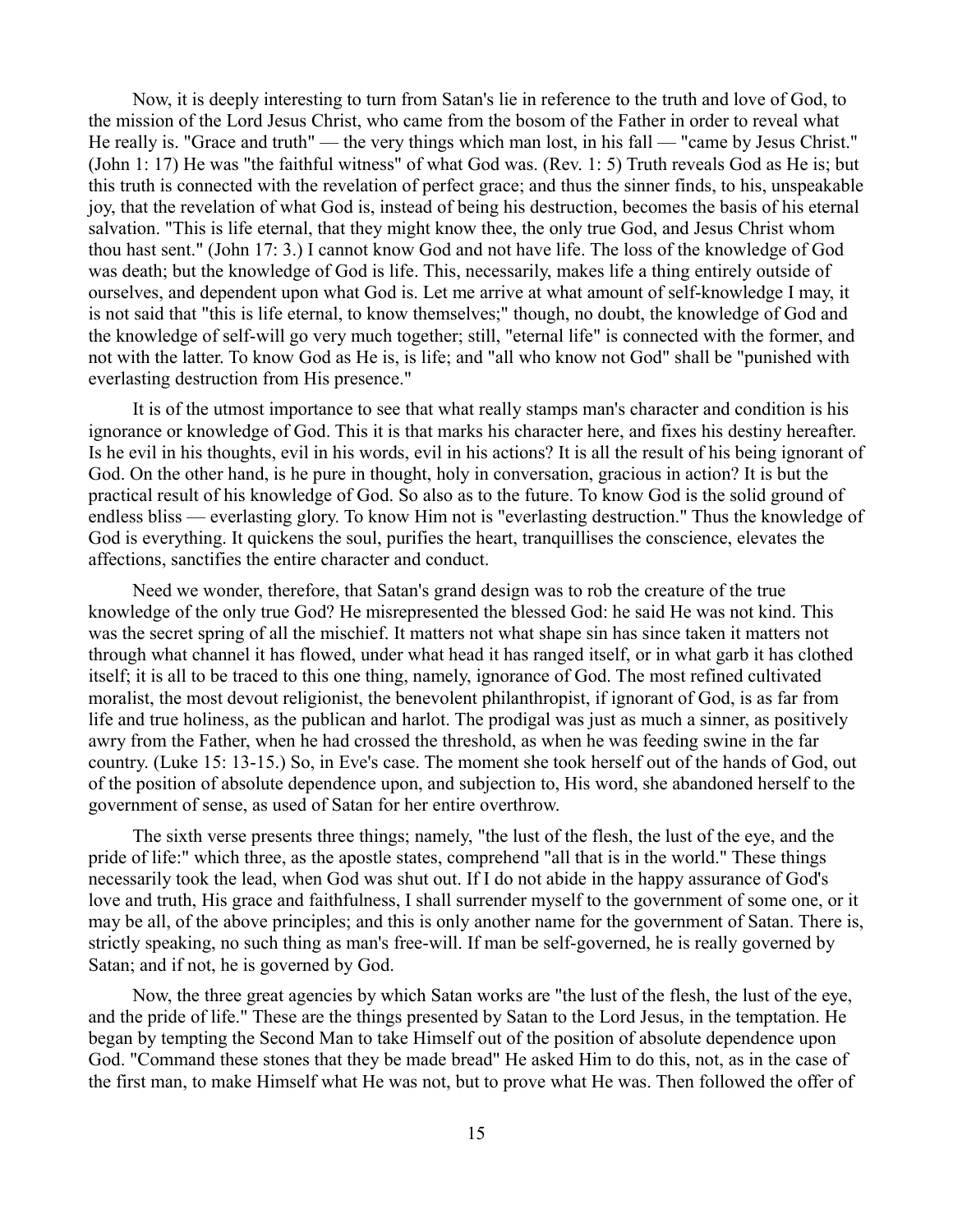Now, it is deeply interesting to turn from Satan's lie in reference to the truth and love of God, to the mission of the Lord Jesus Christ, who came from the bosom of the Father in order to reveal what He really is. "Grace and truth" — the very things which man lost, in his fall — "came by Jesus Christ." (John 1: 17) He was "the faithful witness" of what God was. (Rev. 1: 5) Truth reveals God as He is; but this truth is connected with the revelation of perfect grace; and thus the sinner finds, to his, unspeakable joy, that the revelation of what God is, instead of being his destruction, becomes the basis of his eternal salvation. "This is life eternal, that they might know thee, the only true God, and Jesus Christ whom thou hast sent." (John 17: 3.) I cannot know God and not have life. The loss of the knowledge of God was death; but the knowledge of God is life. This, necessarily, makes life a thing entirely outside of ourselves, and dependent upon what God is. Let me arrive at what amount of self-knowledge I may, it is not said that "this is life eternal, to know themselves;" though, no doubt, the knowledge of God and the knowledge of self-will go very much together; still, "eternal life" is connected with the former, and not with the latter. To know God as He is, is life; and "all who know not God" shall be "punished with everlasting destruction from His presence."

It is of the utmost importance to see that what really stamps man's character and condition is his ignorance or knowledge of God. This it is that marks his character here, and fixes his destiny hereafter. Is he evil in his thoughts, evil in his words, evil in his actions? It is all the result of his being ignorant of God. On the other hand, is he pure in thought, holy in conversation, gracious in action? It is but the practical result of his knowledge of God. So also as to the future. To know God is the solid ground of endless bliss — everlasting glory. To know Him not is "everlasting destruction." Thus the knowledge of God is everything. It quickens the soul, purifies the heart, tranquillises the conscience, elevates the affections, sanctifies the entire character and conduct.

Need we wonder, therefore, that Satan's grand design was to rob the creature of the true knowledge of the only true God? He misrepresented the blessed God: he said He was not kind. This was the secret spring of all the mischief. It matters not what shape sin has since taken it matters not through what channel it has flowed, under what head it has ranged itself, or in what garb it has clothed itself; it is all to be traced to this one thing, namely, ignorance of God. The most refined cultivated moralist, the most devout religionist, the benevolent philanthropist, if ignorant of God, is as far from life and true holiness, as the publican and harlot. The prodigal was just as much a sinner, as positively awry from the Father, when he had crossed the threshold, as when he was feeding swine in the far country. (Luke 15: 13-15.) So, in Eve's case. The moment she took herself out of the hands of God, out of the position of absolute dependence upon, and subjection to, His word, she abandoned herself to the government of sense, as used of Satan for her entire overthrow.

The sixth verse presents three things; namely, "the lust of the flesh, the lust of the eye, and the pride of life:" which three, as the apostle states, comprehend "all that is in the world." These things necessarily took the lead, when God was shut out. If I do not abide in the happy assurance of God's love and truth, His grace and faithfulness, I shall surrender myself to the government of some one, or it may be all, of the above principles; and this is only another name for the government of Satan. There is, strictly speaking, no such thing as man's free-will. If man be self-governed, he is really governed by Satan; and if not, he is governed by God.

Now, the three great agencies by which Satan works are "the lust of the flesh, the lust of the eye, and the pride of life." These are the things presented by Satan to the Lord Jesus, in the temptation. He began by tempting the Second Man to take Himself out of the position of absolute dependence upon God. "Command these stones that they be made bread" He asked Him to do this, not, as in the case of the first man, to make Himself what He was not, but to prove what He was. Then followed the offer of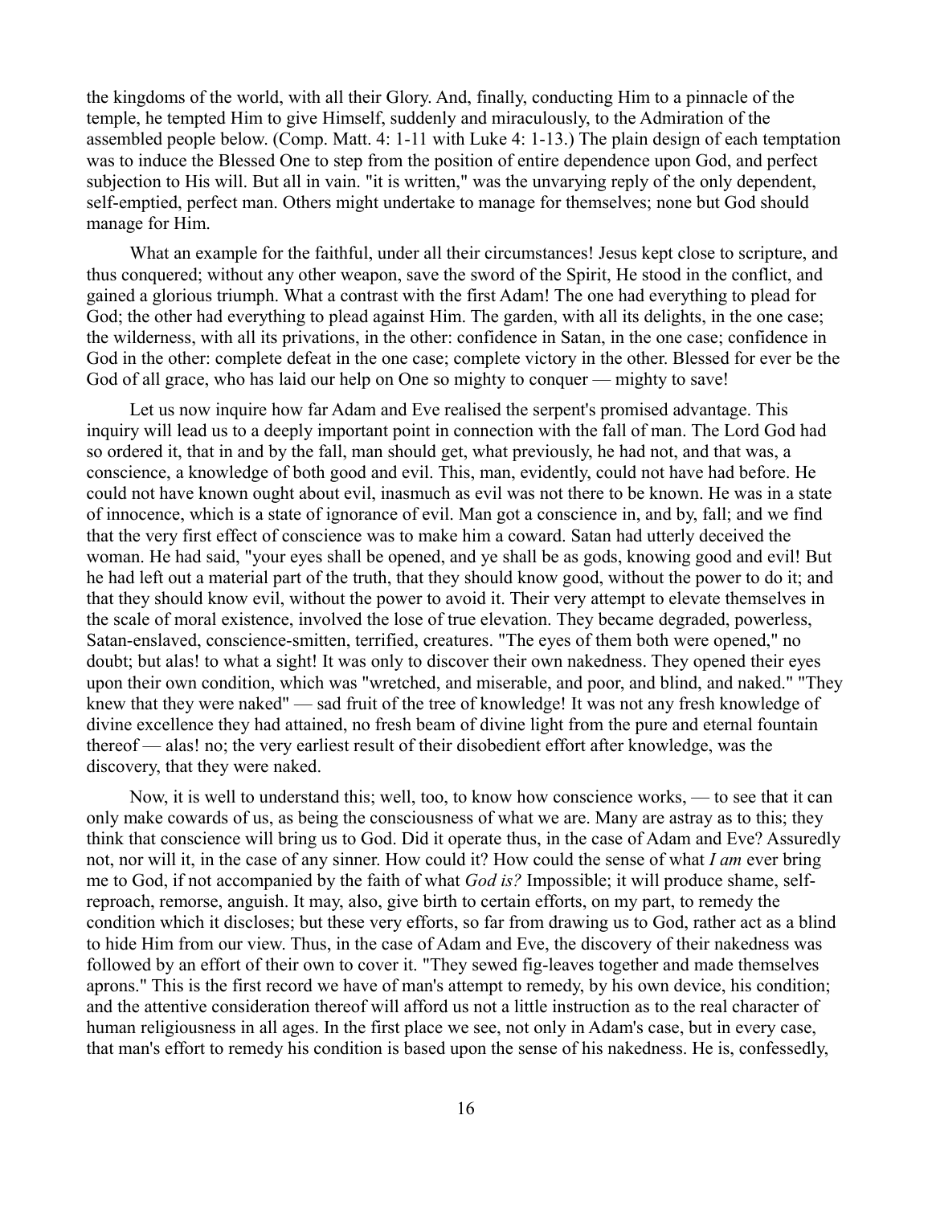the kingdoms of the world, with all their Glory. And, finally, conducting Him to a pinnacle of the temple, he tempted Him to give Himself, suddenly and miraculously, to the Admiration of the assembled people below. (Comp. Matt. 4: 1-11 with Luke 4: 1-13.) The plain design of each temptation was to induce the Blessed One to step from the position of entire dependence upon God, and perfect subjection to His will. But all in vain. "it is written," was the unvarying reply of the only dependent, self-emptied, perfect man. Others might undertake to manage for themselves; none but God should manage for Him.

What an example for the faithful, under all their circumstances! Jesus kept close to scripture, and thus conquered; without any other weapon, save the sword of the Spirit, He stood in the conflict, and gained a glorious triumph. What a contrast with the first Adam! The one had everything to plead for God; the other had everything to plead against Him. The garden, with all its delights, in the one case; the wilderness, with all its privations, in the other: confidence in Satan, in the one case; confidence in God in the other: complete defeat in the one case; complete victory in the other. Blessed for ever be the God of all grace, who has laid our help on One so mighty to conquer — mighty to save!

Let us now inquire how far Adam and Eve realised the serpent's promised advantage. This inquiry will lead us to a deeply important point in connection with the fall of man. The Lord God had so ordered it, that in and by the fall, man should get, what previously, he had not, and that was, a conscience, a knowledge of both good and evil. This, man, evidently, could not have had before. He could not have known ought about evil, inasmuch as evil was not there to be known. He was in a state of innocence, which is a state of ignorance of evil. Man got a conscience in, and by, fall; and we find that the very first effect of conscience was to make him a coward. Satan had utterly deceived the woman. He had said, "your eyes shall be opened, and ye shall be as gods, knowing good and evil! But he had left out a material part of the truth, that they should know good, without the power to do it; and that they should know evil, without the power to avoid it. Their very attempt to elevate themselves in the scale of moral existence, involved the lose of true elevation. They became degraded, powerless, Satan-enslaved, conscience-smitten, terrified, creatures. "The eyes of them both were opened," no doubt; but alas! to what a sight! It was only to discover their own nakedness. They opened their eyes upon their own condition, which was "wretched, and miserable, and poor, and blind, and naked." "They knew that they were naked" — sad fruit of the tree of knowledge! It was not any fresh knowledge of divine excellence they had attained, no fresh beam of divine light from the pure and eternal fountain thereof — alas! no; the very earliest result of their disobedient effort after knowledge, was the discovery, that they were naked.

Now, it is well to understand this; well, too, to know how conscience works, — to see that it can only make cowards of us, as being the consciousness of what we are. Many are astray as to this; they think that conscience will bring us to God. Did it operate thus, in the case of Adam and Eve? Assuredly not, nor will it, in the case of any sinner. How could it? How could the sense of what *I am* ever bring me to God, if not accompanied by the faith of what *God is?* Impossible; it will produce shame, self-reproach, remorse, anguish. It may, also, give birth to certain efforts, on my part, to remedy the condition which it discloses; but these very efforts, so far from drawing us to God, rather act as a blind to hide Him from our view. Thus, in the case of Adam and Eve, the discovery of their nakedness was followed by an effort of their own to cover it. "They sewed fig-leaves together and made themselves aprons." This is the first record we have of man's attempt to remedy, by his own device, his condition; and the attentive consideration thereof will afford us not a little instruction as to the real character of human religiousness in all ages. In the first place we see, not only in Adam's case, but in every case, that man's effort to remedy his condition is based upon the sense of his nakedness. He is, confessedly,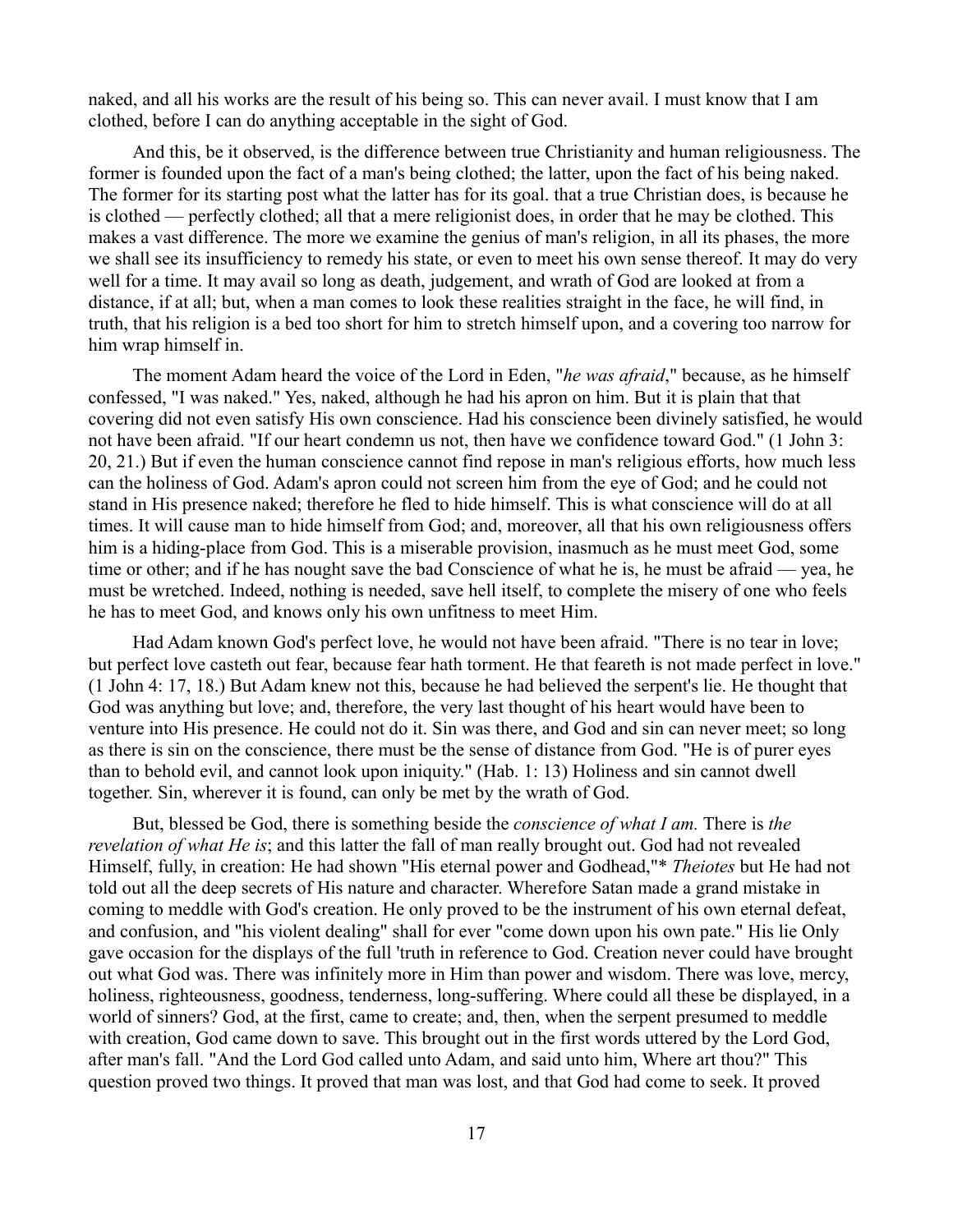naked, and all his works are the result of his being so. This can never avail. I must know that I am clothed, before I can do anything acceptable in the sight of God.

And this, be it observed, is the difference between true Christianity and human religiousness. The former is founded upon the fact of a man's being clothed; the latter, upon the fact of his being naked. The former for its starting post what the latter has for its goal. that a true Christian does, is because he is clothed — perfectly clothed; all that a mere religionist does, in order that he may be clothed. This makes a vast difference. The more we examine the genius of man's religion, in all its phases, the more we shall see its insufficiency to remedy his state, or even to meet his own sense thereof. It may do very well for a time. It may avail so long as death, judgement, and wrath of God are looked at from a distance, if at all; but, when a man comes to look these realities straight in the face, he will find, in truth, that his religion is a bed too short for him to stretch himself upon, and a covering too narrow for him wrap himself in.

The moment Adam heard the voice of the Lord in Eden, "*he was afraid*," because, as he himself confessed, "I was naked." Yes, naked, although he had his apron on him. But it is plain that that covering did not even satisfy His own conscience. Had his conscience been divinely satisfied, he would not have been afraid. "If our heart condemn us not, then have we confidence toward God." (1 John 3: 20, 21.) But if even the human conscience cannot find repose in man's religious efforts, how much less can the holiness of God. Adam's apron could not screen him from the eye of God; and he could not stand in His presence naked; therefore he fled to hide himself. This is what conscience will do at all times. It will cause man to hide himself from God; and, moreover, all that his own religiousness offers him is a hiding-place from God. This is a miserable provision, inasmuch as he must meet God, some time or other; and if he has nought save the bad Conscience of what he is, he must be afraid — yea, he must be wretched. Indeed, nothing is needed, save hell itself, to complete the misery of one who feels he has to meet God, and knows only his own unfitness to meet Him.

Had Adam known God's perfect love, he would not have been afraid. "There is no tear in love; but perfect love casteth out fear, because fear hath torment. He that feareth is not made perfect in love." (1 John 4: 17, 18.) But Adam knew not this, because he had believed the serpent's lie. He thought that God was anything but love; and, therefore, the very last thought of his heart would have been to venture into His presence. He could not do it. Sin was there, and God and sin can never meet; so long as there is sin on the conscience, there must be the sense of distance from God. "He is of purer eyes than to behold evil, and cannot look upon iniquity." (Hab. 1: 13) Holiness and sin cannot dwell together. Sin, wherever it is found, can only be met by the wrath of God.

But, blessed be God, there is something beside the *conscience of what I am.* There is *the revelation of what He is*; and this latter the fall of man really brought out. God had not revealed Himself, fully, in creation: He had shown "His eternal power and Godhead,"* *Theiotes* but He had not told out all the deep secrets of His nature and character. Wherefore Satan made a grand mistake in coming to meddle with God's creation. He only proved to be the instrument of his own eternal defeat, and confusion, and "his violent dealing" shall for ever "come down upon his own pate." His lie Only gave occasion for the displays of the full 'truth in reference to God. Creation never could have brought out what God was. There was infinitely more in Him than power and wisdom. There was love, mercy, holiness, righteousness, goodness, tenderness, long-suffering. Where could all these be displayed, in a world of sinners? God, at the first, came to create; and, then, when the serpent presumed to meddle with creation, God came down to save. This brought out in the first words uttered by the Lord God, after man's fall. "And the Lord God called unto Adam, and said unto him, Where art thou?" This question proved two things. It proved that man was lost, and that God had come to seek. It proved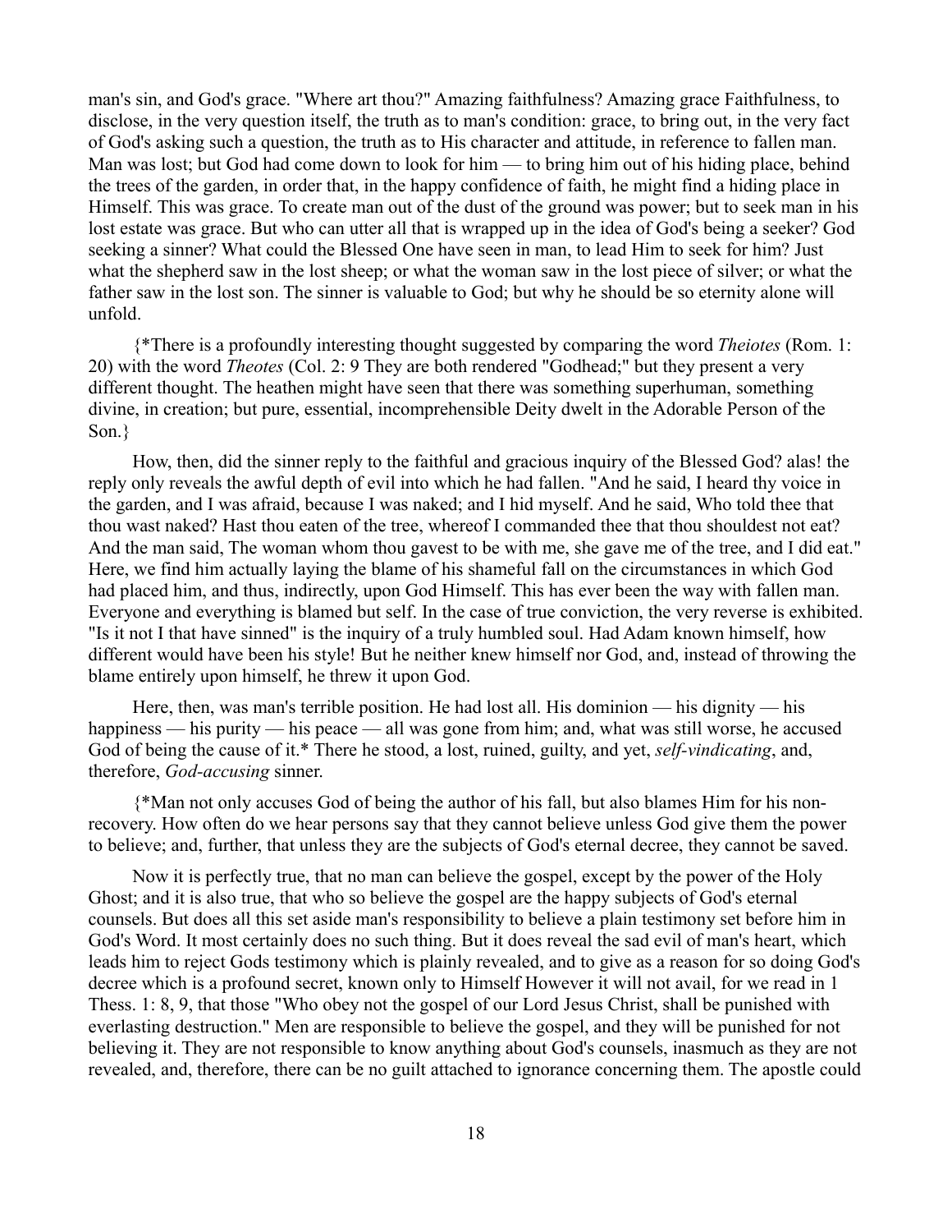man's sin, and God's grace. "Where art thou?" Amazing faithfulness? Amazing grace Faithfulness, to disclose, in the very question itself, the truth as to man's condition: grace, to bring out, in the very fact of God's asking such a question, the truth as to His character and attitude, in reference to fallen man. Man was lost; but God had come down to look for him — to bring him out of his hiding place, behind the trees of the garden, in order that, in the happy confidence of faith, he might find a hiding place in Himself. This was grace. To create man out of the dust of the ground was power; but to seek man in his lost estate was grace. But who can utter all that is wrapped up in the idea of God's being a seeker? God seeking a sinner? What could the Blessed One have seen in man, to lead Him to seek for him? Just what the shepherd saw in the lost sheep; or what the woman saw in the lost piece of silver; or what the father saw in the lost son. The sinner is valuable to God; but why he should be so eternity alone will unfold.

{*There is a profoundly interesting thought suggested by comparing the word *Theiotes* (Rom. 1: 20) with the word *Theotes* (Col. 2: 9 They are both rendered "Godhead;" but they present a very different thought. The heathen might have seen that there was something superhuman, something divine, in creation; but pure, essential, incomprehensible Deity dwelt in the Adorable Person of the Son.}

How, then, did the sinner reply to the faithful and gracious inquiry of the Blessed God? alas! the reply only reveals the awful depth of evil into which he had fallen. "And he said, I heard thy voice in the garden, and I was afraid, because I was naked; and I hid myself. And he said, Who told thee that thou wast naked? Hast thou eaten of the tree, whereof I commanded thee that thou shouldest not eat? And the man said, The woman whom thou gavest to be with me, she gave me of the tree, and I did eat." Here, we find him actually laying the blame of his shameful fall on the circumstances in which God had placed him, and thus, indirectly, upon God Himself. This has ever been the way with fallen man. Everyone and everything is blamed but self. In the case of true conviction, the very reverse is exhibited. "Is it not I that have sinned" is the inquiry of a truly humbled soul. Had Adam known himself, how different would have been his style! But he neither knew himself nor God, and, instead of throwing the blame entirely upon himself, he threw it upon God.

Here, then, was man's terrible position. He had lost all. His dominion — his dignity — his happiness — his purity — his peace — all was gone from him; and, what was still worse, he accused God of being the cause of it.* There he stood, a lost, ruined, guilty, and yet, *self-vindicating*, and, therefore, *God-accusing* sinner.

{*Man not only accuses God of being the author of his fall, but also blames Him for his non-recovery. How often do we hear persons say that they cannot believe unless God give them the power to believe; and, further, that unless they are the subjects of God's eternal decree, they cannot be saved.

Now it is perfectly true, that no man can believe the gospel, except by the power of the Holy Ghost; and it is also true, that who so believe the gospel are the happy subjects of God's eternal counsels. But does all this set aside man's responsibility to believe a plain testimony set before him in God's Word. It most certainly does no such thing. But it does reveal the sad evil of man's heart, which leads him to reject Gods testimony which is plainly revealed, and to give as a reason for so doing God's decree which is a profound secret, known only to Himself However it will not avail, for we read in 1 Thess. 1: 8, 9, that those "Who obey not the gospel of our Lord Jesus Christ, shall be punished with everlasting destruction." Men are responsible to believe the gospel, and they will be punished for not believing it. They are not responsible to know anything about God's counsels, inasmuch as they are not revealed, and, therefore, there can be no guilt attached to ignorance concerning them. The apostle could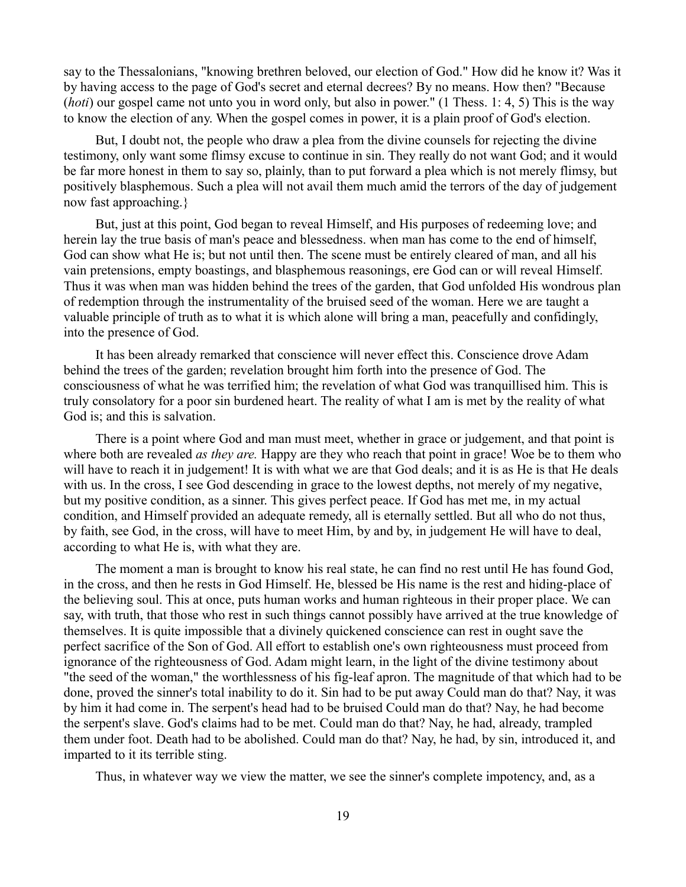say to the Thessalonians, "knowing brethren beloved, our election of God." How did he know it? Was it by having access to the page of God's secret and eternal decrees? By no means. How then? "Because (*hoti*) our gospel came not unto you in word only, but also in power." (1 Thess. 1: 4, 5) This is the way to know the election of any. When the gospel comes in power, it is a plain proof of God's election.

But, I doubt not, the people who draw a plea from the divine counsels for rejecting the divine testimony, only want some flimsy excuse to continue in sin. They really do not want God; and it would be far more honest in them to say so, plainly, than to put forward a plea which is not merely flimsy, but positively blasphemous. Such a plea will not avail them much amid the terrors of the day of judgement now fast approaching.}

But, just at this point, God began to reveal Himself, and His purposes of redeeming love; and herein lay the true basis of man's peace and blessedness. when man has come to the end of himself, God can show what He is; but not until then. The scene must be entirely cleared of man, and all his vain pretensions, empty boastings, and blasphemous reasonings, ere God can or will reveal Himself. Thus it was when man was hidden behind the trees of the garden, that God unfolded His wondrous plan of redemption through the instrumentality of the bruised seed of the woman. Here we are taught a valuable principle of truth as to what it is which alone will bring a man, peacefully and confidingly, into the presence of God.

It has been already remarked that conscience will never effect this. Conscience drove Adam behind the trees of the garden; revelation brought him forth into the presence of God. The consciousness of what he was terrified him; the revelation of what God was tranquillised him. This is truly consolatory for a poor sin burdened heart. The reality of what I am is met by the reality of what God is; and this is salvation.

There is a point where God and man must meet, whether in grace or judgement, and that point is where both are revealed *as they are.* Happy are they who reach that point in grace! Woe be to them who will have to reach it in judgement! It is with what we are that God deals; and it is as He is that He deals with us. In the cross, I see God descending in grace to the lowest depths, not merely of my negative, but my positive condition, as a sinner. This gives perfect peace. If God has met me, in my actual condition, and Himself provided an adequate remedy, all is eternally settled. But all who do not thus, by faith, see God, in the cross, will have to meet Him, by and by, in judgement He will have to deal, according to what He is, with what they are.

The moment a man is brought to know his real state, he can find no rest until He has found God, in the cross, and then he rests in God Himself. He, blessed be His name is the rest and hiding-place of the believing soul. This at once, puts human works and human righteous in their proper place. We can say, with truth, that those who rest in such things cannot possibly have arrived at the true knowledge of themselves. It is quite impossible that a divinely quickened conscience can rest in ought save the perfect sacrifice of the Son of God. All effort to establish one's own righteousness must proceed from ignorance of the righteousness of God. Adam might learn, in the light of the divine testimony about "the seed of the woman," the worthlessness of his fig-leaf apron. The magnitude of that which had to be done, proved the sinner's total inability to do it. Sin had to be put away Could man do that? Nay, it was by him it had come in. The serpent's head had to be bruised Could man do that? Nay, he had become the serpent's slave. God's claims had to be met. Could man do that? Nay, he had, already, trampled them under foot. Death had to be abolished. Could man do that? Nay, he had, by sin, introduced it, and imparted to it its terrible sting.

Thus, in whatever way we view the matter, we see the sinner's complete impotency, and, as a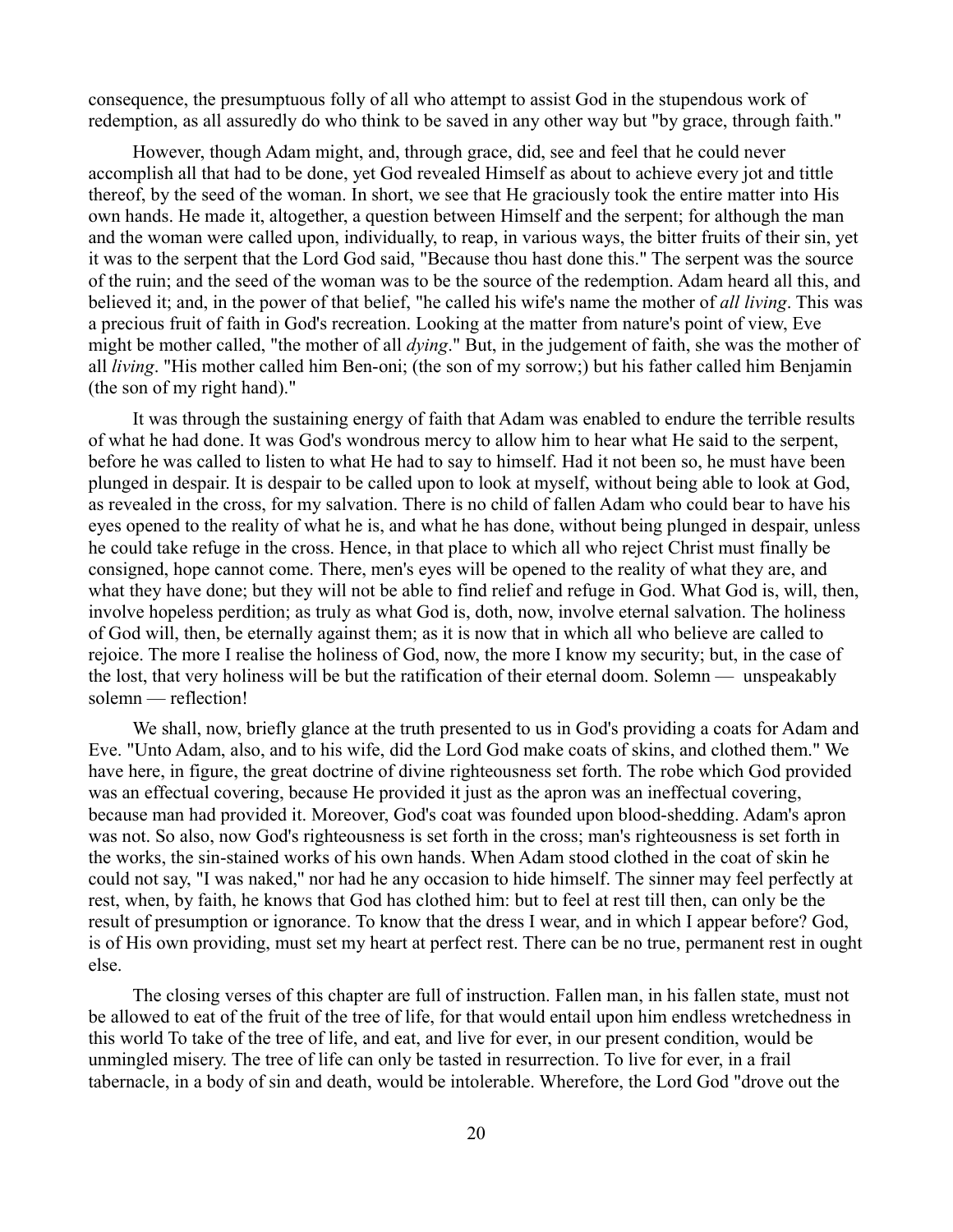consequence, the presumptuous folly of all who attempt to assist God in the stupendous work of redemption, as all assuredly do who think to be saved in any other way but "by grace, through faith."

However, though Adam might, and, through grace, did, see and feel that he could never accomplish all that had to be done, yet God revealed Himself as about to achieve every jot and tittle thereof, by the seed of the woman. In short, we see that He graciously took the entire matter into His own hands. He made it, altogether, a question between Himself and the serpent; for although the man and the woman were called upon, individually, to reap, in various ways, the bitter fruits of their sin, yet it was to the serpent that the Lord God said, "Because thou hast done this." The serpent was the source of the ruin; and the seed of the woman was to be the source of the redemption. Adam heard all this, and believed it; and, in the power of that belief, "he called his wife's name the mother of *all living*. This was a precious fruit of faith in God's recreation. Looking at the matter from nature's point of view, Eve might be mother called, "the mother of all *dying*." But, in the judgement of faith, she was the mother of all *living*. "His mother called him Ben-oni; (the son of my sorrow;) but his father called him Benjamin (the son of my right hand)."

It was through the sustaining energy of faith that Adam was enabled to endure the terrible results of what he had done. It was God's wondrous mercy to allow him to hear what He said to the serpent, before he was called to listen to what He had to say to himself. Had it not been so, he must have been plunged in despair. It is despair to be called upon to look at myself, without being able to look at God, as revealed in the cross, for my salvation. There is no child of fallen Adam who could bear to have his eyes opened to the reality of what he is, and what he has done, without being plunged in despair, unless he could take refuge in the cross. Hence, in that place to which all who reject Christ must finally be consigned, hope cannot come. There, men's eyes will be opened to the reality of what they are, and what they have done; but they will not be able to find relief and refuge in God. What God is, will, then, involve hopeless perdition; as truly as what God is, doth, now, involve eternal salvation. The holiness of God will, then, be eternally against them; as it is now that in which all who believe are called to rejoice. The more I realise the holiness of God, now, the more I know my security; but, in the case of the lost, that very holiness will be but the ratification of their eternal doom. Solemn — unspeakably solemn — reflection!

We shall, now, briefly glance at the truth presented to us in God's providing a coats for Adam and Eve. "Unto Adam, also, and to his wife, did the Lord God make coats of skins, and clothed them." We have here, in figure, the great doctrine of divine righteousness set forth. The robe which God provided was an effectual covering, because He provided it just as the apron was an ineffectual covering, because man had provided it. Moreover, God's coat was founded upon blood-shedding. Adam's apron was not. So also, now God's righteousness is set forth in the cross; man's righteousness is set forth in the works, the sin-stained works of his own hands. When Adam stood clothed in the coat of skin he could not say, "I was naked," nor had he any occasion to hide himself. The sinner may feel perfectly at rest, when, by faith, he knows that God has clothed him: but to feel at rest till then, can only be the result of presumption or ignorance. To know that the dress I wear, and in which I appear before? God, is of His own providing, must set my heart at perfect rest. There can be no true, permanent rest in ought else.

The closing verses of this chapter are full of instruction. Fallen man, in his fallen state, must not be allowed to eat of the fruit of the tree of life, for that would entail upon him endless wretchedness in this world To take of the tree of life, and eat, and live for ever, in our present condition, would be unmingled misery. The tree of life can only be tasted in resurrection. To live for ever, in a frail tabernacle, in a body of sin and death, would be intolerable. Wherefore, the Lord God "drove out the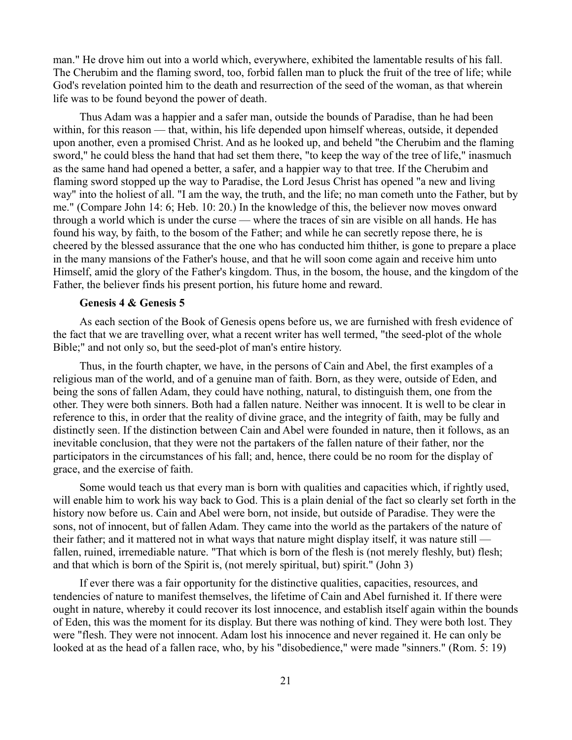man." He drove him out into a world which, everywhere, exhibited the lamentable results of his fall. The Cherubim and the flaming sword, too, forbid fallen man to pluck the fruit of the tree of life; while God's revelation pointed him to the death and resurrection of the seed of the woman, as that wherein life was to be found beyond the power of death.

Thus Adam was a happier and a safer man, outside the bounds of Paradise, than he had been within, for this reason — that, within, his life depended upon himself whereas, outside, it depended upon another, even a promised Christ. And as he looked up, and beheld "the Cherubim and the flaming sword," he could bless the hand that had set them there, "to keep the way of the tree of life," inasmuch as the same hand had opened a better, a safer, and a happier way to that tree. If the Cherubim and flaming sword stopped up the way to Paradise, the Lord Jesus Christ has opened "a new and living way" into the holiest of all. "I am the way, the truth, and the life; no man cometh unto the Father, but by me." (Compare John 14: 6; Heb. 10: 20.) In the knowledge of this, the believer now moves onward through a world which is under the curse — where the traces of sin are visible on all hands. He has found his way, by faith, to the bosom of the Father; and while he can secretly repose there, he is cheered by the blessed assurance that the one who has conducted him thither, is gone to prepare a place in the many mansions of the Father's house, and that he will soon come again and receive him unto Himself, amid the glory of the Father's kingdom. Thus, in the bosom, the house, and the kingdom of the Father, the believer finds his present portion, his future home and reward.

### Genesis 4 & Genesis 5

As each section of the Book of Genesis opens before us, we are furnished with fresh evidence of the fact that we are travelling over, what a recent writer has well termed, "the seed-plot of the whole Bible;" and not only so, but the seed-plot of man's entire history.

Thus, in the fourth chapter, we have, in the persons of Cain and Abel, the first examples of a religious man of the world, and of a genuine man of faith. Born, as they were, outside of Eden, and being the sons of fallen Adam, they could have nothing, natural, to distinguish them, one from the other. They were both sinners. Both had a fallen nature. Neither was innocent. It is well to be clear in reference to this, in order that the reality of divine grace, and the integrity of faith, may be fully and distinctly seen. If the distinction between Cain and Abel were founded in nature, then it follows, as an inevitable conclusion, that they were not the partakers of the fallen nature of their father, nor the participators in the circumstances of his fall; and, hence, there could be no room for the display of grace, and the exercise of faith.

Some would teach us that every man is born with qualities and capacities which, if rightly used, will enable him to work his way back to God. This is a plain denial of the fact so clearly set forth in the history now before us. Cain and Abel were born, not inside, but outside of Paradise. They were the sons, not of innocent, but of fallen Adam. They came into the world as the partakers of the nature of their father; and it mattered not in what ways that nature might display itself, it was nature still — fallen, ruined, irremediable nature. "That which is born of the flesh is (not merely fleshly, but) flesh; and that which is born of the Spirit is, (not merely spiritual, but) spirit." (John 3)

If ever there was a fair opportunity for the distinctive qualities, capacities, resources, and tendencies of nature to manifest themselves, the lifetime of Cain and Abel furnished it. If there were ought in nature, whereby it could recover its lost innocence, and establish itself again within the bounds of Eden, this was the moment for its display. But there was nothing of kind. They were both lost. They were "flesh. They were not innocent. Adam lost his innocence and never regained it. He can only be looked at as the head of a fallen race, who, by his "disobedience," were made "sinners." (Rom. 5: 19)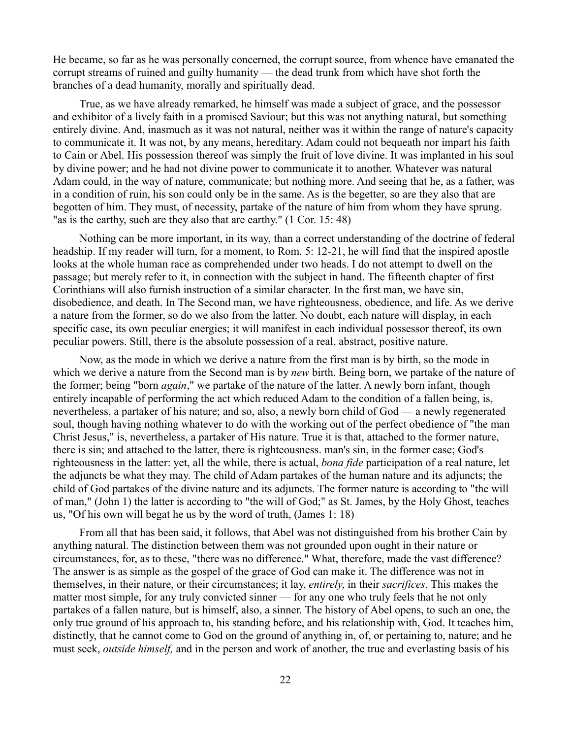He became, so far as he was personally concerned, the corrupt source, from whence have emanated the corrupt streams of ruined and guilty humanity — the dead trunk from which have shot forth the branches of a dead humanity, morally and spiritually dead.

True, as we have already remarked, he himself was made a subject of grace, and the possessor and exhibitor of a lively faith in a promised Saviour; but this was not anything natural, but something entirely divine. And, inasmuch as it was not natural, neither was it within the range of nature's capacity to communicate it. It was not, by any means, hereditary. Adam could not bequeath nor impart his faith to Cain or Abel. His possession thereof was simply the fruit of love divine. It was implanted in his soul by divine power; and he had not divine power to communicate it to another. Whatever was natural Adam could, in the way of nature, communicate; but nothing more. And seeing that he, as a father, was in a condition of ruin, his son could only be in the same. As is the begetter, so are they also that are begotten of him. They must, of necessity, partake of the nature of him from whom they have sprung. "as is the earthy, such are they also that are earthy." (1 Cor. 15: 48)

Nothing can be more important, in its way, than a correct understanding of the doctrine of federal headship. If my reader will turn, for a moment, to Rom. 5: 12-21, he will find that the inspired apostle looks at the whole human race as comprehended under two heads. I do not attempt to dwell on the passage; but merely refer to it, in connection with the subject in hand. The fifteenth chapter of first Corinthians will also furnish instruction of a similar character. In the first man, we have sin, disobedience, and death. In The Second man, we have righteousness, obedience, and life. As we derive a nature from the former, so do we also from the latter. No doubt, each nature will display, in each specific case, its own peculiar energies; it will manifest in each individual possessor thereof, its own peculiar powers. Still, there is the absolute possession of a real, abstract, positive nature.

Now, as the mode in which we derive a nature from the first man is by birth, so the mode in which we derive a nature from the Second man is by *new* birth. Being born, we partake of the nature of the former; being "born *again*," we partake of the nature of the latter. A newly born infant, though entirely incapable of performing the act which reduced Adam to the condition of a fallen being, is, nevertheless, a partaker of his nature; and so, also, a newly born child of God — a newly regenerated soul, though having nothing whatever to do with the working out of the perfect obedience of "the man Christ Jesus," is, nevertheless, a partaker of His nature. True it is that, attached to the former nature, there is sin; and attached to the latter, there is righteousness. man's sin, in the former case; God's righteousness in the latter: yet, all the while, there is actual, *bona fide* participation of a real nature, let the adjuncts be what they may. The child of Adam partakes of the human nature and its adjuncts; the child of God partakes of the divine nature and its adjuncts. The former nature is according to "the will of man," (John 1) the latter is according to "the will of God;" as St. James, by the Holy Ghost, teaches us, "Of his own will begat he us by the word of truth, (James 1: 18)

From all that has been said, it follows, that Abel was not distinguished from his brother Cain by anything natural. The distinction between them was not grounded upon ought in their nature or circumstances, for, as to these, "there was no difference." What, therefore, made the vast difference? The answer is as simple as the gospel of the grace of God can make it. The difference was not in themselves, in their nature, or their circumstances; it lay, *entirely*, in their *sacrifices*. This makes the matter most simple, for any truly convicted sinner — for any one who truly feels that he not only partakes of a fallen nature, but is himself, also, a sinner. The history of Abel opens, to such an one, the only true ground of his approach to, his standing before, and his relationship with, God. It teaches him, distinctly, that he cannot come to God on the ground of anything in, of, or pertaining to, nature; and he must seek, *outside himself,* and in the person and work of another, the true and everlasting basis of his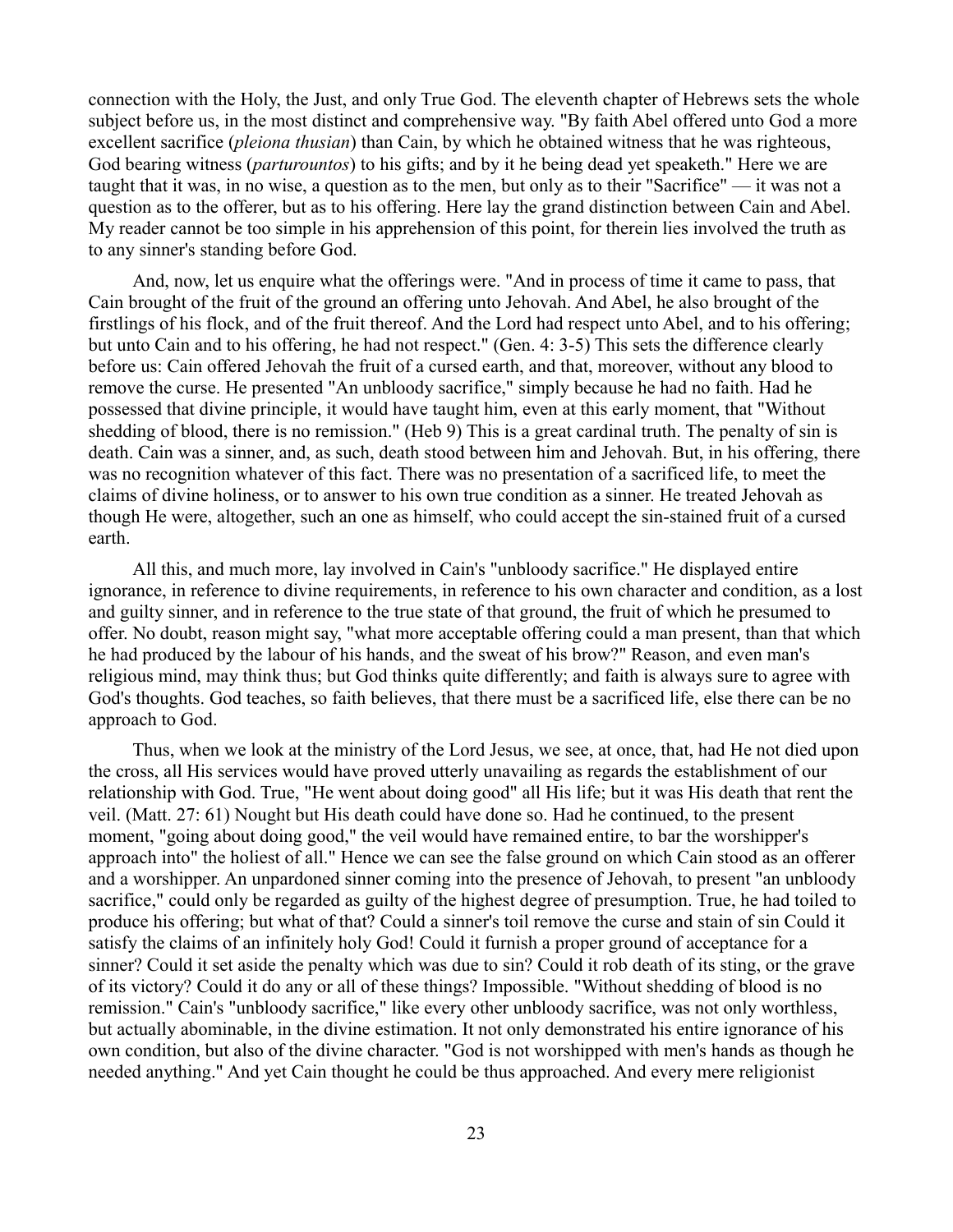connection with the Holy, the Just, and only True God. The eleventh chapter of Hebrews sets the whole subject before us, in the most distinct and comprehensive way. "By faith Abel offered unto God a more excellent sacrifice (*pleiona thusian*) than Cain, by which he obtained witness that he was righteous, God bearing witness (*parturountos*) to his gifts; and by it he being dead yet speaketh." Here we are taught that it was, in no wise, a question as to the men, but only as to their "Sacrifice" — it was not a question as to the offerer, but as to his offering. Here lay the grand distinction between Cain and Abel. My reader cannot be too simple in his apprehension of this point, for therein lies involved the truth as to any sinner's standing before God.

And, now, let us enquire what the offerings were. "And in process of time it came to pass, that Cain brought of the fruit of the ground an offering unto Jehovah. And Abel, he also brought of the firstlings of his flock, and of the fruit thereof. And the Lord had respect unto Abel, and to his offering; but unto Cain and to his offering, he had not respect." (Gen. 4: 3-5) This sets the difference clearly before us: Cain offered Jehovah the fruit of a cursed earth, and that, moreover, without any blood to remove the curse. He presented "An unbloody sacrifice," simply because he had no faith. Had he possessed that divine principle, it would have taught him, even at this early moment, that "Without shedding of blood, there is no remission." (Heb 9) This is a great cardinal truth. The penalty of sin is death. Cain was a sinner, and, as such, death stood between him and Jehovah. But, in his offering, there was no recognition whatever of this fact. There was no presentation of a sacrificed life, to meet the claims of divine holiness, or to answer to his own true condition as a sinner. He treated Jehovah as though He were, altogether, such an one as himself, who could accept the sin-stained fruit of a cursed earth.

All this, and much more, lay involved in Cain's "unbloody sacrifice." He displayed entire ignorance, in reference to divine requirements, in reference to his own character and condition, as a lost and guilty sinner, and in reference to the true state of that ground, the fruit of which he presumed to offer. No doubt, reason might say, "what more acceptable offering could a man present, than that which he had produced by the labour of his hands, and the sweat of his brow?" Reason, and even man's religious mind, may think thus; but God thinks quite differently; and faith is always sure to agree with God's thoughts. God teaches, so faith believes, that there must be a sacrificed life, else there can be no approach to God.

Thus, when we look at the ministry of the Lord Jesus, we see, at once, that, had He not died upon the cross, all His services would have proved utterly unavailing as regards the establishment of our relationship with God. True, "He went about doing good" all His life; but it was His death that rent the veil. (Matt. 27: 61) Nought but His death could have done so. Had he continued, to the present moment, "going about doing good," the veil would have remained entire, to bar the worshipper's approach into" the holiest of all." Hence we can see the false ground on which Cain stood as an offerer and a worshipper. An unpardoned sinner coming into the presence of Jehovah, to present "an unbloody sacrifice," could only be regarded as guilty of the highest degree of presumption. True, he had toiled to produce his offering; but what of that? Could a sinner's toil remove the curse and stain of sin Could it satisfy the claims of an infinitely holy God! Could it furnish a proper ground of acceptance for a sinner? Could it set aside the penalty which was due to sin? Could it rob death of its sting, or the grave of its victory? Could it do any or all of these things? Impossible. "Without shedding of blood is no remission." Cain's "unbloody sacrifice," like every other unbloody sacrifice, was not only worthless, but actually abominable, in the divine estimation. It not only demonstrated his entire ignorance of his own condition, but also of the divine character. "God is not worshipped with men's hands as though he needed anything." And yet Cain thought he could be thus approached. And every mere religionist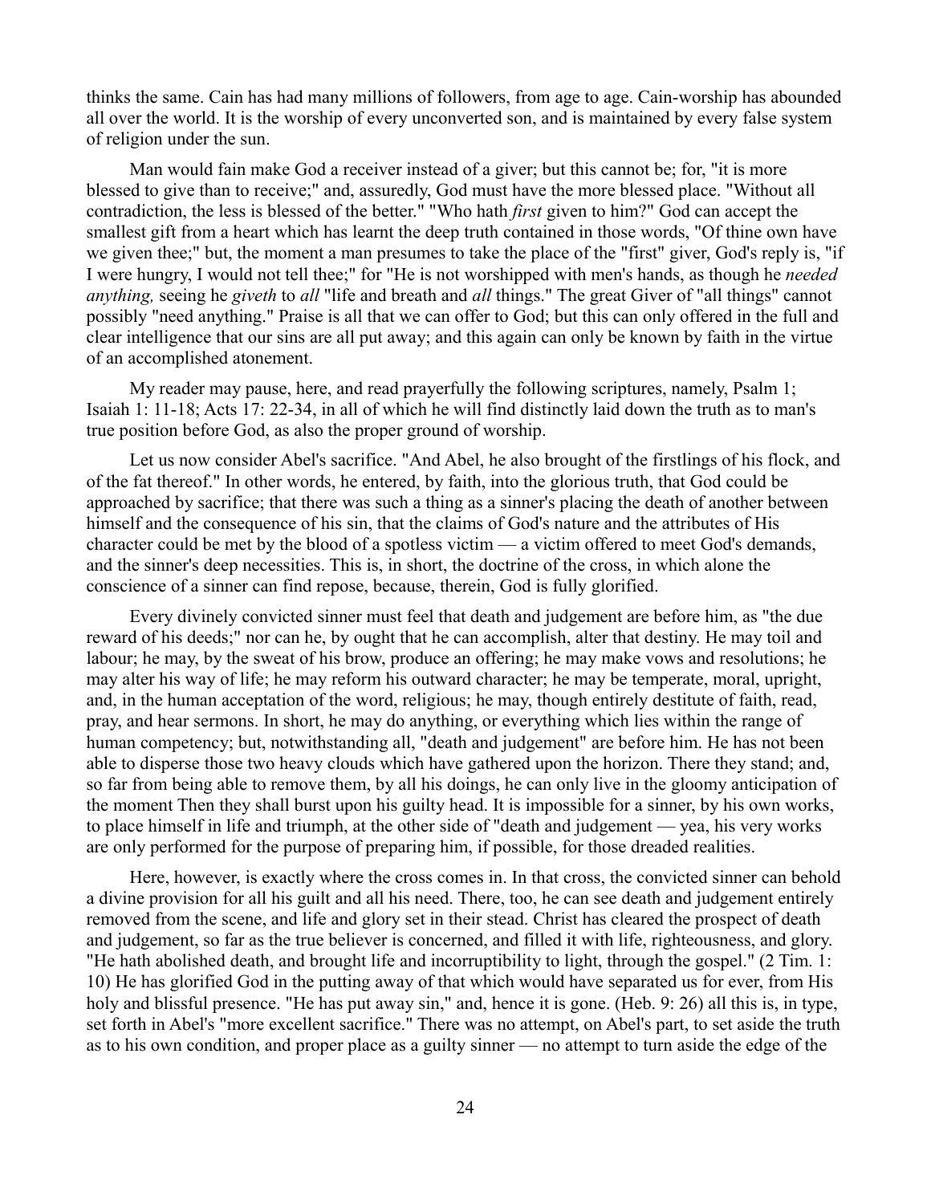thinks the same. Cain has had many millions of followers, from age to age. Cain-worship has abounded all over the world. It is the worship of every unconverted son, and is maintained by every false system of religion under the sun.

Man would fain make God a receiver instead of a giver; but this cannot be; for, "it is more blessed to give than to receive;" and, assuredly, God must have the more blessed place. "Without all contradiction, the less is blessed of the better." "Who hath *first* given to him?" God can accept the smallest gift from a heart which has learnt the deep truth contained in those words, "Of thine own have we given thee;" but, the moment a man presumes to take the place of the "first" giver, God's reply is, "if I were hungry, I would not tell thee;" for "He is not worshipped with men's hands, as though he *needed anything,* seeing he *giveth* to *all* "life and breath and *all* things." The great Giver of "all things" cannot possibly "need anything." Praise is all that we can offer to God; but this can only offered in the full and clear intelligence that our sins are all put away; and this again can only be known by faith in the virtue of an accomplished atonement.

My reader may pause, here, and read prayerfully the following scriptures, namely, Psalm 1; Isaiah 1: 11-18; Acts 17: 22-34, in all of which he will find distinctly laid down the truth as to man's true position before God, as also the proper ground of worship.

Let us now consider Abel's sacrifice. "And Abel, he also brought of the firstlings of his flock, and of the fat thereof." In other words, he entered, by faith, into the glorious truth, that God could be approached by sacrifice; that there was such a thing as a sinner's placing the death of another between himself and the consequence of his sin, that the claims of God's nature and the attributes of His character could be met by the blood of a spotless victim — a victim offered to meet God's demands, and the sinner's deep necessities. This is, in short, the doctrine of the cross, in which alone the conscience of a sinner can find repose, because, therein, God is fully glorified.

Every divinely convicted sinner must feel that death and judgement are before him, as "the due reward of his deeds;" nor can he, by ought that he can accomplish, alter that destiny. He may toil and labour; he may, by the sweat of his brow, produce an offering; he may make vows and resolutions; he may alter his way of life; he may reform his outward character; he may be temperate, moral, upright, and, in the human acceptation of the word, religious; he may, though entirely destitute of faith, read, pray, and hear sermons. In short, he may do anything, or everything which lies within the range of human competency; but, notwithstanding all, "death and judgement" are before him. He has not been able to disperse those two heavy clouds which have gathered upon the horizon. There they stand; and, so far from being able to remove them, by all his doings, he can only live in the gloomy anticipation of the moment Then they shall burst upon his guilty head. It is impossible for a sinner, by his own works, to place himself in life and triumph, at the other side of "death and judgement — yea, his very works are only performed for the purpose of preparing him, if possible, for those dreaded realities.

Here, however, is exactly where the cross comes in. In that cross, the convicted sinner can behold a divine provision for all his guilt and all his need. There, too, he can see death and judgement entirely removed from the scene, and life and glory set in their stead. Christ has cleared the prospect of death and judgement, so far as the true believer is concerned, and filled it with life, righteousness, and glory. "He hath abolished death, and brought life and incorruptibility to light, through the gospel." (2 Tim. 1: 10) He has glorified God in the putting away of that which would have separated us for ever, from His holy and blissful presence. "He has put away sin," and, hence it is gone. (Heb. 9: 26) all this is, in type, set forth in Abel's "more excellent sacrifice." There was no attempt, on Abel's part, to set aside the truth as to his own condition, and proper place as a guilty sinner — no attempt to turn aside the edge of the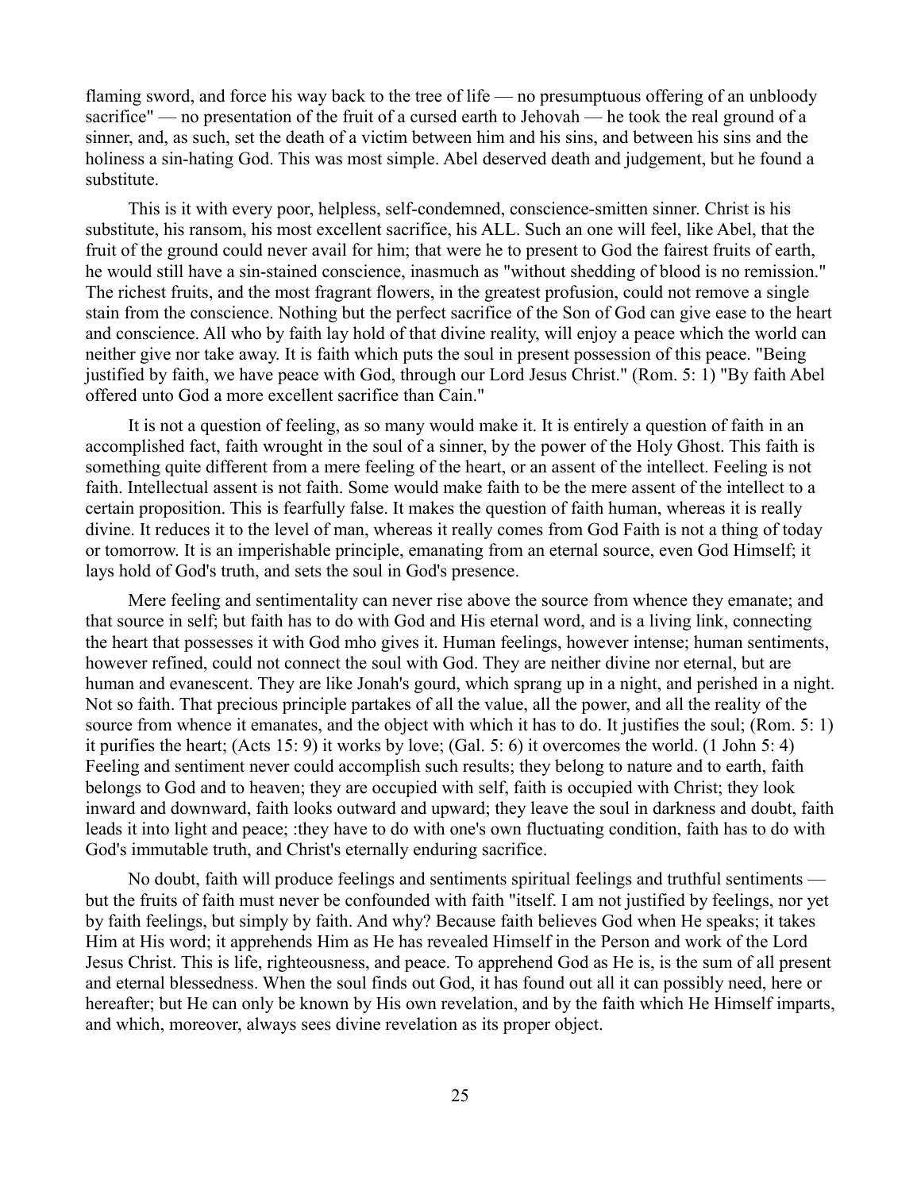flaming sword, and force his way back to the tree of life — no presumptuous offering of an unbloody sacrifice" — no presentation of the fruit of a cursed earth to Jehovah — he took the real ground of a sinner, and, as such, set the death of a victim between him and his sins, and between his sins and the holiness a sin-hating God. This was most simple. Abel deserved death and judgement, but he found a substitute.

This is it with every poor, helpless, self-condemned, conscience-smitten sinner. Christ is his substitute, his ransom, his most excellent sacrifice, his ALL. Such an one will feel, like Abel, that the fruit of the ground could never avail for him; that were he to present to God the fairest fruits of earth, he would still have a sin-stained conscience, inasmuch as "without shedding of blood is no remission." The richest fruits, and the most fragrant flowers, in the greatest profusion, could not remove a single stain from the conscience. Nothing but the perfect sacrifice of the Son of God can give ease to the heart and conscience. All who by faith lay hold of that divine reality, will enjoy a peace which the world can neither give nor take away. It is faith which puts the soul in present possession of this peace. "Being justified by faith, we have peace with God, through our Lord Jesus Christ." (Rom. 5: 1) "By faith Abel offered unto God a more excellent sacrifice than Cain."

It is not a question of feeling, as so many would make it. It is entirely a question of faith in an accomplished fact, faith wrought in the soul of a sinner, by the power of the Holy Ghost. This faith is something quite different from a mere feeling of the heart, or an assent of the intellect. Feeling is not faith. Intellectual assent is not faith. Some would make faith to be the mere assent of the intellect to a certain proposition. This is fearfully false. It makes the question of faith human, whereas it is really divine. It reduces it to the level of man, whereas it really comes from God Faith is not a thing of today or tomorrow. It is an imperishable principle, emanating from an eternal source, even God Himself; it lays hold of God's truth, and sets the soul in God's presence.

Mere feeling and sentimentality can never rise above the source from whence they emanate; and that source in self; but faith has to do with God and His eternal word, and is a living link, connecting the heart that possesses it with God mho gives it. Human feelings, however intense; human sentiments, however refined, could not connect the soul with God. They are neither divine nor eternal, but are human and evanescent. They are like Jonah's gourd, which sprang up in a night, and perished in a night. Not so faith. That precious principle partakes of all the value, all the power, and all the reality of the source from whence it emanates, and the object with which it has to do. It justifies the soul; (Rom. 5: 1) it purifies the heart; (Acts 15: 9) it works by love; (Gal. 5: 6) it overcomes the world. (1 John 5: 4) Feeling and sentiment never could accomplish such results; they belong to nature and to earth, faith belongs to God and to heaven; they are occupied with self, faith is occupied with Christ; they look inward and downward, faith looks outward and upward; they leave the soul in darkness and doubt, faith leads it into light and peace; :they have to do with one's own fluctuating condition, faith has to do with God's immutable truth, and Christ's eternally enduring sacrifice.

No doubt, faith will produce feelings and sentiments spiritual feelings and truthful sentiments — but the fruits of faith must never be confounded with faith "itself. I am not justified by feelings, nor yet by faith feelings, but simply by faith. And why? Because faith believes God when He speaks; it takes Him at His word; it apprehends Him as He has revealed Himself in the Person and work of the Lord Jesus Christ. This is life, righteousness, and peace. To apprehend God as He is, is the sum of all present and eternal blessedness. When the soul finds out God, it has found out all it can possibly need, here or hereafter; but He can only be known by His own revelation, and by the faith which He Himself imparts, and which, moreover, always sees divine revelation as its proper object.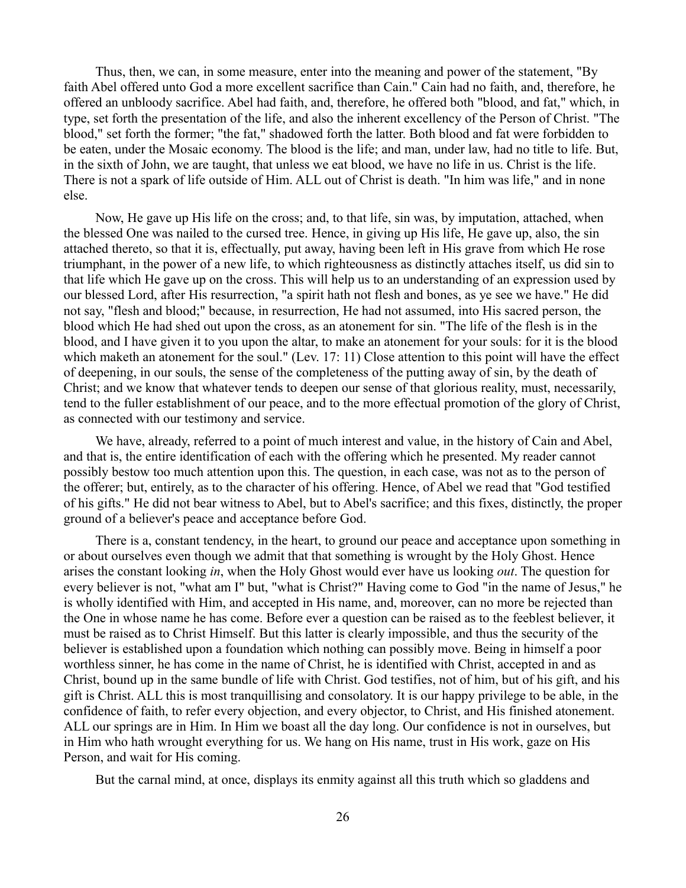Thus, then, we can, in some measure, enter into the meaning and power of the statement, "By faith Abel offered unto God a more excellent sacrifice than Cain." Cain had no faith, and, therefore, he offered an unbloody sacrifice. Abel had faith, and, therefore, he offered both "blood, and fat," which, in type, set forth the presentation of the life, and also the inherent excellency of the Person of Christ. "The blood," set forth the former; "the fat," shadowed forth the latter. Both blood and fat were forbidden to be eaten, under the Mosaic economy. The blood is the life; and man, under law, had no title to life. But, in the sixth of John, we are taught, that unless we eat blood, we have no life in us. Christ is the life. There is not a spark of life outside of Him. ALL out of Christ is death. "In him was life," and in none else.

Now, He gave up His life on the cross; and, to that life, sin was, by imputation, attached, when the blessed One was nailed to the cursed tree. Hence, in giving up His life, He gave up, also, the sin attached thereto, so that it is, effectually, put away, having been left in His grave from which He rose triumphant, in the power of a new life, to which righteousness as distinctly attaches itself, us did sin to that life which He gave up on the cross. This will help us to an understanding of an expression used by our blessed Lord, after His resurrection, "a spirit hath not flesh and bones, as ye see we have." He did not say, "flesh and blood;" because, in resurrection, He had not assumed, into His sacred person, the blood which He had shed out upon the cross, as an atonement for sin. "The life of the flesh is in the blood, and I have given it to you upon the altar, to make an atonement for your souls: for it is the blood which maketh an atonement for the soul." (Lev. 17: 11) Close attention to this point will have the effect of deepening, in our souls, the sense of the completeness of the putting away of sin, by the death of Christ; and we know that whatever tends to deepen our sense of that glorious reality, must, necessarily, tend to the fuller establishment of our peace, and to the more effectual promotion of the glory of Christ, as connected with our testimony and service.

We have, already, referred to a point of much interest and value, in the history of Cain and Abel, and that is, the entire identification of each with the offering which he presented. My reader cannot possibly bestow too much attention upon this. The question, in each case, was not as to the person of the offerer; but, entirely, as to the character of his offering. Hence, of Abel we read that "God testified of his gifts." He did not bear witness to Abel, but to Abel's sacrifice; and this fixes, distinctly, the proper ground of a believer's peace and acceptance before God.

There is a, constant tendency, in the heart, to ground our peace and acceptance upon something in or about ourselves even though we admit that that something is wrought by the Holy Ghost. Hence arises the constant looking *in*, when the Holy Ghost would ever have us looking *out*. The question for every believer is not, "what am I" but, "what is Christ?" Having come to God "in the name of Jesus," he is wholly identified with Him, and accepted in His name, and, moreover, can no more be rejected than the One in whose name he has come. Before ever a question can be raised as to the feeblest believer, it must be raised as to Christ Himself. But this latter is clearly impossible, and thus the security of the believer is established upon a foundation which nothing can possibly move. Being in himself a poor worthless sinner, he has come in the name of Christ, he is identified with Christ, accepted in and as Christ, bound up in the same bundle of life with Christ. God testifies, not of him, but of his gift, and his gift is Christ. ALL this is most tranquillising and consolatory. It is our happy privilege to be able, in the confidence of faith, to refer every objection, and every objector, to Christ, and His finished atonement. ALL our springs are in Him. In Him we boast all the day long. Our confidence is not in ourselves, but in Him who hath wrought everything for us. We hang on His name, trust in His work, gaze on His Person, and wait for His coming.

But the carnal mind, at once, displays its enmity against all this truth which so gladdens and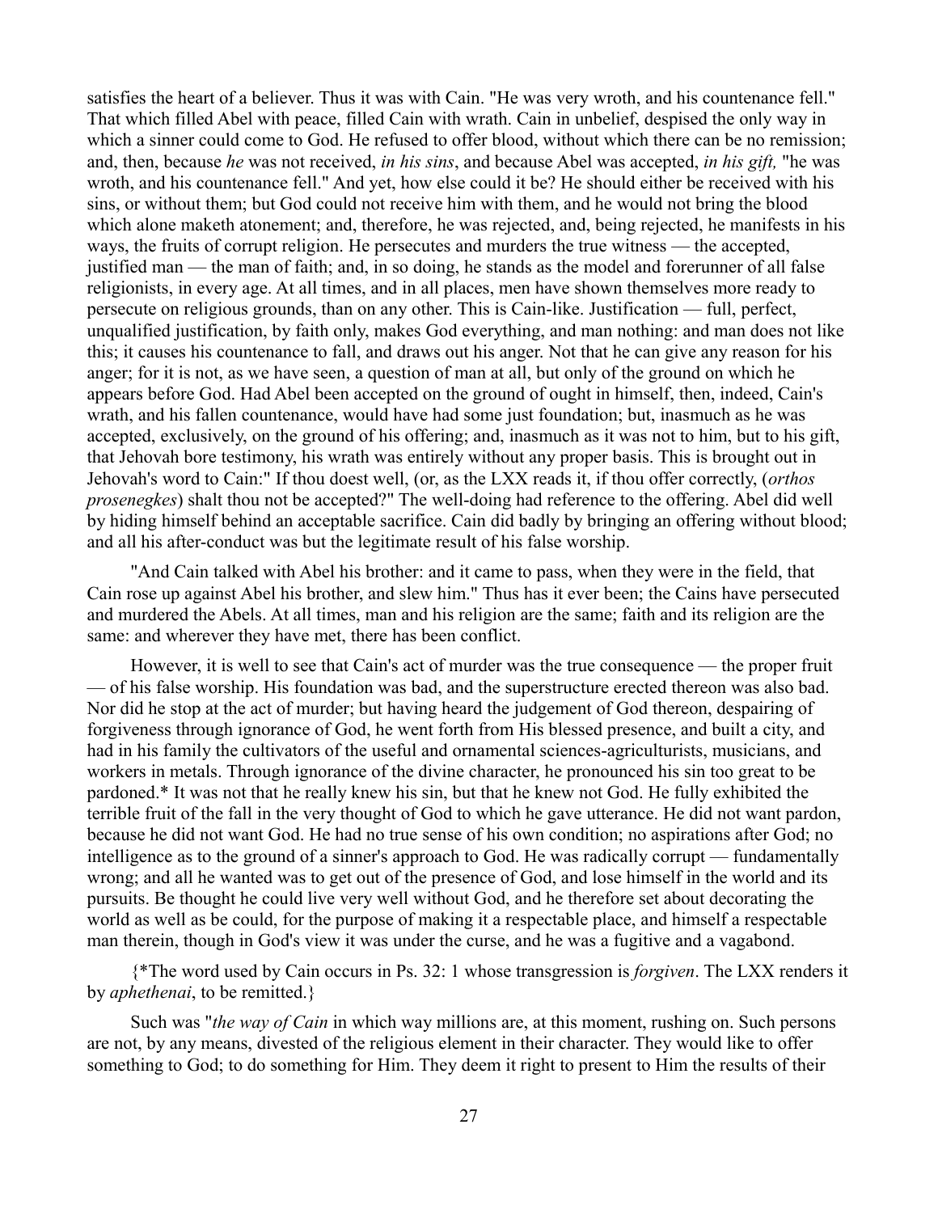satisfies the heart of a believer. Thus it was with Cain. "He was very wroth, and his countenance fell." That which filled Abel with peace, filled Cain with wrath. Cain in unbelief, despised the only way in which a sinner could come to God. He refused to offer blood, without which there can be no remission; and, then, because *he* was not received, *in his sins*, and because Abel was accepted, *in his gift,* "he was wroth, and his countenance fell." And yet, how else could it be? He should either be received with his sins, or without them; but God could not receive him with them, and he would not bring the blood which alone maketh atonement; and, therefore, he was rejected, and, being rejected, he manifests in his ways, the fruits of corrupt religion. He persecutes and murders the true witness — the accepted, justified man — the man of faith; and, in so doing, he stands as the model and forerunner of all false religionists, in every age. At all times, and in all places, men have shown themselves more ready to persecute on religious grounds, than on any other. This is Cain-like. Justification — full, perfect, unqualified justification, by faith only, makes God everything, and man nothing: and man does not like this; it causes his countenance to fall, and draws out his anger. Not that he can give any reason for his anger; for it is not, as we have seen, a question of man at all, but only of the ground on which he appears before God. Had Abel been accepted on the ground of ought in himself, then, indeed, Cain's wrath, and his fallen countenance, would have had some just foundation; but, inasmuch as he was accepted, exclusively, on the ground of his offering; and, inasmuch as it was not to him, but to his gift, that Jehovah bore testimony, his wrath was entirely without any proper basis. This is brought out in Jehovah's word to Cain:" If thou doest well, (or, as the LXX reads it, if thou offer correctly, (*orthos prosenegkes*) shalt thou not be accepted?" The well-doing had reference to the offering. Abel did well by hiding himself behind an acceptable sacrifice. Cain did badly by bringing an offering without blood; and all his after-conduct was but the legitimate result of his false worship.

"And Cain talked with Abel his brother: and it came to pass, when they were in the field, that Cain rose up against Abel his brother, and slew him." Thus has it ever been; the Cains have persecuted and murdered the Abels. At all times, man and his religion are the same; faith and its religion are the same: and wherever they have met, there has been conflict.

However, it is well to see that Cain's act of murder was the true consequence — the proper fruit — of his false worship. His foundation was bad, and the superstructure erected thereon was also bad. Nor did he stop at the act of murder; but having heard the judgement of God thereon, despairing of forgiveness through ignorance of God, he went forth from His blessed presence, and built a city, and had in his family the cultivators of the useful and ornamental sciences-agriculturists, musicians, and workers in metals. Through ignorance of the divine character, he pronounced his sin too great to be pardoned.* It was not that he really knew his sin, but that he knew not God. He fully exhibited the terrible fruit of the fall in the very thought of God to which he gave utterance. He did not want pardon, because he did not want God. He had no true sense of his own condition; no aspirations after God; no intelligence as to the ground of a sinner's approach to God. He was radically corrupt — fundamentally wrong; and all he wanted was to get out of the presence of God, and lose himself in the world and its pursuits. Be thought he could live very well without God, and he therefore set about decorating the world as well as be could, for the purpose of making it a respectable place, and himself a respectable man therein, though in God's view it was under the curse, and he was a fugitive and a vagabond.

{*The word used by Cain occurs in Ps. 32: 1 whose transgression is *forgiven*. The LXX renders it by *aphethenai*, to be remitted.}

Such was "*the way of Cain* in which way millions are, at this moment, rushing on. Such persons are not, by any means, divested of the religious element in their character. They would like to offer something to God; to do something for Him. They deem it right to present to Him the results of their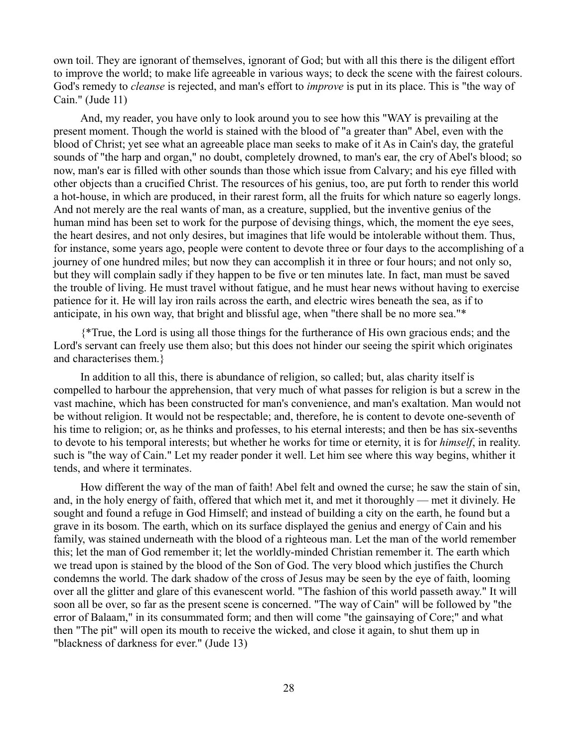own toil. They are ignorant of themselves, ignorant of God; but with all this there is the diligent effort to improve the world; to make life agreeable in various ways; to deck the scene with the fairest colours. God's remedy to *cleanse* is rejected, and man's effort to *improve* is put in its place. This is "the way of Cain." (Jude 11)

And, my reader, you have only to look around you to see how this "WAY is prevailing at the present moment. Though the world is stained with the blood of "a greater than" Abel, even with the blood of Christ; yet see what an agreeable place man seeks to make of it As in Cain's day, the grateful sounds of "the harp and organ," no doubt, completely drowned, to man's ear, the cry of Abel's blood; so now, man's ear is filled with other sounds than those which issue from Calvary; and his eye filled with other objects than a crucified Christ. The resources of his genius, too, are put forth to render this world a hot-house, in which are produced, in their rarest form, all the fruits for which nature so eagerly longs. And not merely are the real wants of man, as a creature, supplied, but the inventive genius of the human mind has been set to work for the purpose of devising things, which, the moment the eye sees, the heart desires, and not only desires, but imagines that life would be intolerable without them. Thus, for instance, some years ago, people were content to devote three or four days to the accomplishing of a journey of one hundred miles; but now they can accomplish it in three or four hours; and not only so, but they will complain sadly if they happen to be five or ten minutes late. In fact, man must be saved the trouble of living. He must travel without fatigue, and he must hear news without having to exercise patience for it. He will lay iron rails across the earth, and electric wires beneath the sea, as if to anticipate, in his own way, that bright and blissful age, when "there shall be no more sea."*

{*True, the Lord is using all those things for the furtherance of His own gracious ends; and the Lord's servant can freely use them also; but this does not hinder our seeing the spirit which originates and characterises them.}

In addition to all this, there is abundance of religion, so called; but, alas charity itself is compelled to harbour the apprehension, that very much of what passes for religion is but a screw in the vast machine, which has been constructed for man's convenience, and man's exaltation. Man would not be without religion. It would not be respectable; and, therefore, he is content to devote one-seventh of his time to religion; or, as he thinks and professes, to his eternal interests; and then be has six-sevenths to devote to his temporal interests; but whether he works for time or eternity, it is for *himself*, in reality. such is "the way of Cain." Let my reader ponder it well. Let him see where this way begins, whither it tends, and where it terminates.

How different the way of the man of faith! Abel felt and owned the curse; he saw the stain of sin, and, in the holy energy of faith, offered that which met it, and met it thoroughly — met it divinely. He sought and found a refuge in God Himself; and instead of building a city on the earth, he found but a grave in its bosom. The earth, which on its surface displayed the genius and energy of Cain and his family, was stained underneath with the blood of a righteous man. Let the man of the world remember this; let the man of God remember it; let the worldly-minded Christian remember it. The earth which we tread upon is stained by the blood of the Son of God. The very blood which justifies the Church condemns the world. The dark shadow of the cross of Jesus may be seen by the eye of faith, looming over all the glitter and glare of this evanescent world. "The fashion of this world passeth away." It will soon all be over, so far as the present scene is concerned. "The way of Cain" will be followed by "the error of Balaam," in its consummated form; and then will come "the gainsaying of Core;" and what then "The pit" will open its mouth to receive the wicked, and close it again, to shut them up in "blackness of darkness for ever." (Jude 13)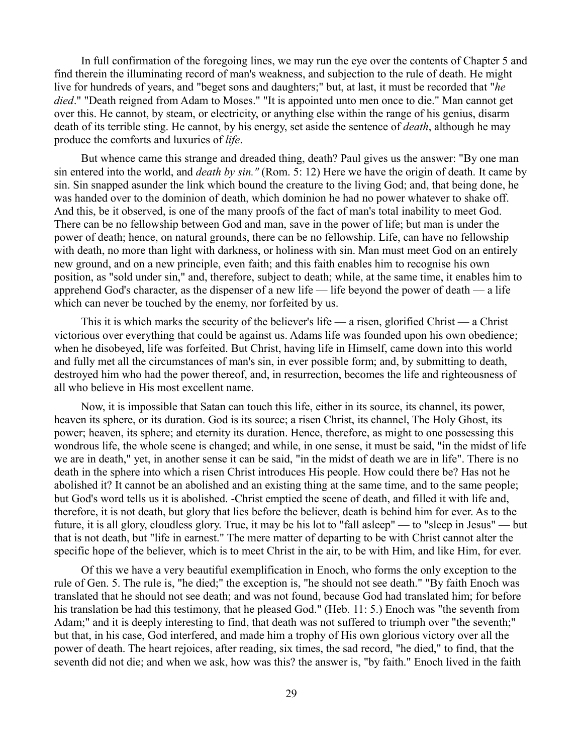In full confirmation of the foregoing lines, we may run the eye over the contents of Chapter 5 and find therein the illuminating record of man's weakness, and subjection to the rule of death. He might live for hundreds of years, and "beget sons and daughters;" but, at last, it must be recorded that "*he died*." "Death reigned from Adam to Moses." "It is appointed unto men once to die." Man cannot get over this. He cannot, by steam, or electricity, or anything else within the range of his genius, disarm death of its terrible sting. He cannot, by his energy, set aside the sentence of *death*, although he may produce the comforts and luxuries of *life*.

But whence came this strange and dreaded thing, death? Paul gives us the answer: "By one man sin entered into the world, and *death by sin."* (Rom. 5: 12) Here we have the origin of death. It came by sin. Sin snapped asunder the link which bound the creature to the living God; and, that being done, he was handed over to the dominion of death, which dominion he had no power whatever to shake off. And this, be it observed, is one of the many proofs of the fact of man's total inability to meet God. There can be no fellowship between God and man, save in the power of life; but man is under the power of death; hence, on natural grounds, there can be no fellowship. Life, can have no fellowship with death, no more than light with darkness, or holiness with sin. Man must meet God on an entirely new ground, and on a new principle, even faith; and this faith enables him to recognise his own position, as "sold under sin," and, therefore, subject to death; while, at the same time, it enables him to apprehend God's character, as the dispenser of a new life — life beyond the power of death — a life which can never be touched by the enemy, nor forfeited by us.

This it is which marks the security of the believer's life — a risen, glorified Christ — a Christ victorious over everything that could be against us. Adams life was founded upon his own obedience; when he disobeyed, life was forfeited. But Christ, having life in Himself, came down into this world and fully met all the circumstances of man's sin, in ever possible form; and, by submitting to death, destroyed him who had the power thereof, and, in resurrection, becomes the life and righteousness of all who believe in His most excellent name.

Now, it is impossible that Satan can touch this life, either in its source, its channel, its power, heaven its sphere, or its duration. God is its source; a risen Christ, its channel, The Holy Ghost, its power; heaven, its sphere; and eternity its duration. Hence, therefore, as might to one possessing this wondrous life, the whole scene is changed; and while, in one sense, it must be said, "in the midst of life we are in death," yet, in another sense it can be said, "in the midst of death we are in life". There is no death in the sphere into which a risen Christ introduces His people. How could there be? Has not he abolished it? It cannot be an abolished and an existing thing at the same time, and to the same people; but God's word tells us it is abolished. -Christ emptied the scene of death, and filled it with life and, therefore, it is not death, but glory that lies before the believer, death is behind him for ever. As to the future, it is all glory, cloudless glory. True, it may be his lot to "fall asleep" — to "sleep in Jesus" — but that is not death, but "life in earnest." The mere matter of departing to be with Christ cannot alter the specific hope of the believer, which is to meet Christ in the air, to be with Him, and like Him, for ever.

Of this we have a very beautiful exemplification in Enoch, who forms the only exception to the rule of Gen. 5. The rule is, "he died;" the exception is, "he should not see death." "By faith Enoch was translated that he should not see death; and was not found, because God had translated him; for before his translation he had this testimony, that he pleased God." (Heb. 11: 5.) Enoch was "the seventh from Adam;" and it is deeply interesting to find, that death was not suffered to triumph over "the seventh;" but that, in his case, God interfered, and made him a trophy of His own glorious victory over all the power of death. The heart rejoices, after reading, six times, the sad record, "he died," to find, that the seventh did not die; and when we ask, how was this? the answer is, "by faith." Enoch lived in the faith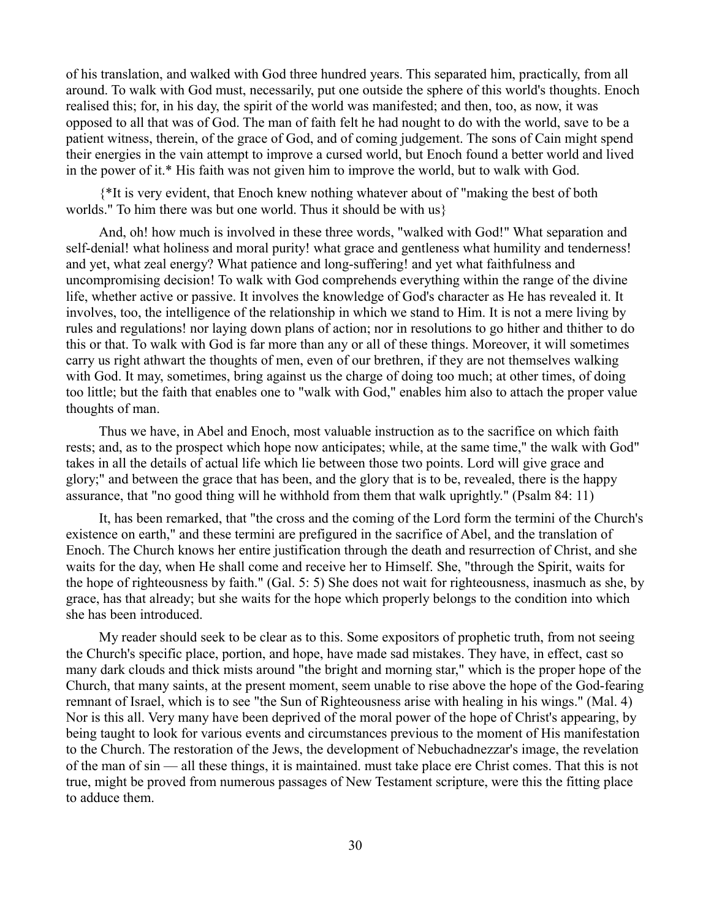of his translation, and walked with God three hundred years. This separated him, practically, from all around. To walk with God must, necessarily, put one outside the sphere of this world's thoughts. Enoch realised this; for, in his day, the spirit of the world was manifested; and then, too, as now, it was opposed to all that was of God. The man of faith felt he had nought to do with the world, save to be a patient witness, therein, of the grace of God, and of coming judgement. The sons of Cain might spend their energies in the vain attempt to improve a cursed world, but Enoch found a better world and lived in the power of it.* His faith was not given him to improve the world, but to walk with God.

{*It is very evident, that Enoch knew nothing whatever about of "making the best of both worlds." To him there was but one world. Thus it should be with us}

And, oh! how much is involved in these three words, "walked with God!" What separation and self-denial! what holiness and moral purity! what grace and gentleness what humility and tenderness! and yet, what zeal energy? What patience and long-suffering! and yet what faithfulness and uncompromising decision! To walk with God comprehends everything within the range of the divine life, whether active or passive. It involves the knowledge of God's character as He has revealed it. It involves, too, the intelligence of the relationship in which we stand to Him. It is not a mere living by rules and regulations! nor laying down plans of action; nor in resolutions to go hither and thither to do this or that. To walk with God is far more than any or all of these things. Moreover, it will sometimes carry us right athwart the thoughts of men, even of our brethren, if they are not themselves walking with God. It may, sometimes, bring against us the charge of doing too much; at other times, of doing too little; but the faith that enables one to "walk with God," enables him also to attach the proper value thoughts of man.

Thus we have, in Abel and Enoch, most valuable instruction as to the sacrifice on which faith rests; and, as to the prospect which hope now anticipates; while, at the same time," the walk with God" takes in all the details of actual life which lie between those two points. Lord will give grace and glory;" and between the grace that has been, and the glory that is to be, revealed, there is the happy assurance, that "no good thing will he withhold from them that walk uprightly." (Psalm 84: 11)

It, has been remarked, that "the cross and the coming of the Lord form the termini of the Church's existence on earth," and these termini are prefigured in the sacrifice of Abel, and the translation of Enoch. The Church knows her entire justification through the death and resurrection of Christ, and she waits for the day, when He shall come and receive her to Himself. She, "through the Spirit, waits for the hope of righteousness by faith." (Gal. 5: 5) She does not wait for righteousness, inasmuch as she, by grace, has that already; but she waits for the hope which properly belongs to the condition into which she has been introduced.

My reader should seek to be clear as to this. Some expositors of prophetic truth, from not seeing the Church's specific place, portion, and hope, have made sad mistakes. They have, in effect, cast so many dark clouds and thick mists around "the bright and morning star," which is the proper hope of the Church, that many saints, at the present moment, seem unable to rise above the hope of the God-fearing remnant of Israel, which is to see "the Sun of Righteousness arise with healing in his wings." (Mal. 4) Nor is this all. Very many have been deprived of the moral power of the hope of Christ's appearing, by being taught to look for various events and circumstances previous to the moment of His manifestation to the Church. The restoration of the Jews, the development of Nebuchadnezzar's image, the revelation of the man of sin — all these things, it is maintained. must take place ere Christ comes. That this is not true, might be proved from numerous passages of New Testament scripture, were this the fitting place to adduce them.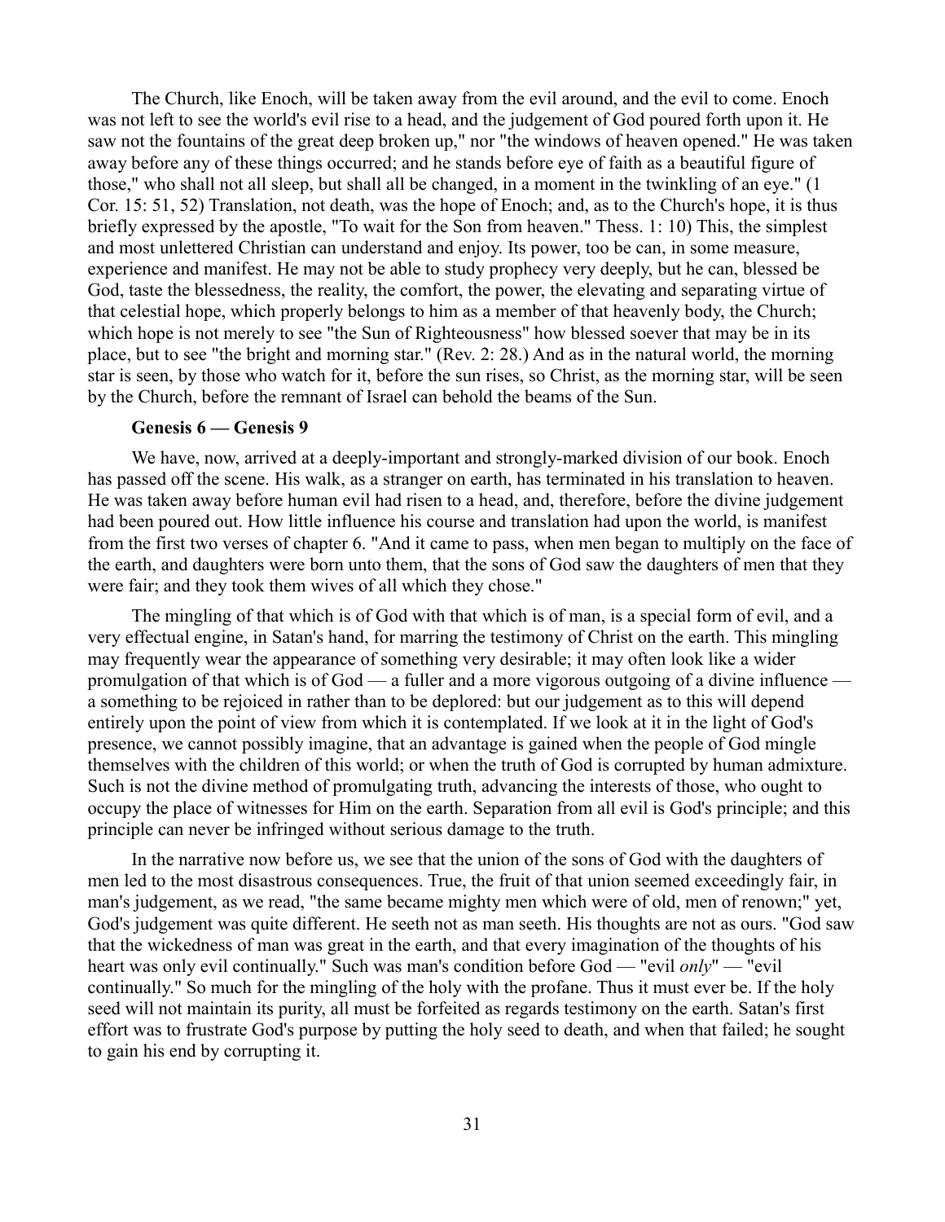The Church, like Enoch, will be taken away from the evil around, and the evil to come. Enoch was not left to see the world's evil rise to a head, and the judgement of God poured forth upon it. He saw not the fountains of the great deep broken up," nor "the windows of heaven opened." He was taken away before any of these things occurred; and he stands before eye of faith as a beautiful figure of those," who shall not all sleep, but shall all be changed, in a moment in the twinkling of an eye." (1 Cor. 15: 51, 52) Translation, not death, was the hope of Enoch; and, as to the Church's hope, it is thus briefly expressed by the apostle, "To wait for the Son from heaven." Thess. 1: 10) This, the simplest and most unlettered Christian can understand and enjoy. Its power, too be can, in some measure, experience and manifest. He may not be able to study prophecy very deeply, but he can, blessed be God, taste the blessedness, the reality, the comfort, the power, the elevating and separating virtue of that celestial hope, which properly belongs to him as a member of that heavenly body, the Church; which hope is not merely to see "the Sun of Righteousness" how blessed soever that may be in its place, but to see "the bright and morning star." (Rev. 2: 28.) And as in the natural world, the morning star is seen, by those who watch for it, before the sun rises, so Christ, as the morning star, will be seen by the Church, before the remnant of Israel can behold the beams of the Sun.

**Genesis 6 — Genesis 9**

We have, now, arrived at a deeply-important and strongly-marked division of our book. Enoch has passed off the scene. His walk, as a stranger on earth, has terminated in his translation to heaven. He was taken away before human evil had risen to a head, and, therefore, before the divine judgement had been poured out. How little influence his course and translation had upon the world, is manifest from the first two verses of chapter 6. "And it came to pass, when men began to multiply on the face of the earth, and daughters were born unto them, that the sons of God saw the daughters of men that they were fair; and they took them wives of all which they chose."

The mingling of that which is of God with that which is of man, is a special form of evil, and a very effectual engine, in Satan's hand, for marring the testimony of Christ on the earth. This mingling may frequently wear the appearance of something very desirable; it may often look like a wider promulgation of that which is of God — a fuller and a more vigorous outgoing of a divine influence — a something to be rejoiced in rather than to be deplored: but our judgement as to this will depend entirely upon the point of view from which it is contemplated. If we look at it in the light of God's presence, we cannot possibly imagine, that an advantage is gained when the people of God mingle themselves with the children of this world; or when the truth of God is corrupted by human admixture. Such is not the divine method of promulgating truth, advancing the interests of those, who ought to occupy the place of witnesses for Him on the earth. Separation from all evil is God's principle; and this principle can never be infringed without serious damage to the truth.

In the narrative now before us, we see that the union of the sons of God with the daughters of men led to the most disastrous consequences. True, the fruit of that union seemed exceedingly fair, in man's judgement, as we read, "the same became mighty men which were of old, men of renown;" yet, God's judgement was quite different. He seeth not as man seeth. His thoughts are not as ours. "God saw that the wickedness of man was great in the earth, and that every imagination of the thoughts of his heart was only evil continually." Such was man's condition before God — "evil *only*" — "evil continually." So much for the mingling of the holy with the profane. Thus it must ever be. If the holy seed will not maintain its purity, all must be forfeited as regards testimony on the earth. Satan's first effort was to frustrate God's purpose by putting the holy seed to death, and when that failed; he sought to gain his end by corrupting it.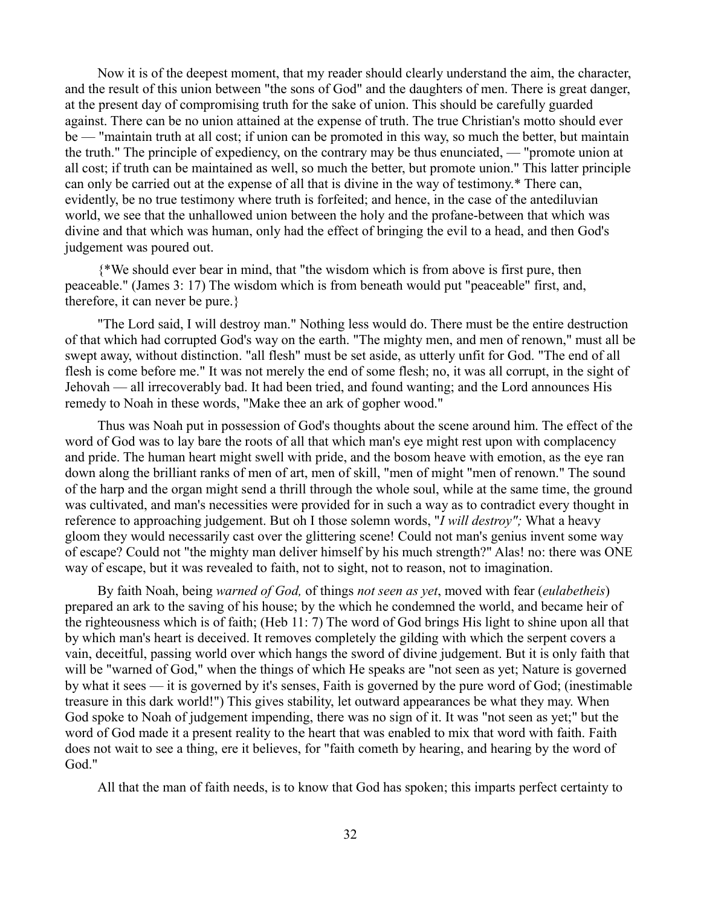Now it is of the deepest moment, that my reader should clearly understand the aim, the character, and the result of this union between "the sons of God" and the daughters of men. There is great danger, at the present day of compromising truth for the sake of union. This should be carefully guarded against. There can be no union attained at the expense of truth. The true Christian's motto should ever be — "maintain truth at all cost; if union can be promoted in this way, so much the better, but maintain the truth." The principle of expediency, on the contrary may be thus enunciated, — "promote union at all cost; if truth can be maintained as well, so much the better, but promote union." This latter principle can only be carried out at the expense of all that is divine in the way of testimony.* There can, evidently, be no true testimony where truth is forfeited; and hence, in the case of the antediluvian world, we see that the unhallowed union between the holy and the profane-between that which was divine and that which was human, only had the effect of bringing the evil to a head, and then God's judgement was poured out.

{*We should ever bear in mind, that "the wisdom which is from above is first pure, then peaceable." (James 3: 17) The wisdom which is from beneath would put "peaceable" first, and, therefore, it can never be pure.}

"The Lord said, I will destroy man." Nothing less would do. There must be the entire destruction of that which had corrupted God's way on the earth. "The mighty men, and men of renown," must all be swept away, without distinction. "all flesh" must be set aside, as utterly unfit for God. "The end of all flesh is come before me." It was not merely the end of some flesh; no, it was all corrupt, in the sight of Jehovah — all irrecoverably bad. It had been tried, and found wanting; and the Lord announces His remedy to Noah in these words, "Make thee an ark of gopher wood."

Thus was Noah put in possession of God's thoughts about the scene around him. The effect of the word of God was to lay bare the roots of all that which man's eye might rest upon with complacency and pride. The human heart might swell with pride, and the bosom heave with emotion, as the eye ran down along the brilliant ranks of men of art, men of skill, "men of might "men of renown." The sound of the harp and the organ might send a thrill through the whole soul, while at the same time, the ground was cultivated, and man's necessities were provided for in such a way as to contradict every thought in reference to approaching judgement. But oh I those solemn words, "*I will destroy";* What a heavy gloom they would necessarily cast over the glittering scene! Could not man's genius invent some way of escape? Could not "the mighty man deliver himself by his much strength?" Alas! no: there was ONE way of escape, but it was revealed to faith, not to sight, not to reason, not to imagination.

By faith Noah, being *warned of God,* of things *not seen as yet*, moved with fear (*eulabetheis*) prepared an ark to the saving of his house; by the which he condemned the world, and became heir of the righteousness which is of faith; (Heb 11: 7) The word of God brings His light to shine upon all that by which man's heart is deceived. It removes completely the gilding with which the serpent covers a vain, deceitful, passing world over which hangs the sword of divine judgement. But it is only faith that will be "warned of God," when the things of which He speaks are "not seen as yet; Nature is governed by what it sees — it is governed by it's senses, Faith is governed by the pure word of God; (inestimable treasure in this dark world!") This gives stability, let outward appearances be what they may. When God spoke to Noah of judgement impending, there was no sign of it. It was "not seen as yet;" but the word of God made it a present reality to the heart that was enabled to mix that word with faith. Faith does not wait to see a thing, ere it believes, for "faith cometh by hearing, and hearing by the word of God."

All that the man of faith needs, is to know that God has spoken; this imparts perfect certainty to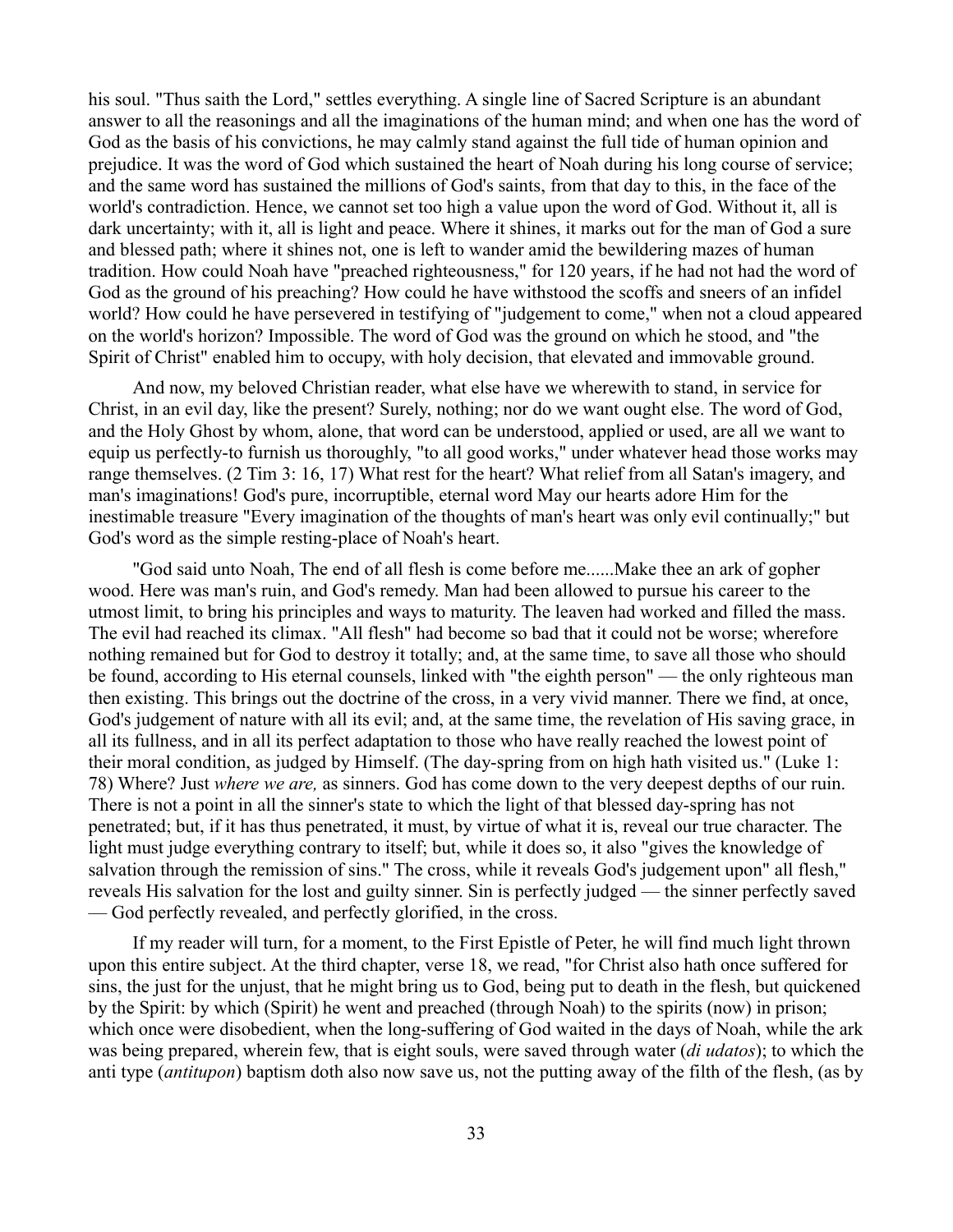his soul. "Thus saith the Lord," settles everything. A single line of Sacred Scripture is an abundant answer to all the reasonings and all the imaginations of the human mind; and when one has the word of God as the basis of his convictions, he may calmly stand against the full tide of human opinion and prejudice. It was the word of God which sustained the heart of Noah during his long course of service; and the same word has sustained the millions of God's saints, from that day to this, in the face of the world's contradiction. Hence, we cannot set too high a value upon the word of God. Without it, all is dark uncertainty; with it, all is light and peace. Where it shines, it marks out for the man of God a sure and blessed path; where it shines not, one is left to wander amid the bewildering mazes of human tradition. How could Noah have "preached righteousness," for 120 years, if he had not had the word of God as the ground of his preaching? How could he have withstood the scoffs and sneers of an infidel world? How could he have persevered in testifying of "judgement to come," when not a cloud appeared on the world's horizon? Impossible. The word of God was the ground on which he stood, and "the Spirit of Christ" enabled him to occupy, with holy decision, that elevated and immovable ground.

And now, my beloved Christian reader, what else have we wherewith to stand, in service for Christ, in an evil day, like the present? Surely, nothing; nor do we want ought else. The word of God, and the Holy Ghost by whom, alone, that word can be understood, applied or used, are all we want to equip us perfectly-to furnish us thoroughly, "to all good works," under whatever head those works may range themselves. (2 Tim 3: 16, 17) What rest for the heart? What relief from all Satan's imagery, and man's imaginations! God's pure, incorruptible, eternal word May our hearts adore Him for the inestimable treasure "Every imagination of the thoughts of man's heart was only evil continually;" but God's word as the simple resting-place of Noah's heart.

"God said unto Noah, The end of all flesh is come before me......Make thee an ark of gopher wood. Here was man's ruin, and God's remedy. Man had been allowed to pursue his career to the utmost limit, to bring his principles and ways to maturity. The leaven had worked and filled the mass. The evil had reached its climax. "All flesh" had become so bad that it could not be worse; wherefore nothing remained but for God to destroy it totally; and, at the same time, to save all those who should be found, according to His eternal counsels, linked with "the eighth person" — the only righteous man then existing. This brings out the doctrine of the cross, in a very vivid manner. There we find, at once, God's judgement of nature with all its evil; and, at the same time, the revelation of His saving grace, in all its fullness, and in all its perfect adaptation to those who have really reached the lowest point of their moral condition, as judged by Himself. (The day-spring from on high hath visited us." (Luke 1: 78) Where? Just *where we are,* as sinners. God has come down to the very deepest depths of our ruin. There is not a point in all the sinner's state to which the light of that blessed day-spring has not penetrated; but, if it has thus penetrated, it must, by virtue of what it is, reveal our true character. The light must judge everything contrary to itself; but, while it does so, it also "gives the knowledge of salvation through the remission of sins." The cross, while it reveals God's judgement upon" all flesh," reveals His salvation for the lost and guilty sinner. Sin is perfectly judged — the sinner perfectly saved — God perfectly revealed, and perfectly glorified, in the cross.

If my reader will turn, for a moment, to the First Epistle of Peter, he will find much light thrown upon this entire subject. At the third chapter, verse 18, we read, "for Christ also hath once suffered for sins, the just for the unjust, that he might bring us to God, being put to death in the flesh, but quickened by the Spirit: by which (Spirit) he went and preached (through Noah) to the spirits (now) in prison; which once were disobedient, when the long-suffering of God waited in the days of Noah, while the ark was being prepared, wherein few, that is eight souls, were saved through water (*di udatos*); to which the anti type (*antitupon*) baptism doth also now save us, not the putting away of the filth of the flesh, (as by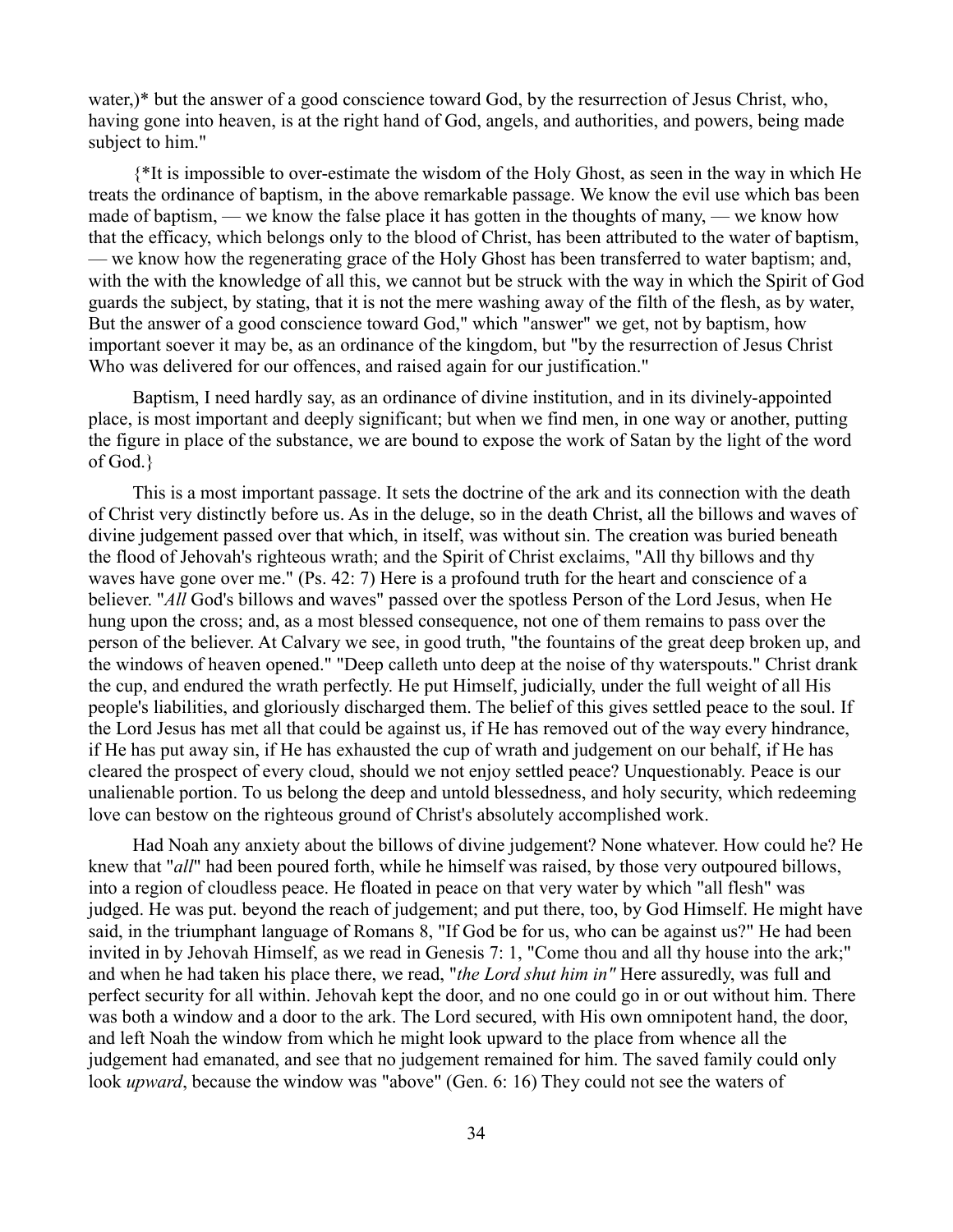water,)* but the answer of a good conscience toward God, by the resurrection of Jesus Christ, who, having gone into heaven, is at the right hand of God, angels, and authorities, and powers, being made subject to him."

{*It is impossible to over-estimate the wisdom of the Holy Ghost, as seen in the way in which He treats the ordinance of baptism, in the above remarkable passage. We know the evil use which bas been made of baptism, — we know the false place it has gotten in the thoughts of many, — we know how that the efficacy, which belongs only to the blood of Christ, has been attributed to the water of baptism, — we know how the regenerating grace of the Holy Ghost has been transferred to water baptism; and, with the with the knowledge of all this, we cannot but be struck with the way in which the Spirit of God guards the subject, by stating, that it is not the mere washing away of the filth of the flesh, as by water, But the answer of a good conscience toward God," which "answer" we get, not by baptism, how important soever it may be, as an ordinance of the kingdom, but "by the resurrection of Jesus Christ Who was delivered for our offences, and raised again for our justification."

Baptism, I need hardly say, as an ordinance of divine institution, and in its divinely-appointed place, is most important and deeply significant; but when we find men, in one way or another, putting the figure in place of the substance, we are bound to expose the work of Satan by the light of the word of God.}

This is a most important passage. It sets the doctrine of the ark and its connection with the death of Christ very distinctly before us. As in the deluge, so in the death Christ, all the billows and waves of divine judgement passed over that which, in itself, was without sin. The creation was buried beneath the flood of Jehovah's righteous wrath; and the Spirit of Christ exclaims, "All thy billows and thy waves have gone over me." (Ps. 42: 7) Here is a profound truth for the heart and conscience of a believer. "*All* God's billows and waves" passed over the spotless Person of the Lord Jesus, when He hung upon the cross; and, as a most blessed consequence, not one of them remains to pass over the person of the believer. At Calvary we see, in good truth, "the fountains of the great deep broken up, and the windows of heaven opened." "Deep calleth unto deep at the noise of thy waterspouts." Christ drank the cup, and endured the wrath perfectly. He put Himself, judicially, under the full weight of all His people's liabilities, and gloriously discharged them. The belief of this gives settled peace to the soul. If the Lord Jesus has met all that could be against us, if He has removed out of the way every hindrance, if He has put away sin, if He has exhausted the cup of wrath and judgement on our behalf, if He has cleared the prospect of every cloud, should we not enjoy settled peace? Unquestionably. Peace is our unalienable portion. To us belong the deep and untold blessedness, and holy security, which redeeming love can bestow on the righteous ground of Christ's absolutely accomplished work.

Had Noah any anxiety about the billows of divine judgement? None whatever. How could he? He knew that "*all*" had been poured forth, while he himself was raised, by those very outpoured billows, into a region of cloudless peace. He floated in peace on that very water by which "all flesh" was judged. He was put. beyond the reach of judgement; and put there, too, by God Himself. He might have said, in the triumphant language of Romans 8, "If God be for us, who can be against us?" He had been invited in by Jehovah Himself, as we read in Genesis 7: 1, "Come thou and all thy house into the ark;" and when he had taken his place there, we read, "*the Lord shut him in"* Here assuredly, was full and perfect security for all within. Jehovah kept the door, and no one could go in or out without him. There was both a window and a door to the ark. The Lord secured, with His own omnipotent hand, the door, and left Noah the window from which he might look upward to the place from whence all the judgement had emanated, and see that no judgement remained for him. The saved family could only look *upward*, because the window was "above" (Gen. 6: 16) They could not see the waters of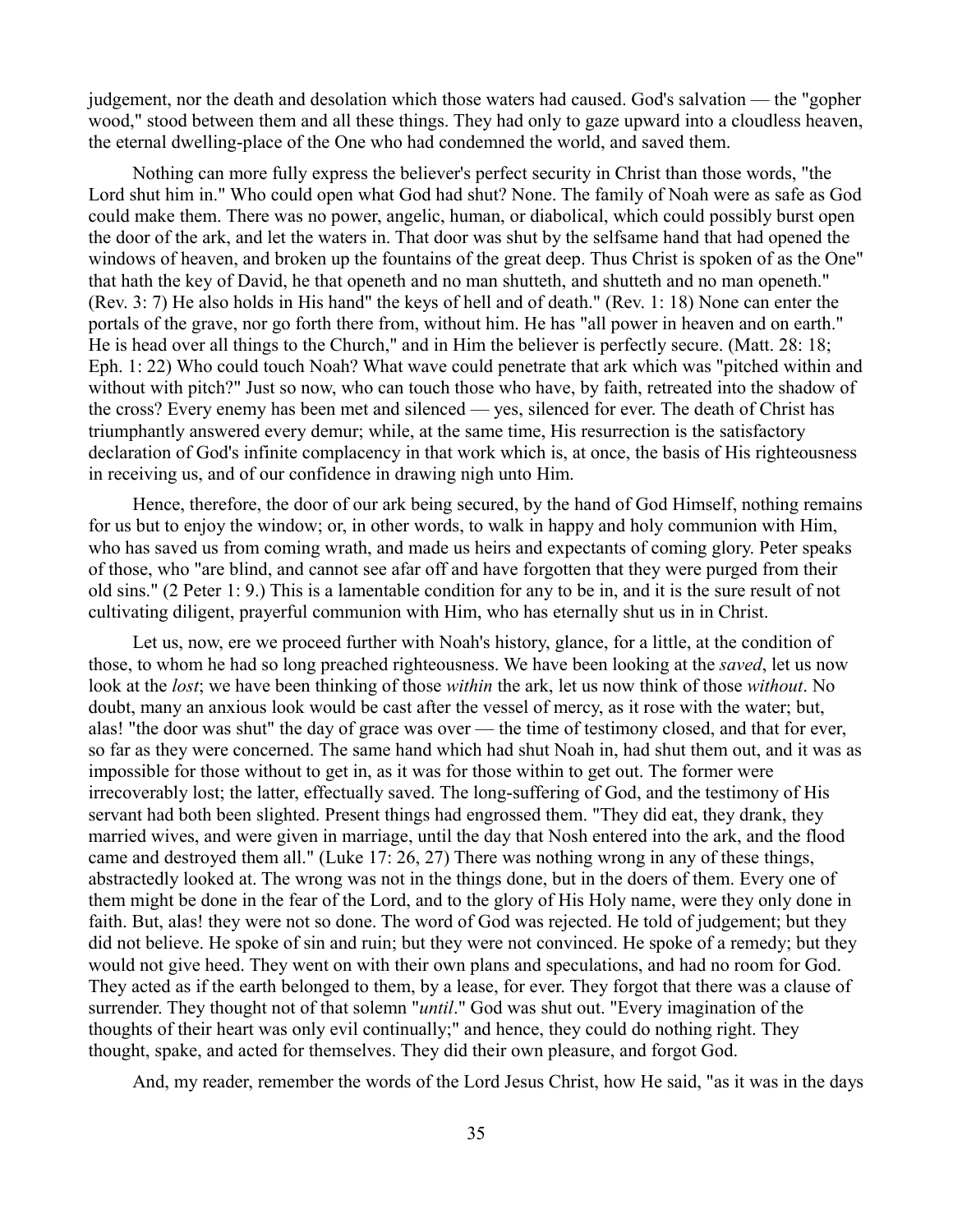judgement, nor the death and desolation which those waters had caused. God's salvation — the "gopher wood," stood between them and all these things. They had only to gaze upward into a cloudless heaven, the eternal dwelling-place of the One who had condemned the world, and saved them.

Nothing can more fully express the believer's perfect security in Christ than those words, "the Lord shut him in." Who could open what God had shut? None. The family of Noah were as safe as God could make them. There was no power, angelic, human, or diabolical, which could possibly burst open the door of the ark, and let the waters in. That door was shut by the selfsame hand that had opened the windows of heaven, and broken up the fountains of the great deep. Thus Christ is spoken of as the One" that hath the key of David, he that openeth and no man shutteth, and shutteth and no man openeth." (Rev. 3: 7) He also holds in His hand" the keys of hell and of death." (Rev. 1: 18) None can enter the portals of the grave, nor go forth there from, without him. He has "all power in heaven and on earth." He is head over all things to the Church," and in Him the believer is perfectly secure. (Matt. 28: 18; Eph. 1: 22) Who could touch Noah? What wave could penetrate that ark which was "pitched within and without with pitch?" Just so now, who can touch those who have, by faith, retreated into the shadow of the cross? Every enemy has been met and silenced — yes, silenced for ever. The death of Christ has triumphantly answered every demur; while, at the same time, His resurrection is the satisfactory declaration of God's infinite complacency in that work which is, at once, the basis of His righteousness in receiving us, and of our confidence in drawing nigh unto Him.

Hence, therefore, the door of our ark being secured, by the hand of God Himself, nothing remains for us but to enjoy the window; or, in other words, to walk in happy and holy communion with Him, who has saved us from coming wrath, and made us heirs and expectants of coming glory. Peter speaks of those, who "are blind, and cannot see afar off and have forgotten that they were purged from their old sins." (2 Peter 1: 9.) This is a lamentable condition for any to be in, and it is the sure result of not cultivating diligent, prayerful communion with Him, who has eternally shut us in in Christ.

Let us, now, ere we proceed further with Noah's history, glance, for a little, at the condition of those, to whom he had so long preached righteousness. We have been looking at the *saved*, let us now look at the *lost*; we have been thinking of those *within* the ark, let us now think of those *without*. No doubt, many an anxious look would be cast after the vessel of mercy, as it rose with the water; but, alas! "the door was shut" the day of grace was over — the time of testimony closed, and that for ever, so far as they were concerned. The same hand which had shut Noah in, had shut them out, and it was as impossible for those without to get in, as it was for those within to get out. The former were irrecoverably lost; the latter, effectually saved. The long-suffering of God, and the testimony of His servant had both been slighted. Present things had engrossed them. "They did eat, they drank, they married wives, and were given in marriage, until the day that Nosh entered into the ark, and the flood came and destroyed them all." (Luke 17: 26, 27) There was nothing wrong in any of these things, abstractedly looked at. The wrong was not in the things done, but in the doers of them. Every one of them might be done in the fear of the Lord, and to the glory of His Holy name, were they only done in faith. But, alas! they were not so done. The word of God was rejected. He told of judgement; but they did not believe. He spoke of sin and ruin; but they were not convinced. He spoke of a remedy; but they would not give heed. They went on with their own plans and speculations, and had no room for God. They acted as if the earth belonged to them, by a lease, for ever. They forgot that there was a clause of surrender. They thought not of that solemn "*until*." God was shut out. "Every imagination of the thoughts of their heart was only evil continually;" and hence, they could do nothing right. They thought, spake, and acted for themselves. They did their own pleasure, and forgot God.

And, my reader, remember the words of the Lord Jesus Christ, how He said, "as it was in the days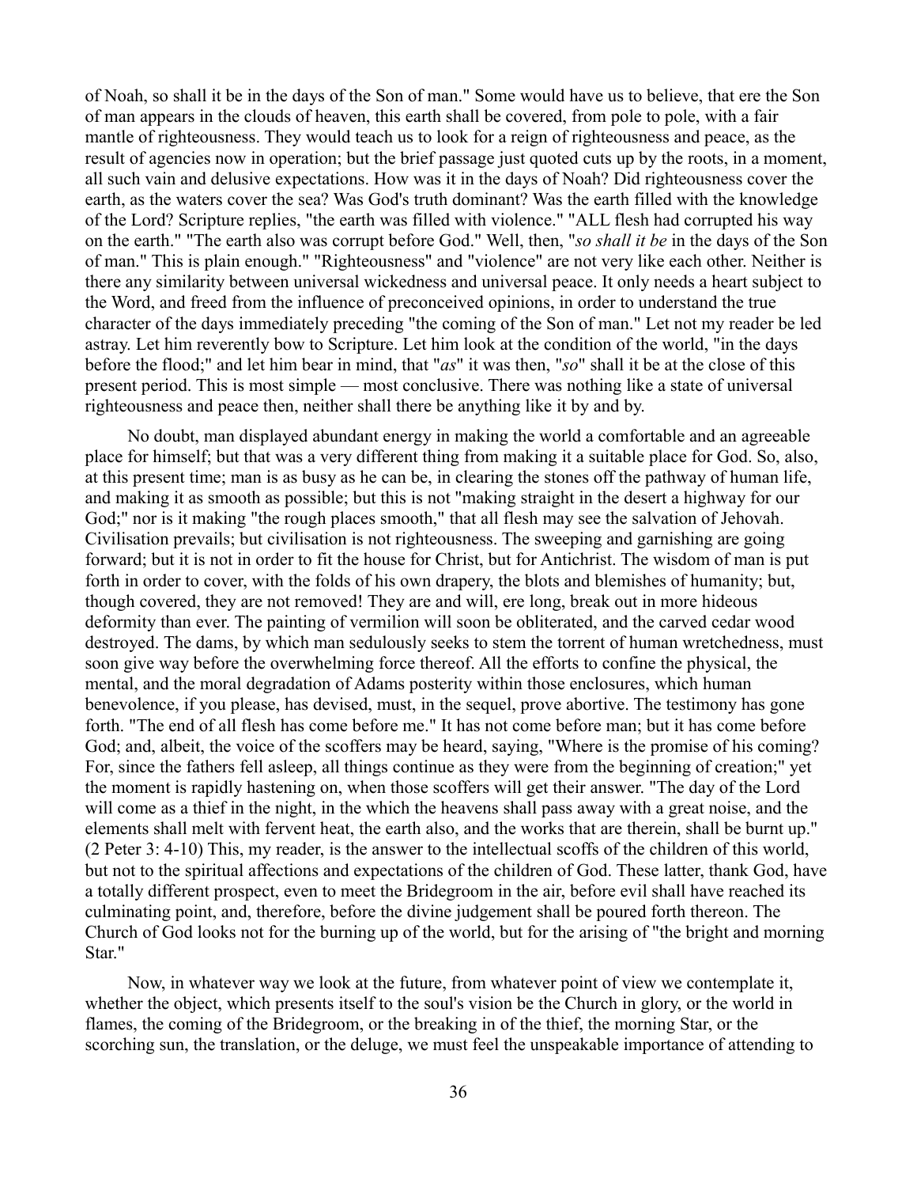of Noah, so shall it be in the days of the Son of man." Some would have us to believe, that ere the Son of man appears in the clouds of heaven, this earth shall be covered, from pole to pole, with a fair mantle of righteousness. They would teach us to look for a reign of righteousness and peace, as the result of agencies now in operation; but the brief passage just quoted cuts up by the roots, in a moment, all such vain and delusive expectations. How was it in the days of Noah? Did righteousness cover the earth, as the waters cover the sea? Was God's truth dominant? Was the earth filled with the knowledge of the Lord? Scripture replies, "the earth was filled with violence." "ALL flesh had corrupted his way on the earth." "The earth also was corrupt before God." Well, then, "*so shall it be* in the days of the Son of man." This is plain enough." "Righteousness" and "violence" are not very like each other. Neither is there any similarity between universal wickedness and universal peace. It only needs a heart subject to the Word, and freed from the influence of preconceived opinions, in order to understand the true character of the days immediately preceding "the coming of the Son of man." Let not my reader be led astray. Let him reverently bow to Scripture. Let him look at the condition of the world, "in the days before the flood;" and let him bear in mind, that "*as*" it was then, "*so*" shall it be at the close of this present period. This is most simple — most conclusive. There was nothing like a state of universal righteousness and peace then, neither shall there be anything like it by and by.

No doubt, man displayed abundant energy in making the world a comfortable and an agreeable place for himself; but that was a very different thing from making it a suitable place for God. So, also, at this present time; man is as busy as he can be, in clearing the stones off the pathway of human life, and making it as smooth as possible; but this is not "making straight in the desert a highway for our God;" nor is it making "the rough places smooth," that all flesh may see the salvation of Jehovah. Civilisation prevails; but civilisation is not righteousness. The sweeping and garnishing are going forward; but it is not in order to fit the house for Christ, but for Antichrist. The wisdom of man is put forth in order to cover, with the folds of his own drapery, the blots and blemishes of humanity; but, though covered, they are not removed! They are and will, ere long, break out in more hideous deformity than ever. The painting of vermilion will soon be obliterated, and the carved cedar wood destroyed. The dams, by which man sedulously seeks to stem the torrent of human wretchedness, must soon give way before the overwhelming force thereof. All the efforts to confine the physical, the mental, and the moral degradation of Adams posterity within those enclosures, which human benevolence, if you please, has devised, must, in the sequel, prove abortive. The testimony has gone forth. "The end of all flesh has come before me." It has not come before man; but it has come before God; and, albeit, the voice of the scoffers may be heard, saying, "Where is the promise of his coming? For, since the fathers fell asleep, all things continue as they were from the beginning of creation;" yet the moment is rapidly hastening on, when those scoffers will get their answer. "The day of the Lord will come as a thief in the night, in the which the heavens shall pass away with a great noise, and the elements shall melt with fervent heat, the earth also, and the works that are therein, shall be burnt up." (2 Peter 3: 4-10) This, my reader, is the answer to the intellectual scoffs of the children of this world, but not to the spiritual affections and expectations of the children of God. These latter, thank God, have a totally different prospect, even to meet the Bridegroom in the air, before evil shall have reached its culminating point, and, therefore, before the divine judgement shall be poured forth thereon. The Church of God looks not for the burning up of the world, but for the arising of "the bright and morning Star."

Now, in whatever way we look at the future, from whatever point of view we contemplate it, whether the object, which presents itself to the soul's vision be the Church in glory, or the world in flames, the coming of the Bridegroom, or the breaking in of the thief, the morning Star, or the scorching sun, the translation, or the deluge, we must feel the unspeakable importance of attending to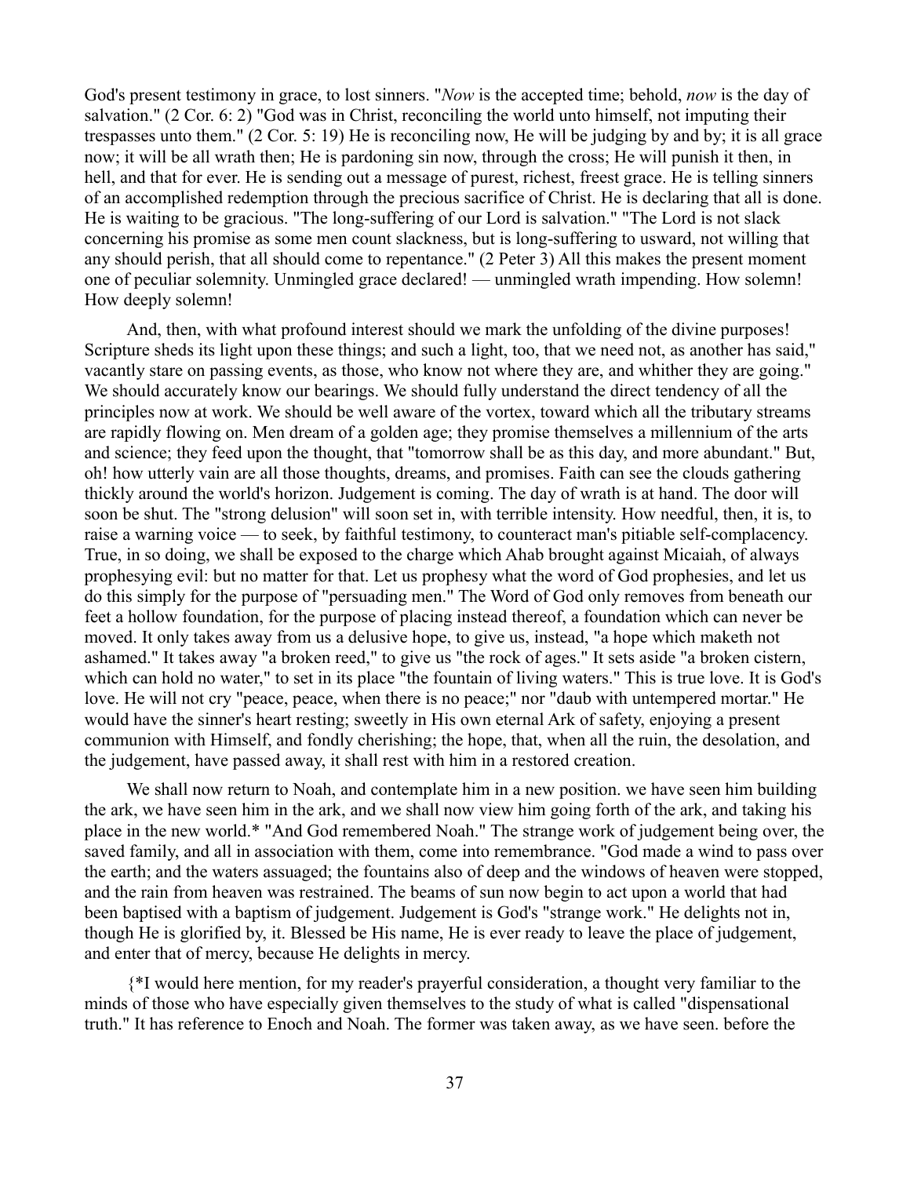God's present testimony in grace, to lost sinners. "*Now* is the accepted time; behold, *now* is the day of salvation." (2 Cor. 6: 2) "God was in Christ, reconciling the world unto himself, not imputing their trespasses unto them." (2 Cor. 5: 19) He is reconciling now, He will be judging by and by; it is all grace now; it will be all wrath then; He is pardoning sin now, through the cross; He will punish it then, in hell, and that for ever. He is sending out a message of purest, richest, freest grace. He is telling sinners of an accomplished redemption through the precious sacrifice of Christ. He is declaring that all is done. He is waiting to be gracious. "The long-suffering of our Lord is salvation." "The Lord is not slack concerning his promise as some men count slackness, but is long-suffering to usward, not willing that any should perish, that all should come to repentance." (2 Peter 3) All this makes the present moment one of peculiar solemnity. Unmingled grace declared! — unmingled wrath impending. How solemn! How deeply solemn!

And, then, with what profound interest should we mark the unfolding of the divine purposes! Scripture sheds its light upon these things; and such a light, too, that we need not, as another has said," vacantly stare on passing events, as those, who know not where they are, and whither they are going." We should accurately know our bearings. We should fully understand the direct tendency of all the principles now at work. We should be well aware of the vortex, toward which all the tributary streams are rapidly flowing on. Men dream of a golden age; they promise themselves a millennium of the arts and science; they feed upon the thought, that "tomorrow shall be as this day, and more abundant." But, oh! how utterly vain are all those thoughts, dreams, and promises. Faith can see the clouds gathering thickly around the world's horizon. Judgement is coming. The day of wrath is at hand. The door will soon be shut. The "strong delusion" will soon set in, with terrible intensity. How needful, then, it is, to raise a warning voice — to seek, by faithful testimony, to counteract man's pitiable self-complacency. True, in so doing, we shall be exposed to the charge which Ahab brought against Micaiah, of always prophesying evil: but no matter for that. Let us prophesy what the word of God prophesies, and let us do this simply for the purpose of "persuading men." The Word of God only removes from beneath our feet a hollow foundation, for the purpose of placing instead thereof, a foundation which can never be moved. It only takes away from us a delusive hope, to give us, instead, "a hope which maketh not ashamed." It takes away "a broken reed," to give us "the rock of ages." It sets aside "a broken cistern, which can hold no water," to set in its place "the fountain of living waters." This is true love. It is God's love. He will not cry "peace, peace, when there is no peace;" nor "daub with untempered mortar." He would have the sinner's heart resting; sweetly in His own eternal Ark of safety, enjoying a present communion with Himself, and fondly cherishing; the hope, that, when all the ruin, the desolation, and the judgement, have passed away, it shall rest with him in a restored creation.

We shall now return to Noah, and contemplate him in a new position. we have seen him building the ark, we have seen him in the ark, and we shall now view him going forth of the ark, and taking his place in the new world.* "And God remembered Noah." The strange work of judgement being over, the saved family, and all in association with them, come into remembrance. "God made a wind to pass over the earth; and the waters assuaged; the fountains also of deep and the windows of heaven were stopped, and the rain from heaven was restrained. The beams of sun now begin to act upon a world that had been baptised with a baptism of judgement. Judgement is God's "strange work." He delights not in, though He is glorified by, it. Blessed be His name, He is ever ready to leave the place of judgement, and enter that of mercy, because He delights in mercy.

{*I would here mention, for my reader's prayerful consideration, a thought very familiar to the minds of those who have especially given themselves to the study of what is called "dispensational truth." It has reference to Enoch and Noah. The former was taken away, as we have seen. before the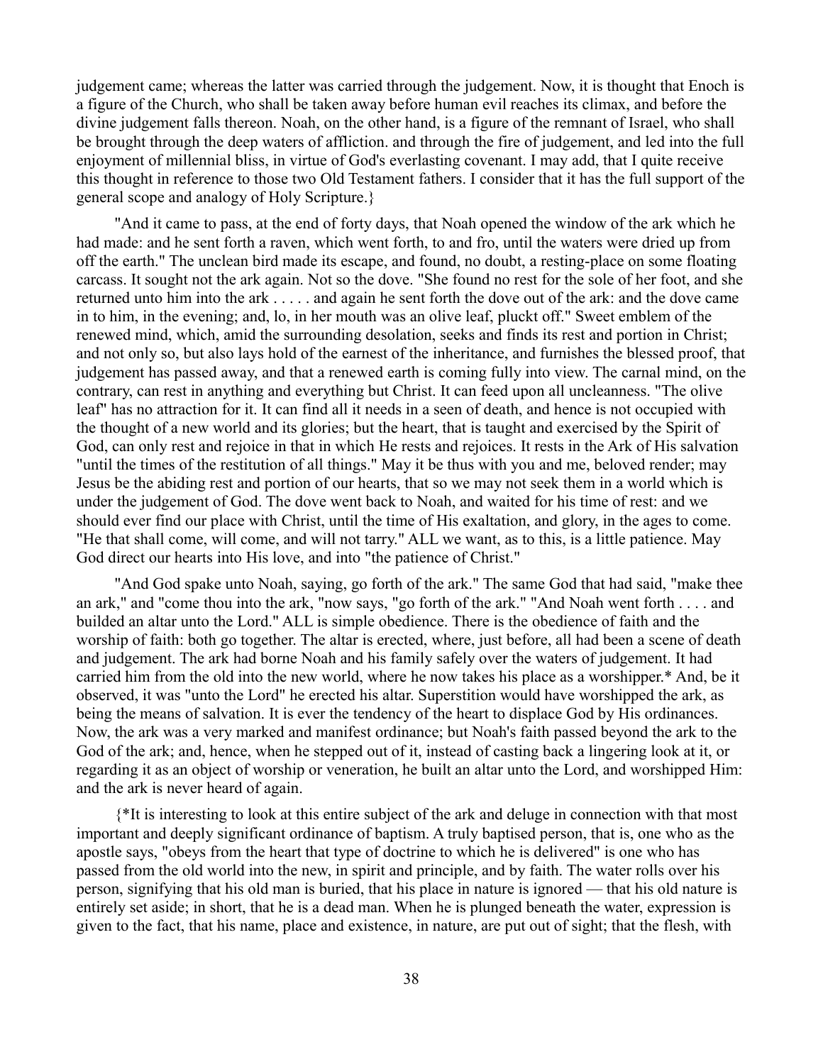judgement came; whereas the latter was carried through the judgement. Now, it is thought that Enoch is a figure of the Church, who shall be taken away before human evil reaches its climax, and before the divine judgement falls thereon. Noah, on the other hand, is a figure of the remnant of Israel, who shall be brought through the deep waters of affliction. and through the fire of judgement, and led into the full enjoyment of millennial bliss, in virtue of God's everlasting covenant. I may add, that I quite receive this thought in reference to those two Old Testament fathers. I consider that it has the full support of the general scope and analogy of Holy Scripture.}

"And it came to pass, at the end of forty days, that Noah opened the window of the ark which he had made: and he sent forth a raven, which went forth, to and fro, until the waters were dried up from off the earth." The unclean bird made its escape, and found, no doubt, a resting-place on some floating carcass. It sought not the ark again. Not so the dove. "She found no rest for the sole of her foot, and she returned unto him into the ark . . . . . and again he sent forth the dove out of the ark: and the dove came in to him, in the evening; and, lo, in her mouth was an olive leaf, pluckt off." Sweet emblem of the renewed mind, which, amid the surrounding desolation, seeks and finds its rest and portion in Christ; and not only so, but also lays hold of the earnest of the inheritance, and furnishes the blessed proof, that judgement has passed away, and that a renewed earth is coming fully into view. The carnal mind, on the contrary, can rest in anything and everything but Christ. It can feed upon all uncleanness. "The olive leaf" has no attraction for it. It can find all it needs in a seen of death, and hence is not occupied with the thought of a new world and its glories; but the heart, that is taught and exercised by the Spirit of God, can only rest and rejoice in that in which He rests and rejoices. It rests in the Ark of His salvation "until the times of the restitution of all things." May it be thus with you and me, beloved render; may Jesus be the abiding rest and portion of our hearts, that so we may not seek them in a world which is under the judgement of God. The dove went back to Noah, and waited for his time of rest: and we should ever find our place with Christ, until the time of His exaltation, and glory, in the ages to come. "He that shall come, will come, and will not tarry." ALL we want, as to this, is a little patience. May God direct our hearts into His love, and into "the patience of Christ."

"And God spake unto Noah, saying, go forth of the ark." The same God that had said, "make thee an ark," and "come thou into the ark, "now says, "go forth of the ark." "And Noah went forth . . . . and builded an altar unto the Lord." ALL is simple obedience. There is the obedience of faith and the worship of faith: both go together. The altar is erected, where, just before, all had been a scene of death and judgement. The ark had borne Noah and his family safely over the waters of judgement. It had carried him from the old into the new world, where he now takes his place as a worshipper.* And, be it observed, it was "unto the Lord" he erected his altar. Superstition would have worshipped the ark, as being the means of salvation. It is ever the tendency of the heart to displace God by His ordinances. Now, the ark was a very marked and manifest ordinance; but Noah's faith passed beyond the ark to the God of the ark; and, hence, when he stepped out of it, instead of casting back a lingering look at it, or regarding it as an object of worship or veneration, he built an altar unto the Lord, and worshipped Him: and the ark is never heard of again.

{*It is interesting to look at this entire subject of the ark and deluge in connection with that most important and deeply significant ordinance of baptism. A truly baptised person, that is, one who as the apostle says, "obeys from the heart that type of doctrine to which he is delivered" is one who has passed from the old world into the new, in spirit and principle, and by faith. The water rolls over his person, signifying that his old man is buried, that his place in nature is ignored — that his old nature is entirely set aside; in short, that he is a dead man. When he is plunged beneath the water, expression is given to the fact, that his name, place and existence, in nature, are put out of sight; that the flesh, with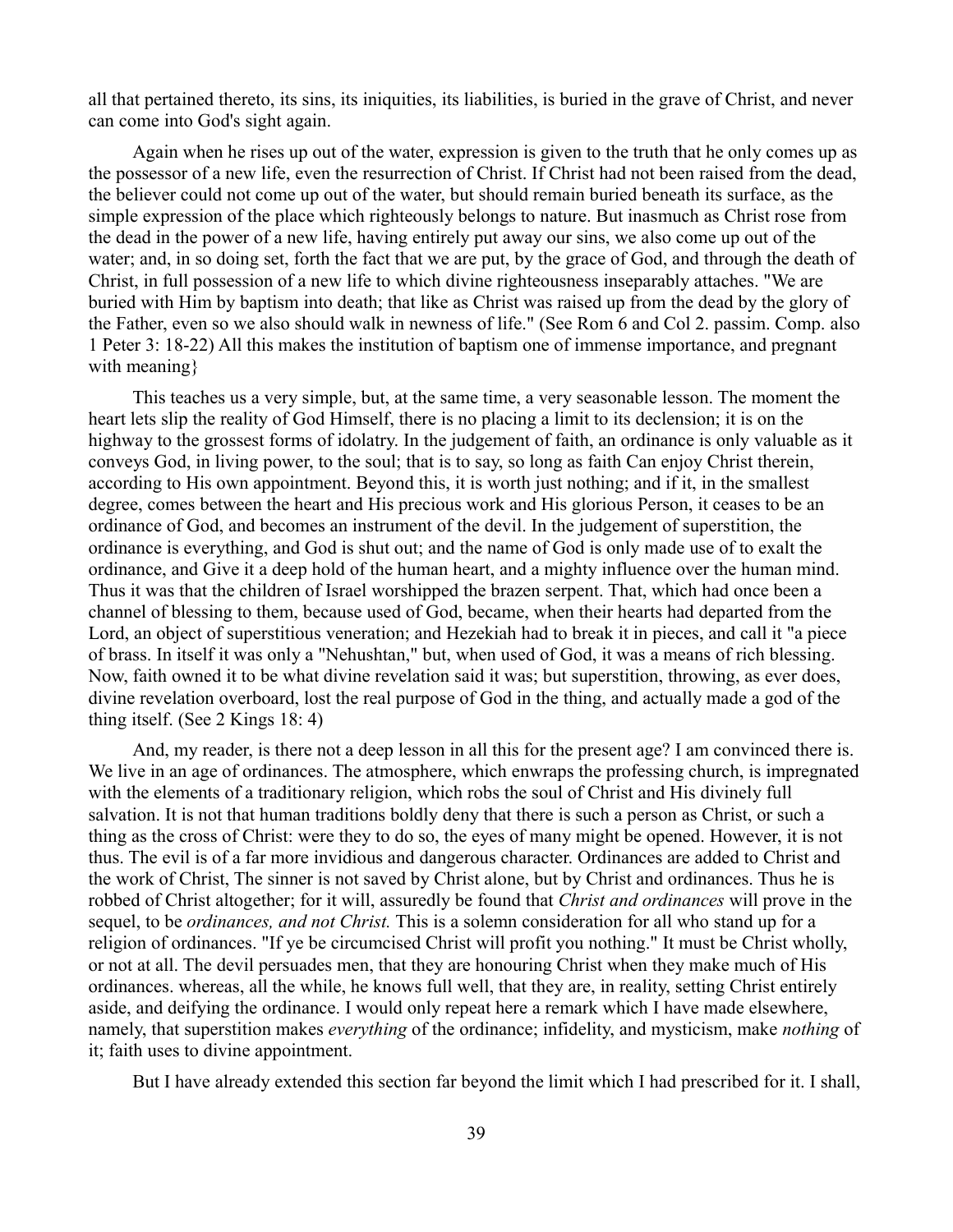all that pertained thereto, its sins, its iniquities, its liabilities, is buried in the grave of Christ, and never can come into God's sight again.

Again when he rises up out of the water, expression is given to the truth that he only comes up as the possessor of a new life, even the resurrection of Christ. If Christ had not been raised from the dead, the believer could not come up out of the water, but should remain buried beneath its surface, as the simple expression of the place which righteously belongs to nature. But inasmuch as Christ rose from the dead in the power of a new life, having entirely put away our sins, we also come up out of the water; and, in so doing set, forth the fact that we are put, by the grace of God, and through the death of Christ, in full possession of a new life to which divine righteousness inseparably attaches. "We are buried with Him by baptism into death; that like as Christ was raised up from the dead by the glory of the Father, even so we also should walk in newness of life." (See Rom 6 and Col 2. passim. Comp. also 1 Peter 3: 18-22) All this makes the institution of baptism one of immense importance, and pregnant with meaning}

This teaches us a very simple, but, at the same time, a very seasonable lesson. The moment the heart lets slip the reality of God Himself, there is no placing a limit to its declension; it is on the highway to the grossest forms of idolatry. In the judgement of faith, an ordinance is only valuable as it conveys God, in living power, to the soul; that is to say, so long as faith Can enjoy Christ therein, according to His own appointment. Beyond this, it is worth just nothing; and if it, in the smallest degree, comes between the heart and His precious work and His glorious Person, it ceases to be an ordinance of God, and becomes an instrument of the devil. In the judgement of superstition, the ordinance is everything, and God is shut out; and the name of God is only made use of to exalt the ordinance, and Give it a deep hold of the human heart, and a mighty influence over the human mind. Thus it was that the children of Israel worshipped the brazen serpent. That, which had once been a channel of blessing to them, because used of God, became, when their hearts had departed from the Lord, an object of superstitious veneration; and Hezekiah had to break it in pieces, and call it "a piece of brass. In itself it was only a "Nehushtan," but, when used of God, it was a means of rich blessing. Now, faith owned it to be what divine revelation said it was; but superstition, throwing, as ever does, divine revelation overboard, lost the real purpose of God in the thing, and actually made a god of the thing itself. (See 2 Kings 18: 4)

And, my reader, is there not a deep lesson in all this for the present age? I am convinced there is. We live in an age of ordinances. The atmosphere, which enwraps the professing church, is impregnated with the elements of a traditionary religion, which robs the soul of Christ and His divinely full salvation. It is not that human traditions boldly deny that there is such a person as Christ, or such a thing as the cross of Christ: were they to do so, the eyes of many might be opened. However, it is not thus. The evil is of a far more invidious and dangerous character. Ordinances are added to Christ and the work of Christ, The sinner is not saved by Christ alone, but by Christ and ordinances. Thus he is robbed of Christ altogether; for it will, assuredly be found that *Christ and ordinances* will prove in the sequel, to be *ordinances, and not Christ.* This is a solemn consideration for all who stand up for a religion of ordinances. "If ye be circumcised Christ will profit you nothing." It must be Christ wholly, or not at all. The devil persuades men, that they are honouring Christ when they make much of His ordinances. whereas, all the while, he knows full well, that they are, in reality, setting Christ entirely aside, and deifying the ordinance. I would only repeat here a remark which I have made elsewhere, namely, that superstition makes *everything* of the ordinance; infidelity, and mysticism, make *nothing* of it; faith uses to divine appointment.

But I have already extended this section far beyond the limit which I had prescribed for it. I shall,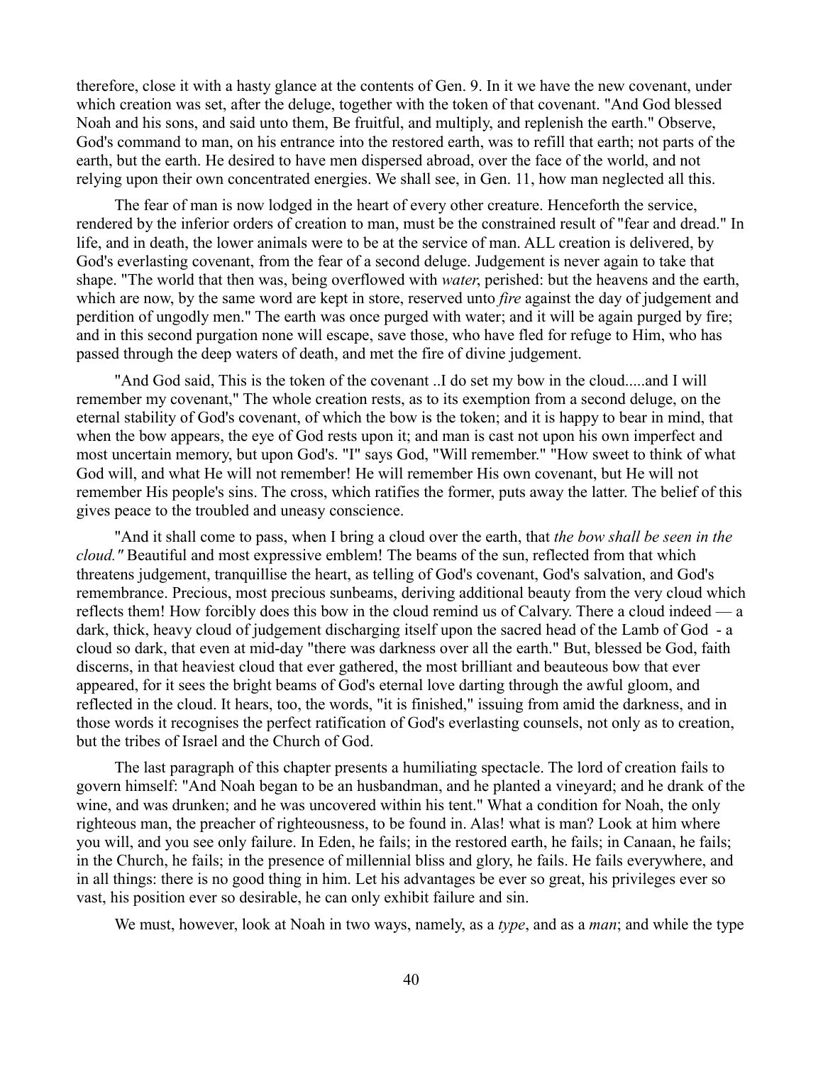therefore, close it with a hasty glance at the contents of Gen. 9. In it we have the new covenant, under which creation was set, after the deluge, together with the token of that covenant. "And God blessed Noah and his sons, and said unto them, Be fruitful, and multiply, and replenish the earth." Observe, God's command to man, on his entrance into the restored earth, was to refill that earth; not parts of the earth, but the earth. He desired to have men dispersed abroad, over the face of the world, and not relying upon their own concentrated energies. We shall see, in Gen. 11, how man neglected all this.

The fear of man is now lodged in the heart of every other creature. Henceforth the service, rendered by the inferior orders of creation to man, must be the constrained result of "fear and dread." In life, and in death, the lower animals were to be at the service of man. ALL creation is delivered, by God's everlasting covenant, from the fear of a second deluge. Judgement is never again to take that shape. "The world that then was, being overflowed with *water*, perished: but the heavens and the earth, which are now, by the same word are kept in store, reserved unto *fire* against the day of judgement and perdition of ungodly men." The earth was once purged with water; and it will be again purged by fire; and in this second purgation none will escape, save those, who have fled for refuge to Him, who has passed through the deep waters of death, and met the fire of divine judgement.

"And God said, This is the token of the covenant ..I do set my bow in the cloud.....and I will remember my covenant," The whole creation rests, as to its exemption from a second deluge, on the eternal stability of God's covenant, of which the bow is the token; and it is happy to bear in mind, that when the bow appears, the eye of God rests upon it; and man is cast not upon his own imperfect and most uncertain memory, but upon God's. "I" says God, "Will remember." "How sweet to think of what God will, and what He will not remember! He will remember His own covenant, but He will not remember His people's sins. The cross, which ratifies the former, puts away the latter. The belief of this gives peace to the troubled and uneasy conscience.

"And it shall come to pass, when I bring a cloud over the earth, that *the bow shall be seen in the cloud."* Beautiful and most expressive emblem! The beams of the sun, reflected from that which threatens judgement, tranquillise the heart, as telling of God's covenant, God's salvation, and God's remembrance. Precious, most precious sunbeams, deriving additional beauty from the very cloud which reflects them! How forcibly does this bow in the cloud remind us of Calvary. There a cloud indeed — a dark, thick, heavy cloud of judgement discharging itself upon the sacred head of the Lamb of God - a cloud so dark, that even at mid-day "there was darkness over all the earth." But, blessed be God, faith discerns, in that heaviest cloud that ever gathered, the most brilliant and beauteous bow that ever appeared, for it sees the bright beams of God's eternal love darting through the awful gloom, and reflected in the cloud. It hears, too, the words, "it is finished," issuing from amid the darkness, and in those words it recognises the perfect ratification of God's everlasting counsels, not only as to creation, but the tribes of Israel and the Church of God.

The last paragraph of this chapter presents a humiliating spectacle. The lord of creation fails to govern himself: "And Noah began to be an husbandman, and he planted a vineyard; and he drank of the wine, and was drunken; and he was uncovered within his tent." What a condition for Noah, the only righteous man, the preacher of righteousness, to be found in. Alas! what is man? Look at him where you will, and you see only failure. In Eden, he fails; in the restored earth, he fails; in Canaan, he fails; in the Church, he fails; in the presence of millennial bliss and glory, he fails. He fails everywhere, and in all things: there is no good thing in him. Let his advantages be ever so great, his privileges ever so vast, his position ever so desirable, he can only exhibit failure and sin.

We must, however, look at Noah in two ways, namely, as a *type*, and as a *man*; and while the type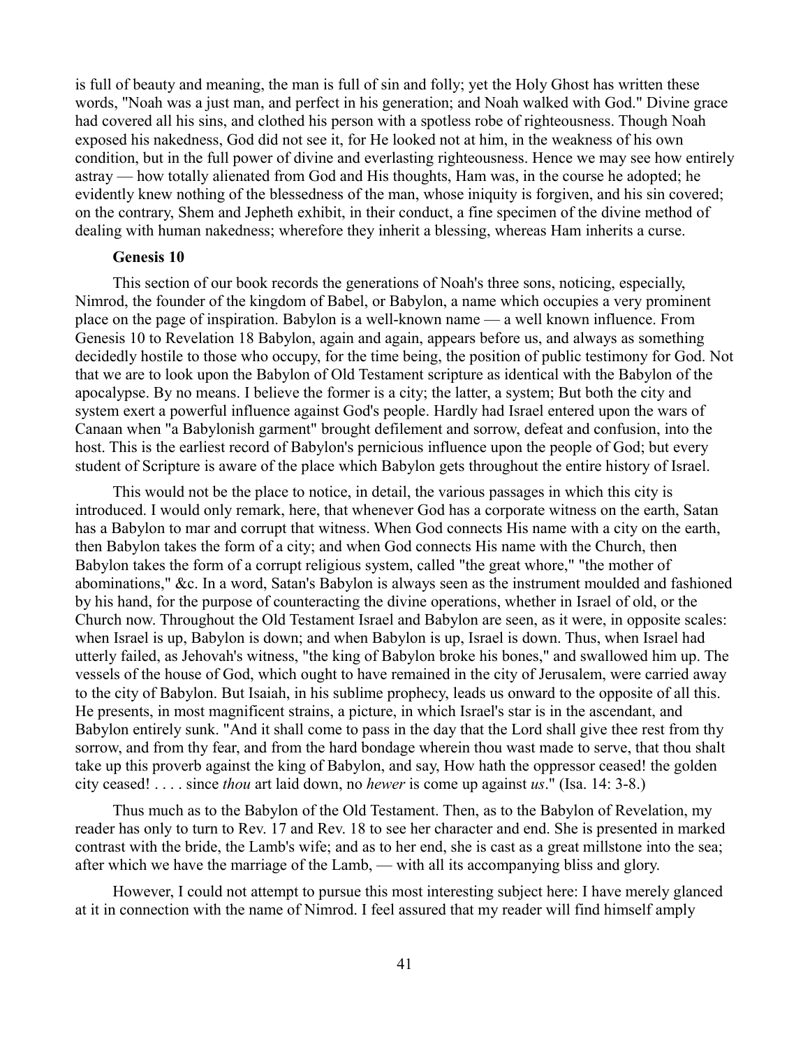is full of beauty and meaning, the man is full of sin and folly; yet the Holy Ghost has written these words, "Noah was a just man, and perfect in his generation; and Noah walked with God." Divine grace had covered all his sins, and clothed his person with a spotless robe of righteousness. Though Noah exposed his nakedness, God did not see it, for He looked not at him, in the weakness of his own condition, but in the full power of divine and everlasting righteousness. Hence we may see how entirely astray — how totally alienated from God and His thoughts, Ham was, in the course he adopted; he evidently knew nothing of the blessedness of the man, whose iniquity is forgiven, and his sin covered; on the contrary, Shem and Jepheth exhibit, in their conduct, a fine specimen of the divine method of dealing with human nakedness; wherefore they inherit a blessing, whereas Ham inherits a curse.

**Genesis 10**

This section of our book records the generations of Noah's three sons, noticing, especially, Nimrod, the founder of the kingdom of Babel, or Babylon, a name which occupies a very prominent place on the page of inspiration. Babylon is a well-known name — a well known influence. From Genesis 10 to Revelation 18 Babylon, again and again, appears before us, and always as something decidedly hostile to those who occupy, for the time being, the position of public testimony for God. Not that we are to look upon the Babylon of Old Testament scripture as identical with the Babylon of the apocalypse. By no means. I believe the former is a city; the latter, a system; But both the city and system exert a powerful influence against God's people. Hardly had Israel entered upon the wars of Canaan when "a Babylonish garment" brought defilement and sorrow, defeat and confusion, into the host. This is the earliest record of Babylon's pernicious influence upon the people of God; but every student of Scripture is aware of the place which Babylon gets throughout the entire history of Israel.

This would not be the place to notice, in detail, the various passages in which this city is introduced. I would only remark, here, that whenever God has a corporate witness on the earth, Satan has a Babylon to mar and corrupt that witness. When God connects His name with a city on the earth, then Babylon takes the form of a city; and when God connects His name with the Church, then Babylon takes the form of a corrupt religious system, called "the great whore," "the mother of abominations," &c. In a word, Satan's Babylon is always seen as the instrument moulded and fashioned by his hand, for the purpose of counteracting the divine operations, whether in Israel of old, or the Church now. Throughout the Old Testament Israel and Babylon are seen, as it were, in opposite scales: when Israel is up, Babylon is down; and when Babylon is up, Israel is down. Thus, when Israel had utterly failed, as Jehovah's witness, "the king of Babylon broke his bones," and swallowed him up. The vessels of the house of God, which ought to have remained in the city of Jerusalem, were carried away to the city of Babylon. But Isaiah, in his sublime prophecy, leads us onward to the opposite of all this. He presents, in most magnificent strains, a picture, in which Israel's star is in the ascendant, and Babylon entirely sunk. "And it shall come to pass in the day that the Lord shall give thee rest from thy sorrow, and from thy fear, and from the hard bondage wherein thou wast made to serve, that thou shalt take up this proverb against the king of Babylon, and say, How hath the oppressor ceased! the golden city ceased! . . . . since *thou* art laid down, no *hewer* is come up against *us*." (Isa. 14: 3-8.)

Thus much as to the Babylon of the Old Testament. Then, as to the Babylon of Revelation, my reader has only to turn to Rev. 17 and Rev. 18 to see her character and end. She is presented in marked contrast with the bride, the Lamb's wife; and as to her end, she is cast as a great millstone into the sea; after which we have the marriage of the Lamb, — with all its accompanying bliss and glory.

However, I could not attempt to pursue this most interesting subject here: I have merely glanced at it in connection with the name of Nimrod. I feel assured that my reader will find himself amply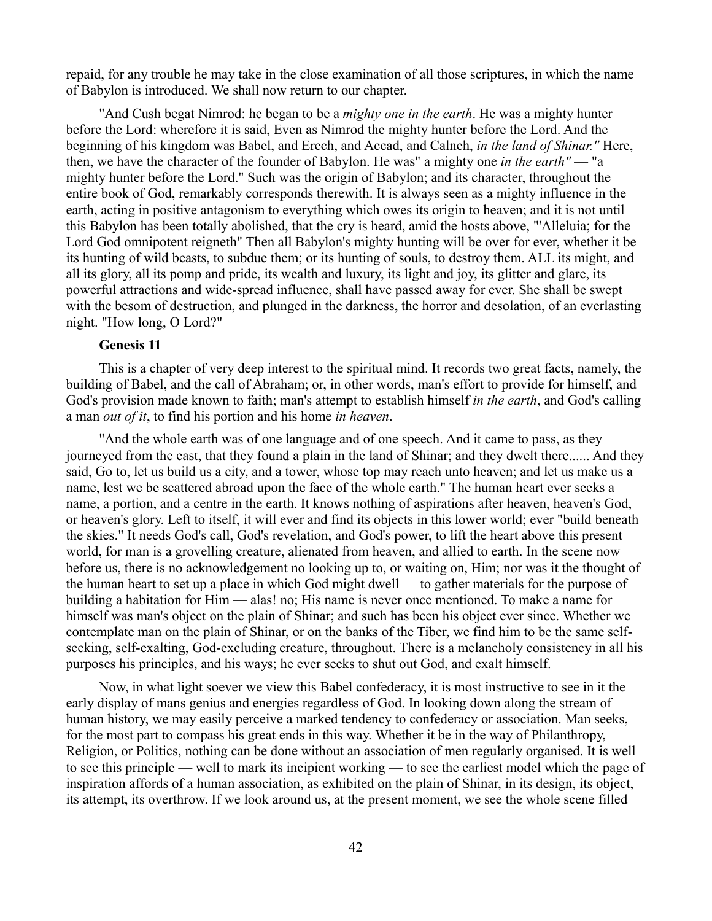repaid, for any trouble he may take in the close examination of all those scriptures, in which the name of Babylon is introduced. We shall now return to our chapter.

"And Cush begat Nimrod: he began to be a *mighty one in the earth*. He was a mighty hunter before the Lord: wherefore it is said, Even as Nimrod the mighty hunter before the Lord. And the beginning of his kingdom was Babel, and Erech, and Accad, and Calneh, *in the land of Shinar."* Here, then, we have the character of the founder of Babylon. He was" a mighty one *in the earth"* — "a mighty hunter before the Lord." Such was the origin of Babylon; and its character, throughout the entire book of God, remarkably corresponds therewith. It is always seen as a mighty influence in the earth, acting in positive antagonism to everything which owes its origin to heaven; and it is not until this Babylon has been totally abolished, that the cry is heard, amid the hosts above, "'Alleluia; for the Lord God omnipotent reigneth" Then all Babylon's mighty hunting will be over for ever, whether it be its hunting of wild beasts, to subdue them; or its hunting of souls, to destroy them. ALL its might, and all its glory, all its pomp and pride, its wealth and luxury, its light and joy, its glitter and glare, its powerful attractions and wide-spread influence, shall have passed away for ever. She shall be swept with the besom of destruction, and plunged in the darkness, the horror and desolation, of an everlasting night. "How long, O Lord?"

**Genesis 11**

This is a chapter of very deep interest to the spiritual mind. It records two great facts, namely, the building of Babel, and the call of Abraham; or, in other words, man's effort to provide for himself, and God's provision made known to faith; man's attempt to establish himself *in the earth*, and God's calling a man *out of it*, to find his portion and his home *in heaven*.

"And the whole earth was of one language and of one speech. And it came to pass, as they journeyed from the east, that they found a plain in the land of Shinar; and they dwelt there...... And they said, Go to, let us build us a city, and a tower, whose top may reach unto heaven; and let us make us a name, lest we be scattered abroad upon the face of the whole earth." The human heart ever seeks a name, a portion, and a centre in the earth. It knows nothing of aspirations after heaven, heaven's God, or heaven's glory. Left to itself, it will ever and find its objects in this lower world; ever "build beneath the skies." It needs God's call, God's revelation, and God's power, to lift the heart above this present world, for man is a grovelling creature, alienated from heaven, and allied to earth. In the scene now before us, there is no acknowledgement no looking up to, or waiting on, Him; nor was it the thought of the human heart to set up a place in which God might dwell — to gather materials for the purpose of building a habitation for Him — alas! no; His name is never once mentioned. To make a name for himself was man's object on the plain of Shinar; and such has been his object ever since. Whether we contemplate man on the plain of Shinar, or on the banks of the Tiber, we find him to be the same self-seeking, self-exalting, God-excluding creature, throughout. There is a melancholy consistency in all his purposes his principles, and his ways; he ever seeks to shut out God, and exalt himself.

Now, in what light soever we view this Babel confederacy, it is most instructive to see in it the early display of mans genius and energies regardless of God. In looking down along the stream of human history, we may easily perceive a marked tendency to confederacy or association. Man seeks, for the most part to compass his great ends in this way. Whether it be in the way of Philanthropy, Religion, or Politics, nothing can be done without an association of men regularly organised. It is well to see this principle — well to mark its incipient working — to see the earliest model which the page of inspiration affords of a human association, as exhibited on the plain of Shinar, in its design, its object, its attempt, its overthrow. If we look around us, at the present moment, we see the whole scene filled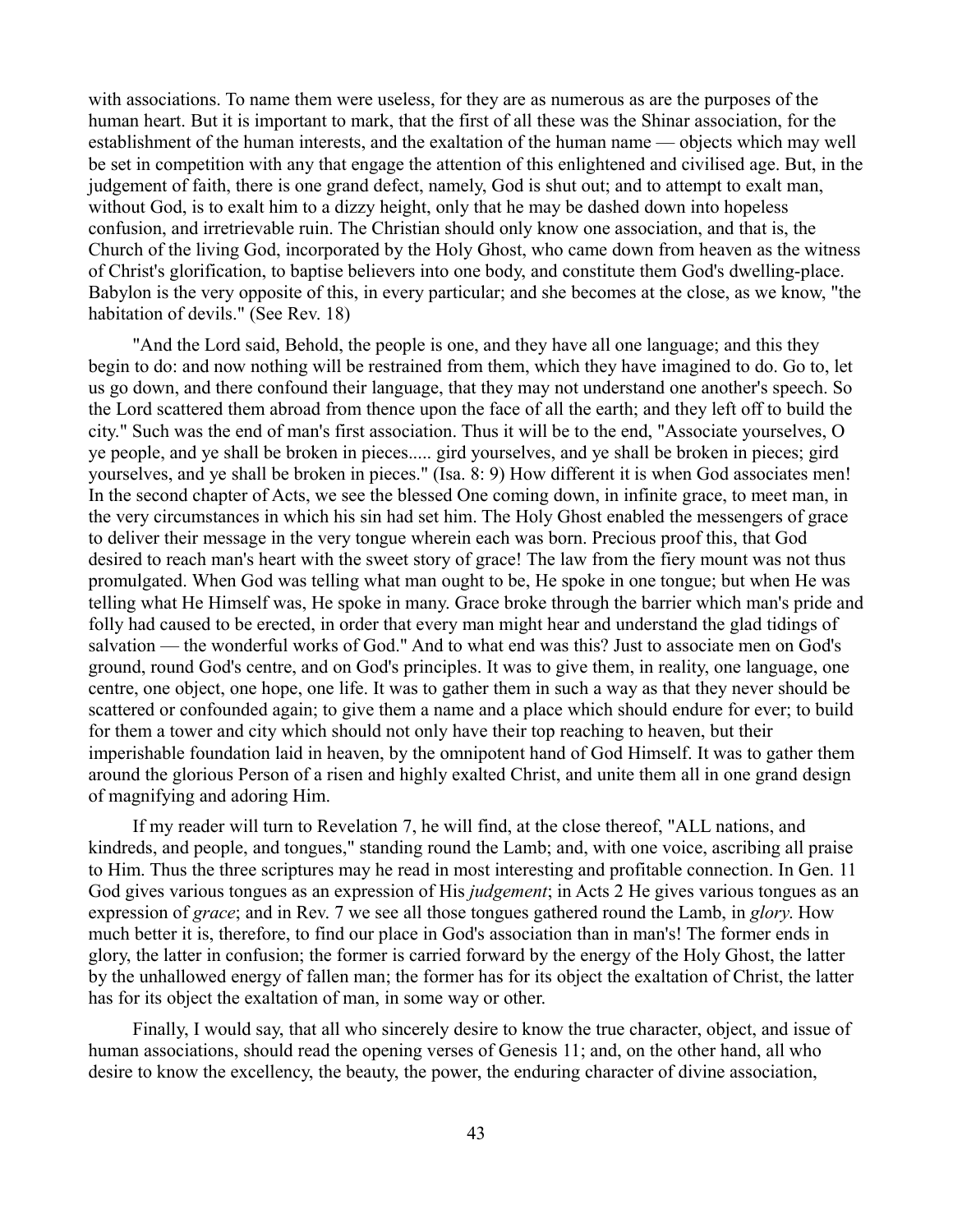with associations. To name them were useless, for they are as numerous as are the purposes of the human heart. But it is important to mark, that the first of all these was the Shinar association, for the establishment of the human interests, and the exaltation of the human name — objects which may well be set in competition with any that engage the attention of this enlightened and civilised age. But, in the judgement of faith, there is one grand defect, namely, God is shut out; and to attempt to exalt man, without God, is to exalt him to a dizzy height, only that he may be dashed down into hopeless confusion, and irretrievable ruin. The Christian should only know one association, and that is, the Church of the living God, incorporated by the Holy Ghost, who came down from heaven as the witness of Christ's glorification, to baptise believers into one body, and constitute them God's dwelling-place. Babylon is the very opposite of this, in every particular; and she becomes at the close, as we know, "the habitation of devils." (See Rev. 18)

"And the Lord said, Behold, the people is one, and they have all one language; and this they begin to do: and now nothing will be restrained from them, which they have imagined to do. Go to, let us go down, and there confound their language, that they may not understand one another's speech. So the Lord scattered them abroad from thence upon the face of all the earth; and they left off to build the city." Such was the end of man's first association. Thus it will be to the end, "Associate yourselves, O ye people, and ye shall be broken in pieces..... gird yourselves, and ye shall be broken in pieces; gird yourselves, and ye shall be broken in pieces." (Isa. 8: 9) How different it is when God associates men! In the second chapter of Acts, we see the blessed One coming down, in infinite grace, to meet man, in the very circumstances in which his sin had set him. The Holy Ghost enabled the messengers of grace to deliver their message in the very tongue wherein each was born. Precious proof this, that God desired to reach man's heart with the sweet story of grace! The law from the fiery mount was not thus promulgated. When God was telling what man ought to be, He spoke in one tongue; but when He was telling what He Himself was, He spoke in many. Grace broke through the barrier which man's pride and folly had caused to be erected, in order that every man might hear and understand the glad tidings of salvation — the wonderful works of God." And to what end was this? Just to associate men on God's ground, round God's centre, and on God's principles. It was to give them, in reality, one language, one centre, one object, one hope, one life. It was to gather them in such a way as that they never should be scattered or confounded again; to give them a name and a place which should endure for ever; to build for them a tower and city which should not only have their top reaching to heaven, but their imperishable foundation laid in heaven, by the omnipotent hand of God Himself. It was to gather them around the glorious Person of a risen and highly exalted Christ, and unite them all in one grand design of magnifying and adoring Him.

If my reader will turn to Revelation 7, he will find, at the close thereof, "ALL nations, and kindreds, and people, and tongues," standing round the Lamb; and, with one voice, ascribing all praise to Him. Thus the three scriptures may he read in most interesting and profitable connection. In Gen. 11 God gives various tongues as an expression of His *judgement*; in Acts 2 He gives various tongues as an expression of *grace*; and in Rev. 7 we see all those tongues gathered round the Lamb, in *glory*. How much better it is, therefore, to find our place in God's association than in man's! The former ends in glory, the latter in confusion; the former is carried forward by the energy of the Holy Ghost, the latter by the unhallowed energy of fallen man; the former has for its object the exaltation of Christ, the latter has for its object the exaltation of man, in some way or other.

Finally, I would say, that all who sincerely desire to know the true character, object, and issue of human associations, should read the opening verses of Genesis 11; and, on the other hand, all who desire to know the excellency, the beauty, the power, the enduring character of divine association,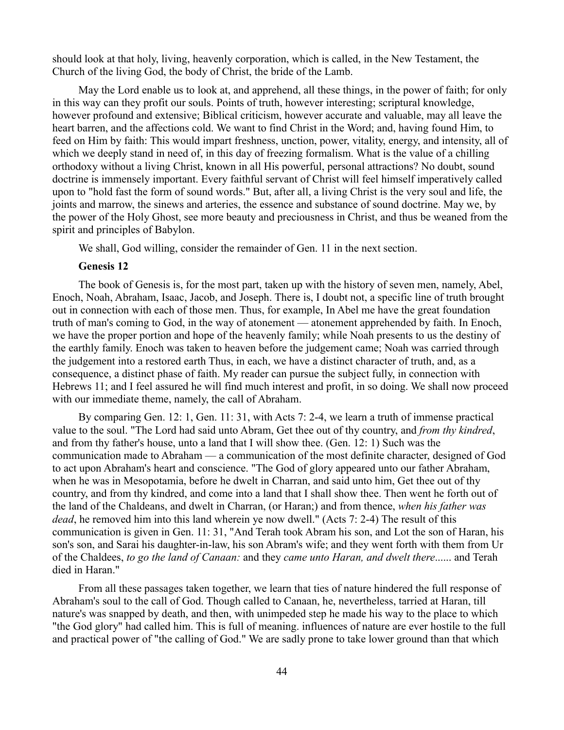should look at that holy, living, heavenly corporation, which is called, in the New Testament, the Church of the living God, the body of Christ, the bride of the Lamb.

May the Lord enable us to look at, and apprehend, all these things, in the power of faith; for only in this way can they profit our souls. Points of truth, however interesting; scriptural knowledge, however profound and extensive; Biblical criticism, however accurate and valuable, may all leave the heart barren, and the affections cold. We want to find Christ in the Word; and, having found Him, to feed on Him by faith: This would impart freshness, unction, power, vitality, energy, and intensity, all of which we deeply stand in need of, in this day of freezing formalism. What is the value of a chilling orthodoxy without a living Christ, known in all His powerful, personal attractions? No doubt, sound doctrine is immensely important. Every faithful servant of Christ will feel himself imperatively called upon to "hold fast the form of sound words." But, after all, a living Christ is the very soul and life, the joints and marrow, the sinews and arteries, the essence and substance of sound doctrine. May we, by the power of the Holy Ghost, see more beauty and preciousness in Christ, and thus be weaned from the spirit and principles of Babylon.

We shall, God willing, consider the remainder of Gen. 11 in the next section.

**Genesis 12**

The book of Genesis is, for the most part, taken up with the history of seven men, namely, Abel, Enoch, Noah, Abraham, Isaac, Jacob, and Joseph. There is, I doubt not, a specific line of truth brought out in connection with each of those men. Thus, for example, In Abel me have the great foundation truth of man's coming to God, in the way of atonement — atonement apprehended by faith. In Enoch, we have the proper portion and hope of the heavenly family; while Noah presents to us the destiny of the earthly family. Enoch was taken to heaven before the judgement came; Noah was carried through the judgement into a restored earth Thus, in each, we have a distinct character of truth, and, as a consequence, a distinct phase of faith. My reader can pursue the subject fully, in connection with Hebrews 11; and I feel assured he will find much interest and profit, in so doing. We shall now proceed with our immediate theme, namely, the call of Abraham.

By comparing Gen. 12: 1, Gen. 11: 31, with Acts 7: 2-4, we learn a truth of immense practical value to the soul. "The Lord had said unto Abram, Get thee out of thy country, and *from thy kindred*, and from thy father's house, unto a land that I will show thee. (Gen. 12: 1) Such was the communication made to Abraham — a communication of the most definite character, designed of God to act upon Abraham's heart and conscience. "The God of glory appeared unto our father Abraham, when he was in Mesopotamia, before he dwelt in Charran, and said unto him, Get thee out of thy country, and from thy kindred, and come into a land that I shall show thee. Then went he forth out of the land of the Chaldeans, and dwelt in Charran, (or Haran;) and from thence, *when his father was dead*, he removed him into this land wherein ye now dwell." (Acts 7: 2-4) The result of this communication is given in Gen. 11: 31, "And Terah took Abram his son, and Lot the son of Haran, his son's son, and Sarai his daughter-in-law, his son Abram's wife; and they went forth with them from Ur of the Chaldees, *to go the land of Canaan:* and they *came unto Haran, and dwelt there*...... and Terah died in Haran."

From all these passages taken together, we learn that ties of nature hindered the full response of Abraham's soul to the call of God. Though called to Canaan, he, nevertheless, tarried at Haran, till nature's was snapped by death, and then, with unimpeded step he made his way to the place to which "the God glory" had called him. This is full of meaning. influences of nature are ever hostile to the full and practical power of "the calling of God." We are sadly prone to take lower ground than that which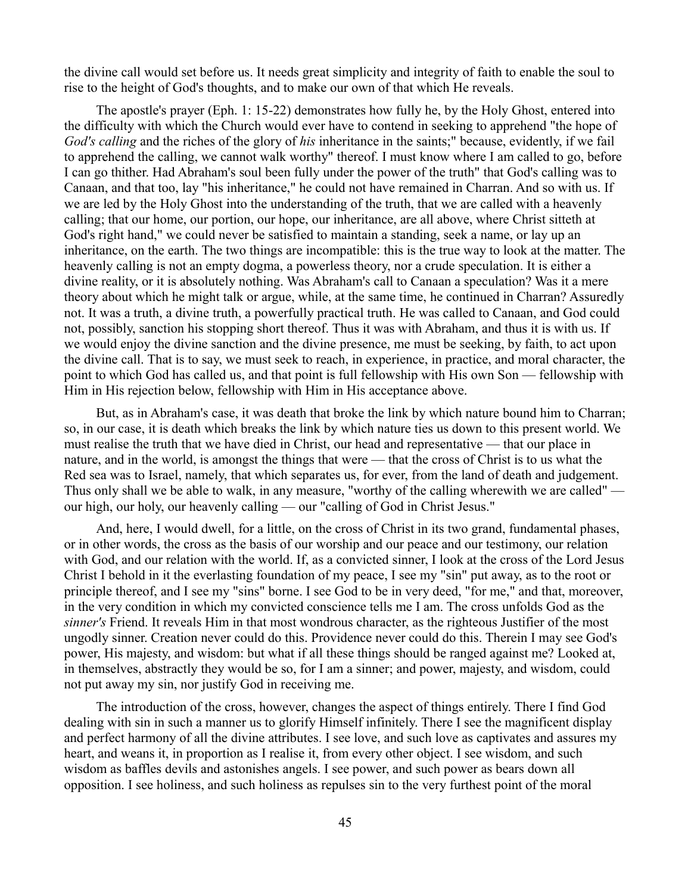the divine call would set before us. It needs great simplicity and integrity of faith to enable the soul to rise to the height of God's thoughts, and to make our own of that which He reveals.

The apostle's prayer (Eph. 1: 15-22) demonstrates how fully he, by the Holy Ghost, entered into the difficulty with which the Church would ever have to contend in seeking to apprehend "the hope of *God's calling* and the riches of the glory of *his* inheritance in the saints;" because, evidently, if we fail to apprehend the calling, we cannot walk worthy" thereof. I must know where I am called to go, before I can go thither. Had Abraham's soul been fully under the power of the truth" that God's calling was to Canaan, and that too, lay "his inheritance," he could not have remained in Charran. And so with us. If we are led by the Holy Ghost into the understanding of the truth, that we are called with a heavenly calling; that our home, our portion, our hope, our inheritance, are all above, where Christ sitteth at God's right hand," we could never be satisfied to maintain a standing, seek a name, or lay up an inheritance, on the earth. The two things are incompatible: this is the true way to look at the matter. The heavenly calling is not an empty dogma, a powerless theory, nor a crude speculation. It is either a divine reality, or it is absolutely nothing. Was Abraham's call to Canaan a speculation? Was it a mere theory about which he might talk or argue, while, at the same time, he continued in Charran? Assuredly not. It was a truth, a divine truth, a powerfully practical truth. He was called to Canaan, and God could not, possibly, sanction his stopping short thereof. Thus it was with Abraham, and thus it is with us. If we would enjoy the divine sanction and the divine presence, me must be seeking, by faith, to act upon the divine call. That is to say, we must seek to reach, in experience, in practice, and moral character, the point to which God has called us, and that point is full fellowship with His own Son — fellowship with Him in His rejection below, fellowship with Him in His acceptance above.

But, as in Abraham's case, it was death that broke the link by which nature bound him to Charran; so, in our case, it is death which breaks the link by which nature ties us down to this present world. We must realise the truth that we have died in Christ, our head and representative — that our place in nature, and in the world, is amongst the things that were — that the cross of Christ is to us what the Red sea was to Israel, namely, that which separates us, for ever, from the land of death and judgement. Thus only shall we be able to walk, in any measure, "worthy of the calling wherewith we are called" — our high, our holy, our heavenly calling — our "calling of God in Christ Jesus."

And, here, I would dwell, for a little, on the cross of Christ in its two grand, fundamental phases, or in other words, the cross as the basis of our worship and our peace and our testimony, our relation with God, and our relation with the world. If, as a convicted sinner, I look at the cross of the Lord Jesus Christ I behold in it the everlasting foundation of my peace, I see my "sin" put away, as to the root or principle thereof, and I see my "sins" borne. I see God to be in very deed, "for me," and that, moreover, in the very condition in which my convicted conscience tells me I am. The cross unfolds God as the *sinner's* Friend. It reveals Him in that most wondrous character, as the righteous Justifier of the most ungodly sinner. Creation never could do this. Providence never could do this. Therein I may see God's power, His majesty, and wisdom: but what if all these things should be ranged against me? Looked at, in themselves, abstractly they would be so, for I am a sinner; and power, majesty, and wisdom, could not put away my sin, nor justify God in receiving me.

The introduction of the cross, however, changes the aspect of things entirely. There I find God dealing with sin in such a manner us to glorify Himself infinitely. There I see the magnificent display and perfect harmony of all the divine attributes. I see love, and such love as captivates and assures my heart, and weans it, in proportion as I realise it, from every other object. I see wisdom, and such wisdom as baffles devils and astonishes angels. I see power, and such power as bears down all opposition. I see holiness, and such holiness as repulses sin to the very furthest point of the moral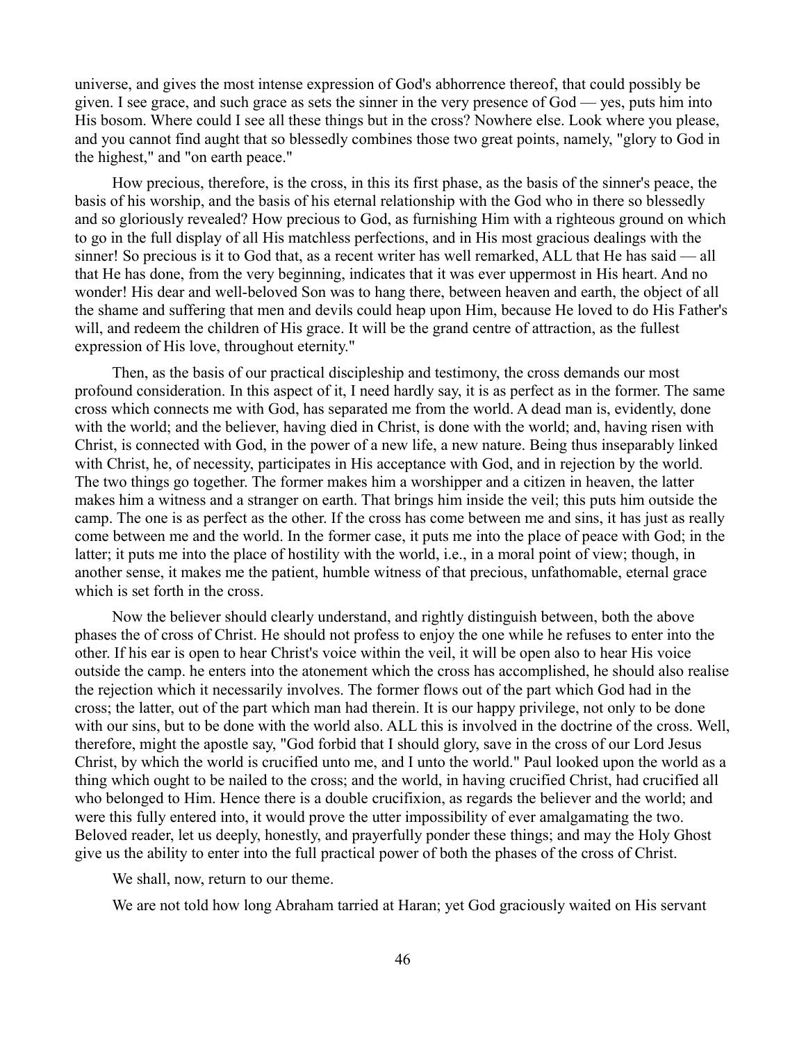universe, and gives the most intense expression of God's abhorrence thereof, that could possibly be given. I see grace, and such grace as sets the sinner in the very presence of God — yes, puts him into His bosom. Where could I see all these things but in the cross? Nowhere else. Look where you please, and you cannot find aught that so blessedly combines those two great points, namely, "glory to God in the highest," and "on earth peace."

How precious, therefore, is the cross, in this its first phase, as the basis of the sinner's peace, the basis of his worship, and the basis of his eternal relationship with the God who in there so blessedly and so gloriously revealed? How precious to God, as furnishing Him with a righteous ground on which to go in the full display of all His matchless perfections, and in His most gracious dealings with the sinner! So precious is it to God that, as a recent writer has well remarked, ALL that He has said — all that He has done, from the very beginning, indicates that it was ever uppermost in His heart. And no wonder! His dear and well-beloved Son was to hang there, between heaven and earth, the object of all the shame and suffering that men and devils could heap upon Him, because He loved to do His Father's will, and redeem the children of His grace. It will be the grand centre of attraction, as the fullest expression of His love, throughout eternity."

Then, as the basis of our practical discipleship and testimony, the cross demands our most profound consideration. In this aspect of it, I need hardly say, it is as perfect as in the former. The same cross which connects me with God, has separated me from the world. A dead man is, evidently, done with the world; and the believer, having died in Christ, is done with the world; and, having risen with Christ, is connected with God, in the power of a new life, a new nature. Being thus inseparably linked with Christ, he, of necessity, participates in His acceptance with God, and in rejection by the world. The two things go together. The former makes him a worshipper and a citizen in heaven, the latter makes him a witness and a stranger on earth. That brings him inside the veil; this puts him outside the camp. The one is as perfect as the other. If the cross has come between me and sins, it has just as really come between me and the world. In the former case, it puts me into the place of peace with God; in the latter; it puts me into the place of hostility with the world, i.e., in a moral point of view; though, in another sense, it makes me the patient, humble witness of that precious, unfathomable, eternal grace which is set forth in the cross.

Now the believer should clearly understand, and rightly distinguish between, both the above phases the of cross of Christ. He should not profess to enjoy the one while he refuses to enter into the other. If his ear is open to hear Christ's voice within the veil, it will be open also to hear His voice outside the camp. he enters into the atonement which the cross has accomplished, he should also realise the rejection which it necessarily involves. The former flows out of the part which God had in the cross; the latter, out of the part which man had therein. It is our happy privilege, not only to be done with our sins, but to be done with the world also. ALL this is involved in the doctrine of the cross. Well, therefore, might the apostle say, "God forbid that I should glory, save in the cross of our Lord Jesus Christ, by which the world is crucified unto me, and I unto the world." Paul looked upon the world as a thing which ought to be nailed to the cross; and the world, in having crucified Christ, had crucified all who belonged to Him. Hence there is a double crucifixion, as regards the believer and the world; and were this fully entered into, it would prove the utter impossibility of ever amalgamating the two. Beloved reader, let us deeply, honestly, and prayerfully ponder these things; and may the Holy Ghost give us the ability to enter into the full practical power of both the phases of the cross of Christ.

We shall, now, return to our theme.

We are not told how long Abraham tarried at Haran; yet God graciously waited on His servant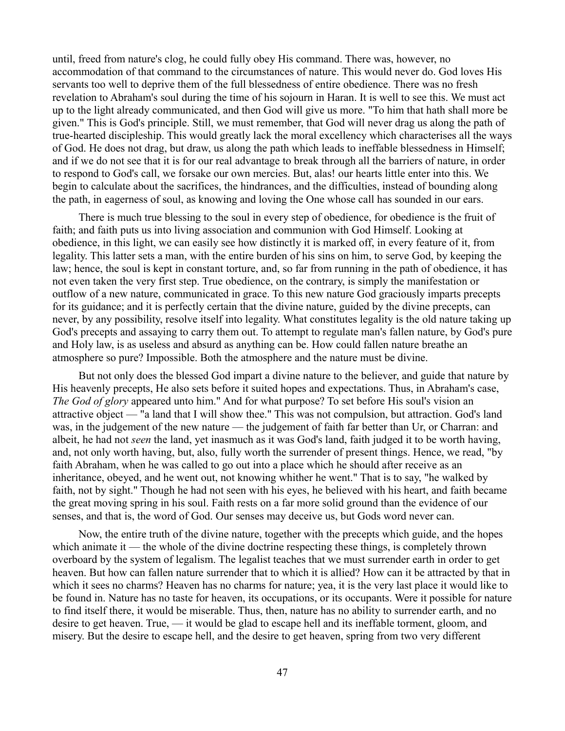until, freed from nature's clog, he could fully obey His command. There was, however, no accommodation of that command to the circumstances of nature. This would never do. God loves His servants too well to deprive them of the full blessedness of entire obedience. There was no fresh revelation to Abraham's soul during the time of his sojourn in Haran. It is well to see this. We must act up to the light already communicated, and then God will give us more. "To him that hath shall more be given." This is God's principle. Still, we must remember, that God will never drag us along the path of true-hearted discipleship. This would greatly lack the moral excellency which characterises all the ways of God. He does not drag, but draw, us along the path which leads to ineffable blessedness in Himself; and if we do not see that it is for our real advantage to break through all the barriers of nature, in order to respond to God's call, we forsake our own mercies. But, alas! our hearts little enter into this. We begin to calculate about the sacrifices, the hindrances, and the difficulties, instead of bounding along the path, in eagerness of soul, as knowing and loving the One whose call has sounded in our ears.

There is much true blessing to the soul in every step of obedience, for obedience is the fruit of faith; and faith puts us into living association and communion with God Himself. Looking at obedience, in this light, we can easily see how distinctly it is marked off, in every feature of it, from legality. This latter sets a man, with the entire burden of his sins on him, to serve God, by keeping the law; hence, the soul is kept in constant torture, and, so far from running in the path of obedience, it has not even taken the very first step. True obedience, on the contrary, is simply the manifestation or outflow of a new nature, communicated in grace. To this new nature God graciously imparts precepts for its guidance; and it is perfectly certain that the divine nature, guided by the divine precepts, can never, by any possibility, resolve itself into legality. What constitutes legality is the old nature taking up God's precepts and assaying to carry them out. To attempt to regulate man's fallen nature, by God's pure and Holy law, is as useless and absurd as anything can be. How could fallen nature breathe an atmosphere so pure? Impossible. Both the atmosphere and the nature must be divine.

But not only does the blessed God impart a divine nature to the believer, and guide that nature by His heavenly precepts, He also sets before it suited hopes and expectations. Thus, in Abraham's case, *The God of glory* appeared unto him." And for what purpose? To set before His soul's vision an attractive object — "a land that I will show thee." This was not compulsion, but attraction. God's land was, in the judgement of the new nature — the judgement of faith far better than Ur, or Charran: and albeit, he had not *seen* the land, yet inasmuch as it was God's land, faith judged it to be worth having, and, not only worth having, but, also, fully worth the surrender of present things. Hence, we read, "by faith Abraham, when he was called to go out into a place which he should after receive as an inheritance, obeyed, and he went out, not knowing whither he went." That is to say, "he walked by faith, not by sight." Though he had not seen with his eyes, he believed with his heart, and faith became the great moving spring in his soul. Faith rests on a far more solid ground than the evidence of our senses, and that is, the word of God. Our senses may deceive us, but Gods word never can.

Now, the entire truth of the divine nature, together with the precepts which guide, and the hopes which animate it — the whole of the divine doctrine respecting these things, is completely thrown overboard by the system of legalism. The legalist teaches that we must surrender earth in order to get heaven. But how can fallen nature surrender that to which it is allied? How can it be attracted by that in which it sees no charms? Heaven has no charms for nature; yea, it is the very last place it would like to be found in. Nature has no taste for heaven, its occupations, or its occupants. Were it possible for nature to find itself there, it would be miserable. Thus, then, nature has no ability to surrender earth, and no desire to get heaven. True, — it would be glad to escape hell and its ineffable torment, gloom, and misery. But the desire to escape hell, and the desire to get heaven, spring from two very different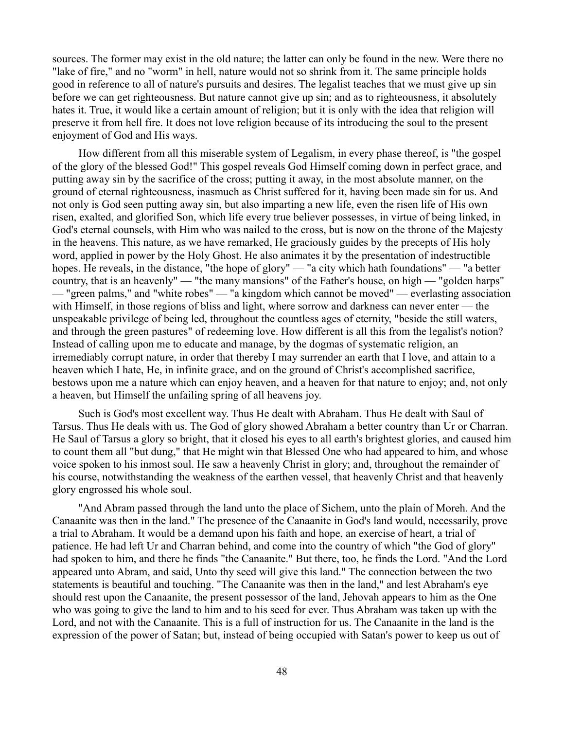sources. The former may exist in the old nature; the latter can only be found in the new. Were there no "lake of fire," and no "worm" in hell, nature would not so shrink from it. The same principle holds good in reference to all of nature's pursuits and desires. The legalist teaches that we must give up sin before we can get righteousness. But nature cannot give up sin; and as to righteousness, it absolutely hates it. True, it would like a certain amount of religion; but it is only with the idea that religion will preserve it from hell fire. It does not love religion because of its introducing the soul to the present enjoyment of God and His ways.

How different from all this miserable system of Legalism, in every phase thereof, is "the gospel of the glory of the blessed God!" This gospel reveals God Himself coming down in perfect grace, and putting away sin by the sacrifice of the cross; putting it away, in the most absolute manner, on the ground of eternal righteousness, inasmuch as Christ suffered for it, having been made sin for us. And not only is God seen putting away sin, but also imparting a new life, even the risen life of His own risen, exalted, and glorified Son, which life every true believer possesses, in virtue of being linked, in God's eternal counsels, with Him who was nailed to the cross, but is now on the throne of the Majesty in the heavens. This nature, as we have remarked, He graciously guides by the precepts of His holy word, applied in power by the Holy Ghost. He also animates it by the presentation of indestructible hopes. He reveals, in the distance, "the hope of glory" — "a city which hath foundations" — "a better country, that is an heavenly" — "the many mansions" of the Father's house, on high — "golden harps" — "green palms," and "white robes" — "a kingdom which cannot be moved" — everlasting association with Himself, in those regions of bliss and light, where sorrow and darkness can never enter — the unspeakable privilege of being led, throughout the countless ages of eternity, "beside the still waters, and through the green pastures" of redeeming love. How different is all this from the legalist's notion? Instead of calling upon me to educate and manage, by the dogmas of systematic religion, an irremediably corrupt nature, in order that thereby I may surrender an earth that I love, and attain to a heaven which I hate, He, in infinite grace, and on the ground of Christ's accomplished sacrifice, bestows upon me a nature which can enjoy heaven, and a heaven for that nature to enjoy; and, not only a heaven, but Himself the unfailing spring of all heavens joy.

Such is God's most excellent way. Thus He dealt with Abraham. Thus He dealt with Saul of Tarsus. Thus He deals with us. The God of glory showed Abraham a better country than Ur or Charran. He Saul of Tarsus a glory so bright, that it closed his eyes to all earth's brightest glories, and caused him to count them all "but dung," that He might win that Blessed One who had appeared to him, and whose voice spoken to his inmost soul. He saw a heavenly Christ in glory; and, throughout the remainder of his course, notwithstanding the weakness of the earthen vessel, that heavenly Christ and that heavenly glory engrossed his whole soul.

"And Abram passed through the land unto the place of Sichem, unto the plain of Moreh. And the Canaanite was then in the land." The presence of the Canaanite in God's land would, necessarily, prove a trial to Abraham. It would be a demand upon his faith and hope, an exercise of heart, a trial of patience. He had left Ur and Charran behind, and come into the country of which "the God of glory" had spoken to him, and there he finds "the Canaanite." But there, too, he finds the Lord. "And the Lord appeared unto Abram, and said, Unto thy seed will give this land." The connection between the two statements is beautiful and touching. "The Canaanite was then in the land," and lest Abraham's eye should rest upon the Canaanite, the present possessor of the land, Jehovah appears to him as the One who was going to give the land to him and to his seed for ever. Thus Abraham was taken up with the Lord, and not with the Canaanite. This is a full of instruction for us. The Canaanite in the land is the expression of the power of Satan; but, instead of being occupied with Satan's power to keep us out of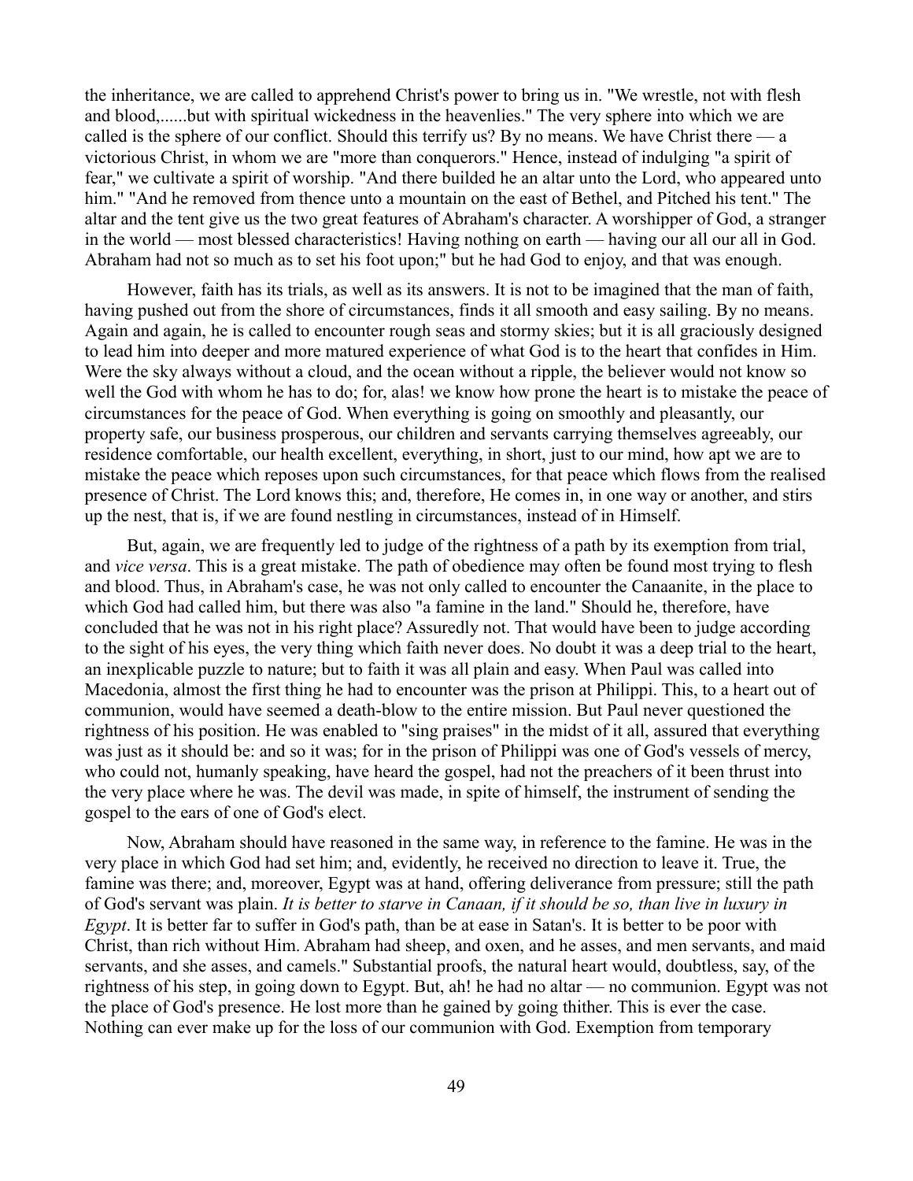the inheritance, we are called to apprehend Christ's power to bring us in. "We wrestle, not with flesh and blood,......but with spiritual wickedness in the heavenlies." The very sphere into which we are called is the sphere of our conflict. Should this terrify us? By no means. We have Christ there — a victorious Christ, in whom we are "more than conquerors." Hence, instead of indulging "a spirit of fear," we cultivate a spirit of worship. "And there builded he an altar unto the Lord, who appeared unto him." "And he removed from thence unto a mountain on the east of Bethel, and Pitched his tent." The altar and the tent give us the two great features of Abraham's character. A worshipper of God, a stranger in the world — most blessed characteristics! Having nothing on earth — having our all our all in God. Abraham had not so much as to set his foot upon;" but he had God to enjoy, and that was enough.

However, faith has its trials, as well as its answers. It is not to be imagined that the man of faith, having pushed out from the shore of circumstances, finds it all smooth and easy sailing. By no means. Again and again, he is called to encounter rough seas and stormy skies; but it is all graciously designed to lead him into deeper and more matured experience of what God is to the heart that confides in Him. Were the sky always without a cloud, and the ocean without a ripple, the believer would not know so well the God with whom he has to do; for, alas! we know how prone the heart is to mistake the peace of circumstances for the peace of God. When everything is going on smoothly and pleasantly, our property safe, our business prosperous, our children and servants carrying themselves agreeably, our residence comfortable, our health excellent, everything, in short, just to our mind, how apt we are to mistake the peace which reposes upon such circumstances, for that peace which flows from the realised presence of Christ. The Lord knows this; and, therefore, He comes in, in one way or another, and stirs up the nest, that is, if we are found nestling in circumstances, instead of in Himself.

But, again, we are frequently led to judge of the rightness of a path by its exemption from trial, and *vice versa*. This is a great mistake. The path of obedience may often be found most trying to flesh and blood. Thus, in Abraham's case, he was not only called to encounter the Canaanite, in the place to which God had called him, but there was also "a famine in the land." Should he, therefore, have concluded that he was not in his right place? Assuredly not. That would have been to judge according to the sight of his eyes, the very thing which faith never does. No doubt it was a deep trial to the heart, an inexplicable puzzle to nature; but to faith it was all plain and easy. When Paul was called into Macedonia, almost the first thing he had to encounter was the prison at Philippi. This, to a heart out of communion, would have seemed a death-blow to the entire mission. But Paul never questioned the rightness of his position. He was enabled to "sing praises" in the midst of it all, assured that everything was just as it should be: and so it was; for in the prison of Philippi was one of God's vessels of mercy, who could not, humanly speaking, have heard the gospel, had not the preachers of it been thrust into the very place where he was. The devil was made, in spite of himself, the instrument of sending the gospel to the ears of one of God's elect.

Now, Abraham should have reasoned in the same way, in reference to the famine. He was in the very place in which God had set him; and, evidently, he received no direction to leave it. True, the famine was there; and, moreover, Egypt was at hand, offering deliverance from pressure; still the path of God's servant was plain. *It is better to starve in Canaan, if it should be so, than live in luxury in Egypt*. It is better far to suffer in God's path, than be at ease in Satan's. It is better to be poor with Christ, than rich without Him. Abraham had sheep, and oxen, and he asses, and men servants, and maid servants, and she asses, and camels." Substantial proofs, the natural heart would, doubtless, say, of the rightness of his step, in going down to Egypt. But, ah! he had no altar — no communion. Egypt was not the place of God's presence. He lost more than he gained by going thither. This is ever the case. Nothing can ever make up for the loss of our communion with God. Exemption from temporary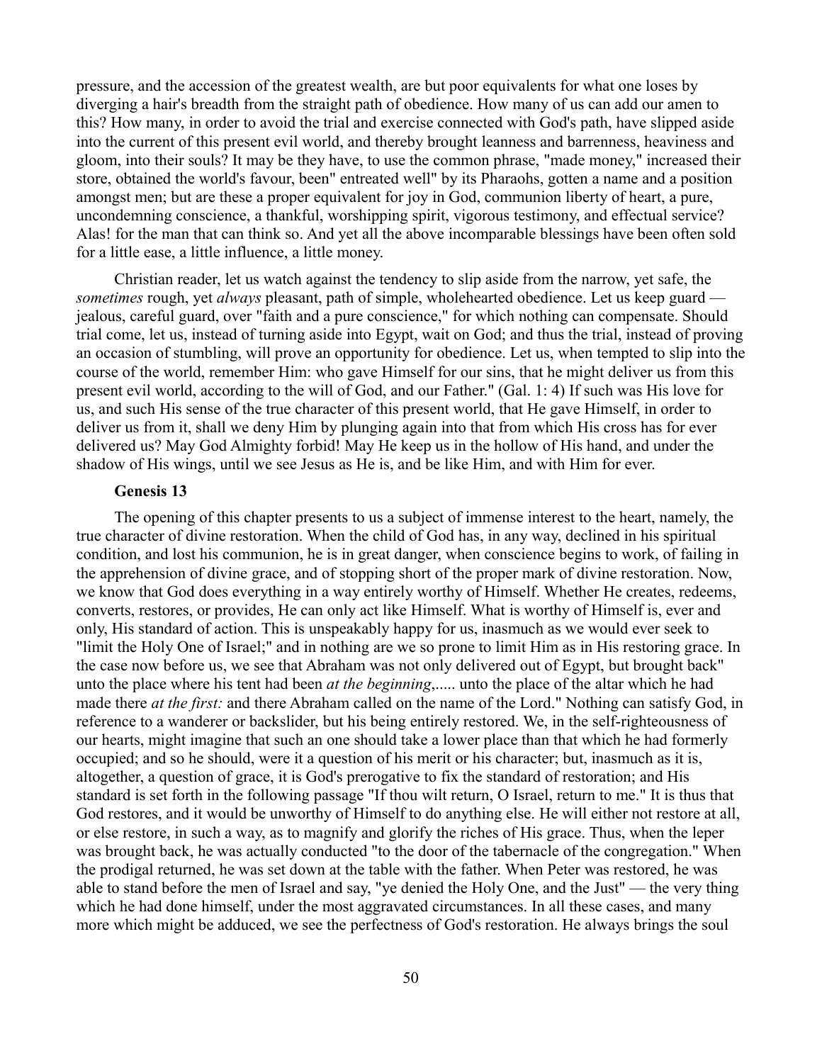pressure, and the accession of the greatest wealth, are but poor equivalents for what one loses by diverging a hair's breadth from the straight path of obedience. How many of us can add our amen to this? How many, in order to avoid the trial and exercise connected with God's path, have slipped aside into the current of this present evil world, and thereby brought leanness and barrenness, heaviness and gloom, into their souls? It may be they have, to use the common phrase, "made money," increased their store, obtained the world's favour, been" entreated well" by its Pharaohs, gotten a name and a position amongst men; but are these a proper equivalent for joy in God, communion liberty of heart, a pure, uncondemning conscience, a thankful, worshipping spirit, vigorous testimony, and effectual service? Alas! for the man that can think so. And yet all the above incomparable blessings have been often sold for a little ease, a little influence, a little money.

Christian reader, let us watch against the tendency to slip aside from the narrow, yet safe, the *sometimes* rough, yet *always* pleasant, path of simple, wholehearted obedience. Let us keep guard — jealous, careful guard, over "faith and a pure conscience," for which nothing can compensate. Should trial come, let us, instead of turning aside into Egypt, wait on God; and thus the trial, instead of proving an occasion of stumbling, will prove an opportunity for obedience. Let us, when tempted to slip into the course of the world, remember Him: who gave Himself for our sins, that he might deliver us from this present evil world, according to the will of God, and our Father." (Gal. 1: 4) If such was His love for us, and such His sense of the true character of this present world, that He gave Himself, in order to deliver us from it, shall we deny Him by plunging again into that from which His cross has for ever delivered us? May God Almighty forbid! May He keep us in the hollow of His hand, and under the shadow of His wings, until we see Jesus as He is, and be like Him, and with Him for ever.

### Genesis 13

The opening of this chapter presents to us a subject of immense interest to the heart, namely, the true character of divine restoration. When the child of God has, in any way, declined in his spiritual condition, and lost his communion, he is in great danger, when conscience begins to work, of failing in the apprehension of divine grace, and of stopping short of the proper mark of divine restoration. Now, we know that God does everything in a way entirely worthy of Himself. Whether He creates, redeems, converts, restores, or provides, He can only act like Himself. What is worthy of Himself is, ever and only, His standard of action. This is unspeakably happy for us, inasmuch as we would ever seek to "limit the Holy One of Israel;" and in nothing are we so prone to limit Him as in His restoring grace. In the case now before us, we see that Abraham was not only delivered out of Egypt, but brought back" unto the place where his tent had been *at the beginning*,..... unto the place of the altar which he had made there *at the first:* and there Abraham called on the name of the Lord." Nothing can satisfy God, in reference to a wanderer or backslider, but his being entirely restored. We, in the self-righteousness of our hearts, might imagine that such an one should take a lower place than that which he had formerly occupied; and so he should, were it a question of his merit or his character; but, inasmuch as it is, altogether, a question of grace, it is God's prerogative to fix the standard of restoration; and His standard is set forth in the following passage "If thou wilt return, O Israel, return to me." It is thus that God restores, and it would be unworthy of Himself to do anything else. He will either not restore at all, or else restore, in such a way, as to magnify and glorify the riches of His grace. Thus, when the leper was brought back, he was actually conducted "to the door of the tabernacle of the congregation." When the prodigal returned, he was set down at the table with the father. When Peter was restored, he was able to stand before the men of Israel and say, "ye denied the Holy One, and the Just" — the very thing which he had done himself, under the most aggravated circumstances. In all these cases, and many more which might be adduced, we see the perfectness of God's restoration. He always brings the soul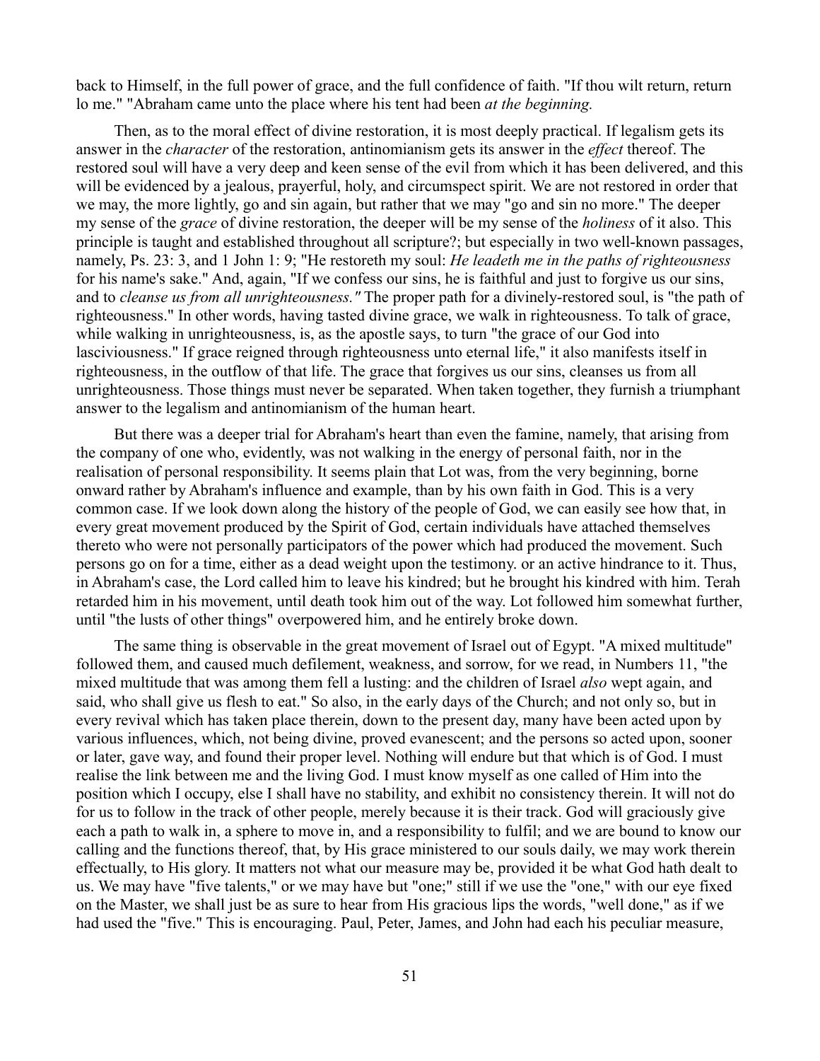back to Himself, in the full power of grace, and the full confidence of faith. "If thou wilt return, return lo me." "Abraham came unto the place where his tent had been *at the beginning.*

Then, as to the moral effect of divine restoration, it is most deeply practical. If legalism gets its answer in the *character* of the restoration, antinomianism gets its answer in the *effect* thereof. The restored soul will have a very deep and keen sense of the evil from which it has been delivered, and this will be evidenced by a jealous, prayerful, holy, and circumspect spirit. We are not restored in order that we may, the more lightly, go and sin again, but rather that we may "go and sin no more." The deeper my sense of the *grace* of divine restoration, the deeper will be my sense of the *holiness* of it also. This principle is taught and established throughout all scripture?; but especially in two well-known passages, namely, Ps. 23: 3, and 1 John 1: 9; "He restoreth my soul: *He leadeth me in the paths of righteousness* for his name's sake." And, again, "If we confess our sins, he is faithful and just to forgive us our sins, and to *cleanse us from all unrighteousness."* The proper path for a divinely-restored soul, is "the path of righteousness." In other words, having tasted divine grace, we walk in righteousness. To talk of grace, while walking in unrighteousness, is, as the apostle says, to turn "the grace of our God into lasciviousness." If grace reigned through righteousness unto eternal life," it also manifests itself in righteousness, in the outflow of that life. The grace that forgives us our sins, cleanses us from all unrighteousness. Those things must never be separated. When taken together, they furnish a triumphant answer to the legalism and antinomianism of the human heart.

But there was a deeper trial for Abraham's heart than even the famine, namely, that arising from the company of one who, evidently, was not walking in the energy of personal faith, nor in the realisation of personal responsibility. It seems plain that Lot was, from the very beginning, borne onward rather by Abraham's influence and example, than by his own faith in God. This is a very common case. If we look down along the history of the people of God, we can easily see how that, in every great movement produced by the Spirit of God, certain individuals have attached themselves thereto who were not personally participators of the power which had produced the movement. Such persons go on for a time, either as a dead weight upon the testimony. or an active hindrance to it. Thus, in Abraham's case, the Lord called him to leave his kindred; but he brought his kindred with him. Terah retarded him in his movement, until death took him out of the way. Lot followed him somewhat further, until "the lusts of other things" overpowered him, and he entirely broke down.

The same thing is observable in the great movement of Israel out of Egypt. "A mixed multitude" followed them, and caused much defilement, weakness, and sorrow, for we read, in Numbers 11, "the mixed multitude that was among them fell a lusting: and the children of Israel *also* wept again, and said, who shall give us flesh to eat." So also, in the early days of the Church; and not only so, but in every revival which has taken place therein, down to the present day, many have been acted upon by various influences, which, not being divine, proved evanescent; and the persons so acted upon, sooner or later, gave way, and found their proper level. Nothing will endure but that which is of God. I must realise the link between me and the living God. I must know myself as one called of Him into the position which I occupy, else I shall have no stability, and exhibit no consistency therein. It will not do for us to follow in the track of other people, merely because it is their track. God will graciously give each a path to walk in, a sphere to move in, and a responsibility to fulfil; and we are bound to know our calling and the functions thereof, that, by His grace ministered to our souls daily, we may work therein effectually, to His glory. It matters not what our measure may be, provided it be what God hath dealt to us. We may have "five talents," or we may have but "one;" still if we use the "one," with our eye fixed on the Master, we shall just be as sure to hear from His gracious lips the words, "well done," as if we had used the "five." This is encouraging. Paul, Peter, James, and John had each his peculiar measure,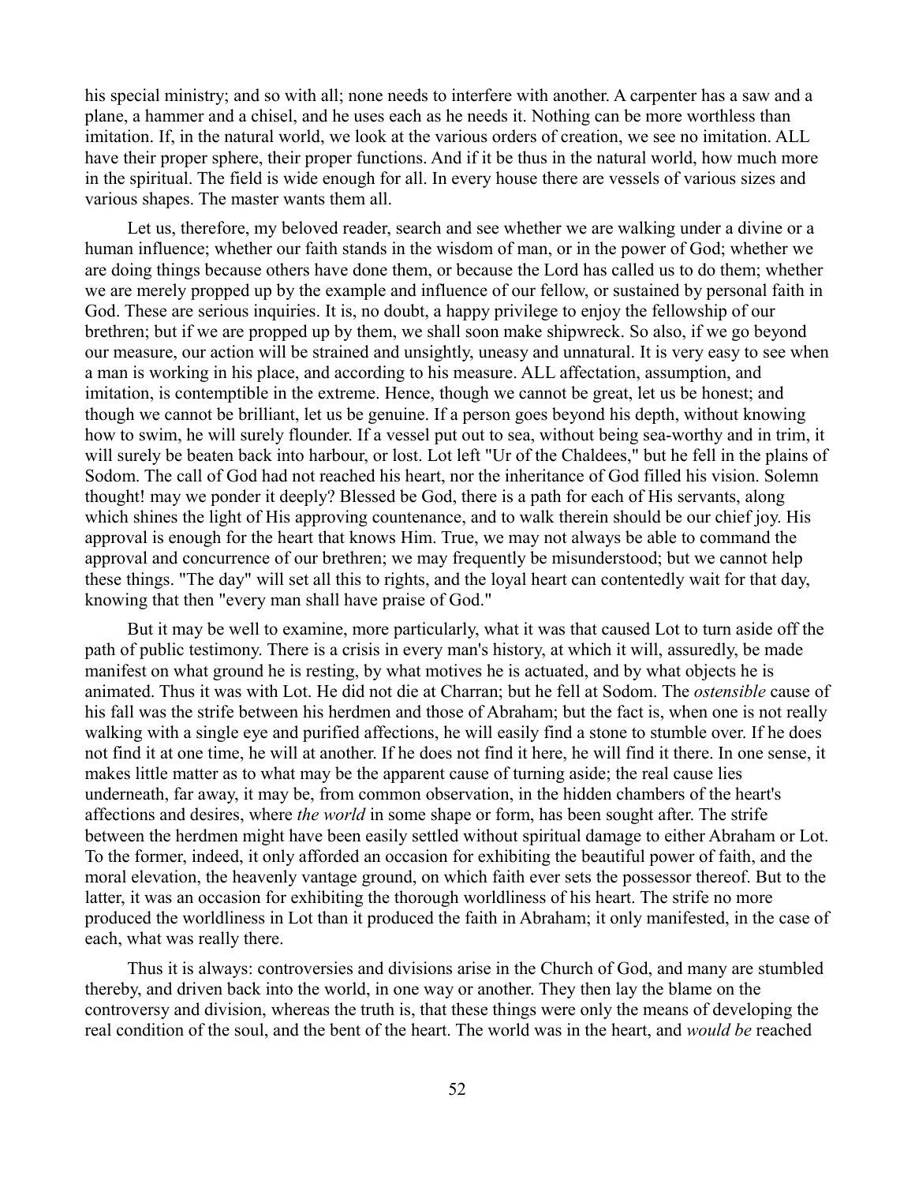his special ministry; and so with all; none needs to interfere with another. A carpenter has a saw and a plane, a hammer and a chisel, and he uses each as he needs it. Nothing can be more worthless than imitation. If, in the natural world, we look at the various orders of creation, we see no imitation. ALL have their proper sphere, their proper functions. And if it be thus in the natural world, how much more in the spiritual. The field is wide enough for all. In every house there are vessels of various sizes and various shapes. The master wants them all.

Let us, therefore, my beloved reader, search and see whether we are walking under a divine or a human influence; whether our faith stands in the wisdom of man, or in the power of God; whether we are doing things because others have done them, or because the Lord has called us to do them; whether we are merely propped up by the example and influence of our fellow, or sustained by personal faith in God. These are serious inquiries. It is, no doubt, a happy privilege to enjoy the fellowship of our brethren; but if we are propped up by them, we shall soon make shipwreck. So also, if we go beyond our measure, our action will be strained and unsightly, uneasy and unnatural. It is very easy to see when a man is working in his place, and according to his measure. ALL affectation, assumption, and imitation, is contemptible in the extreme. Hence, though we cannot be great, let us be honest; and though we cannot be brilliant, let us be genuine. If a person goes beyond his depth, without knowing how to swim, he will surely flounder. If a vessel put out to sea, without being sea-worthy and in trim, it will surely be beaten back into harbour, or lost. Lot left "Ur of the Chaldees," but he fell in the plains of Sodom. The call of God had not reached his heart, nor the inheritance of God filled his vision. Solemn thought! may we ponder it deeply? Blessed be God, there is a path for each of His servants, along which shines the light of His approving countenance, and to walk therein should be our chief joy. His approval is enough for the heart that knows Him. True, we may not always be able to command the approval and concurrence of our brethren; we may frequently be misunderstood; but we cannot help these things. "The day" will set all this to rights, and the loyal heart can contentedly wait for that day, knowing that then "every man shall have praise of God."

But it may be well to examine, more particularly, what it was that caused Lot to turn aside off the path of public testimony. There is a crisis in every man's history, at which it will, assuredly, be made manifest on what ground he is resting, by what motives he is actuated, and by what objects he is animated. Thus it was with Lot. He did not die at Charran; but he fell at Sodom. The *ostensible* cause of his fall was the strife between his herdmen and those of Abraham; but the fact is, when one is not really walking with a single eye and purified affections, he will easily find a stone to stumble over. If he does not find it at one time, he will at another. If he does not find it here, he will find it there. In one sense, it makes little matter as to what may be the apparent cause of turning aside; the real cause lies underneath, far away, it may be, from common observation, in the hidden chambers of the heart's affections and desires, where *the world* in some shape or form, has been sought after. The strife between the herdmen might have been easily settled without spiritual damage to either Abraham or Lot. To the former, indeed, it only afforded an occasion for exhibiting the beautiful power of faith, and the moral elevation, the heavenly vantage ground, on which faith ever sets the possessor thereof. But to the latter, it was an occasion for exhibiting the thorough worldliness of his heart. The strife no more produced the worldliness in Lot than it produced the faith in Abraham; it only manifested, in the case of each, what was really there.

Thus it is always: controversies and divisions arise in the Church of God, and many are stumbled thereby, and driven back into the world, in one way or another. They then lay the blame on the controversy and division, whereas the truth is, that these things were only the means of developing the real condition of the soul, and the bent of the heart. The world was in the heart, and *would be* reached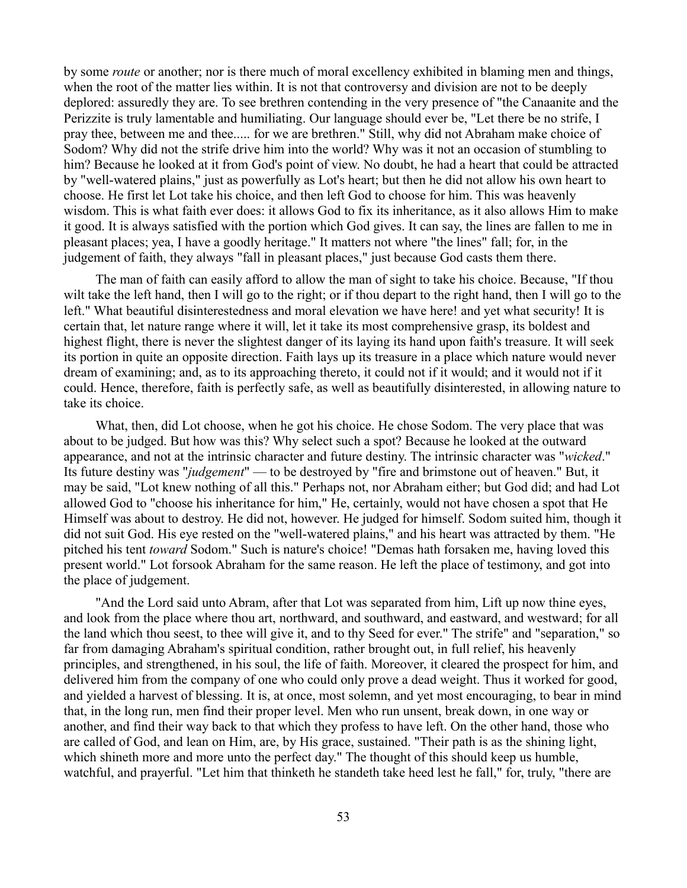by some *route* or another; nor is there much of moral excellency exhibited in blaming men and things, when the root of the matter lies within. It is not that controversy and division are not to be deeply deplored: assuredly they are. To see brethren contending in the very presence of "the Canaanite and the Perizzite is truly lamentable and humiliating. Our language should ever be, "Let there be no strife, I pray thee, between me and thee..... for we are brethren." Still, why did not Abraham make choice of Sodom? Why did not the strife drive him into the world? Why was it not an occasion of stumbling to him? Because he looked at it from God's point of view. No doubt, he had a heart that could be attracted by "well-watered plains," just as powerfully as Lot's heart; but then he did not allow his own heart to choose. He first let Lot take his choice, and then left God to choose for him. This was heavenly wisdom. This is what faith ever does: it allows God to fix its inheritance, as it also allows Him to make it good. It is always satisfied with the portion which God gives. It can say, the lines are fallen to me in pleasant places; yea, I have a goodly heritage." It matters not where "the lines" fall; for, in the judgement of faith, they always "fall in pleasant places," just because God casts them there.

The man of faith can easily afford to allow the man of sight to take his choice. Because, "If thou wilt take the left hand, then I will go to the right; or if thou depart to the right hand, then I will go to the left." What beautiful disinterestedness and moral elevation we have here! and yet what security! It is certain that, let nature range where it will, let it take its most comprehensive grasp, its boldest and highest flight, there is never the slightest danger of its laying its hand upon faith's treasure. It will seek its portion in quite an opposite direction. Faith lays up its treasure in a place which nature would never dream of examining; and, as to its approaching thereto, it could not if it would; and it would not if it could. Hence, therefore, faith is perfectly safe, as well as beautifully disinterested, in allowing nature to take its choice.

What, then, did Lot choose, when he got his choice. He chose Sodom. The very place that was about to be judged. But how was this? Why select such a spot? Because he looked at the outward appearance, and not at the intrinsic character and future destiny. The intrinsic character was "*wicked*." Its future destiny was "*judgement*" — to be destroyed by "fire and brimstone out of heaven." But, it may be said, "Lot knew nothing of all this." Perhaps not, nor Abraham either; but God did; and had Lot allowed God to "choose his inheritance for him," He, certainly, would not have chosen a spot that He Himself was about to destroy. He did not, however. He judged for himself. Sodom suited him, though it did not suit God. His eye rested on the "well-watered plains," and his heart was attracted by them. "He pitched his tent *toward* Sodom." Such is nature's choice! "Demas hath forsaken me, having loved this present world." Lot forsook Abraham for the same reason. He left the place of testimony, and got into the place of judgement.

"And the Lord said unto Abram, after that Lot was separated from him, Lift up now thine eyes, and look from the place where thou art, northward, and southward, and eastward, and westward; for all the land which thou seest, to thee will give it, and to thy Seed for ever." The strife" and "separation," so far from damaging Abraham's spiritual condition, rather brought out, in full relief, his heavenly principles, and strengthened, in his soul, the life of faith. Moreover, it cleared the prospect for him, and delivered him from the company of one who could only prove a dead weight. Thus it worked for good, and yielded a harvest of blessing. It is, at once, most solemn, and yet most encouraging, to bear in mind that, in the long run, men find their proper level. Men who run unsent, break down, in one way or another, and find their way back to that which they profess to have left. On the other hand, those who are called of God, and lean on Him, are, by His grace, sustained. "Their path is as the shining light, which shineth more and more unto the perfect day." The thought of this should keep us humble, watchful, and prayerful. "Let him that thinketh he standeth take heed lest he fall," for, truly, "there are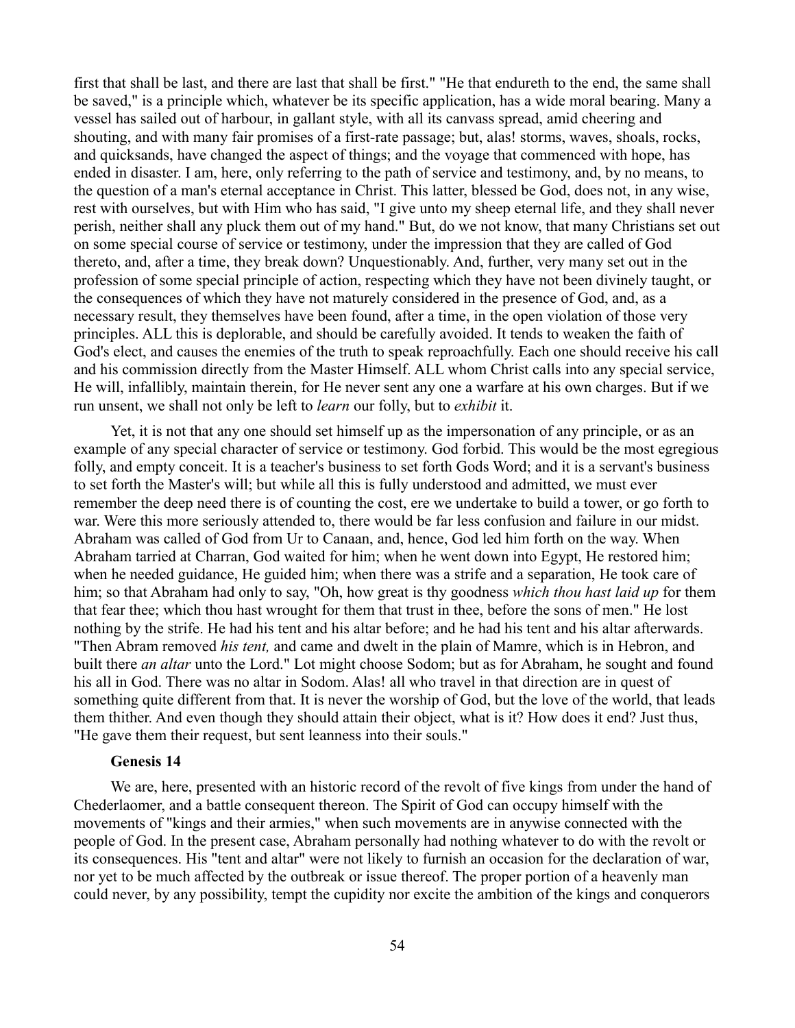first that shall be last, and there are last that shall be first." "He that endureth to the end, the same shall be saved," is a principle which, whatever be its specific application, has a wide moral bearing. Many a vessel has sailed out of harbour, in gallant style, with all its canvass spread, amid cheering and shouting, and with many fair promises of a first-rate passage; but, alas! storms, waves, shoals, rocks, and quicksands, have changed the aspect of things; and the voyage that commenced with hope, has ended in disaster. I am, here, only referring to the path of service and testimony, and, by no means, to the question of a man's eternal acceptance in Christ. This latter, blessed be God, does not, in any wise, rest with ourselves, but with Him who has said, "I give unto my sheep eternal life, and they shall never perish, neither shall any pluck them out of my hand." But, do we not know, that many Christians set out on some special course of service or testimony, under the impression that they are called of God thereto, and, after a time, they break down? Unquestionably. And, further, very many set out in the profession of some special principle of action, respecting which they have not been divinely taught, or the consequences of which they have not maturely considered in the presence of God, and, as a necessary result, they themselves have been found, after a time, in the open violation of those very principles. ALL this is deplorable, and should be carefully avoided. It tends to weaken the faith of God's elect, and causes the enemies of the truth to speak reproachfully. Each one should receive his call and his commission directly from the Master Himself. ALL whom Christ calls into any special service, He will, infallibly, maintain therein, for He never sent any one a warfare at his own charges. But if we run unsent, we shall not only be left to *learn* our folly, but to *exhibit* it.

Yet, it is not that any one should set himself up as the impersonation of any principle, or as an example of any special character of service or testimony. God forbid. This would be the most egregious folly, and empty conceit. It is a teacher's business to set forth Gods Word; and it is a servant's business to set forth the Master's will; but while all this is fully understood and admitted, we must ever remember the deep need there is of counting the cost, ere we undertake to build a tower, or go forth to war. Were this more seriously attended to, there would be far less confusion and failure in our midst. Abraham was called of God from Ur to Canaan, and, hence, God led him forth on the way. When Abraham tarried at Charran, God waited for him; when he went down into Egypt, He restored him; when he needed guidance, He guided him; when there was a strife and a separation, He took care of him; so that Abraham had only to say, "Oh, how great is thy goodness *which thou hast laid up* for them that fear thee; which thou hast wrought for them that trust in thee, before the sons of men." He lost nothing by the strife. He had his tent and his altar before; and he had his tent and his altar afterwards. "Then Abram removed *his tent,* and came and dwelt in the plain of Mamre, which is in Hebron, and built there *an altar* unto the Lord." Lot might choose Sodom; but as for Abraham, he sought and found his all in God. There was no altar in Sodom. Alas! all who travel in that direction are in quest of something quite different from that. It is never the worship of God, but the love of the world, that leads them thither. And even though they should attain their object, what is it? How does it end? Just thus, "He gave them their request, but sent leanness into their souls."

**Genesis 14**

We are, here, presented with an historic record of the revolt of five kings from under the hand of Chederlaomer, and a battle consequent thereon. The Spirit of God can occupy himself with the movements of "kings and their armies," when such movements are in anywise connected with the people of God. In the present case, Abraham personally had nothing whatever to do with the revolt or its consequences. His "tent and altar" were not likely to furnish an occasion for the declaration of war, nor yet to be much affected by the outbreak or issue thereof. The proper portion of a heavenly man could never, by any possibility, tempt the cupidity nor excite the ambition of the kings and conquerors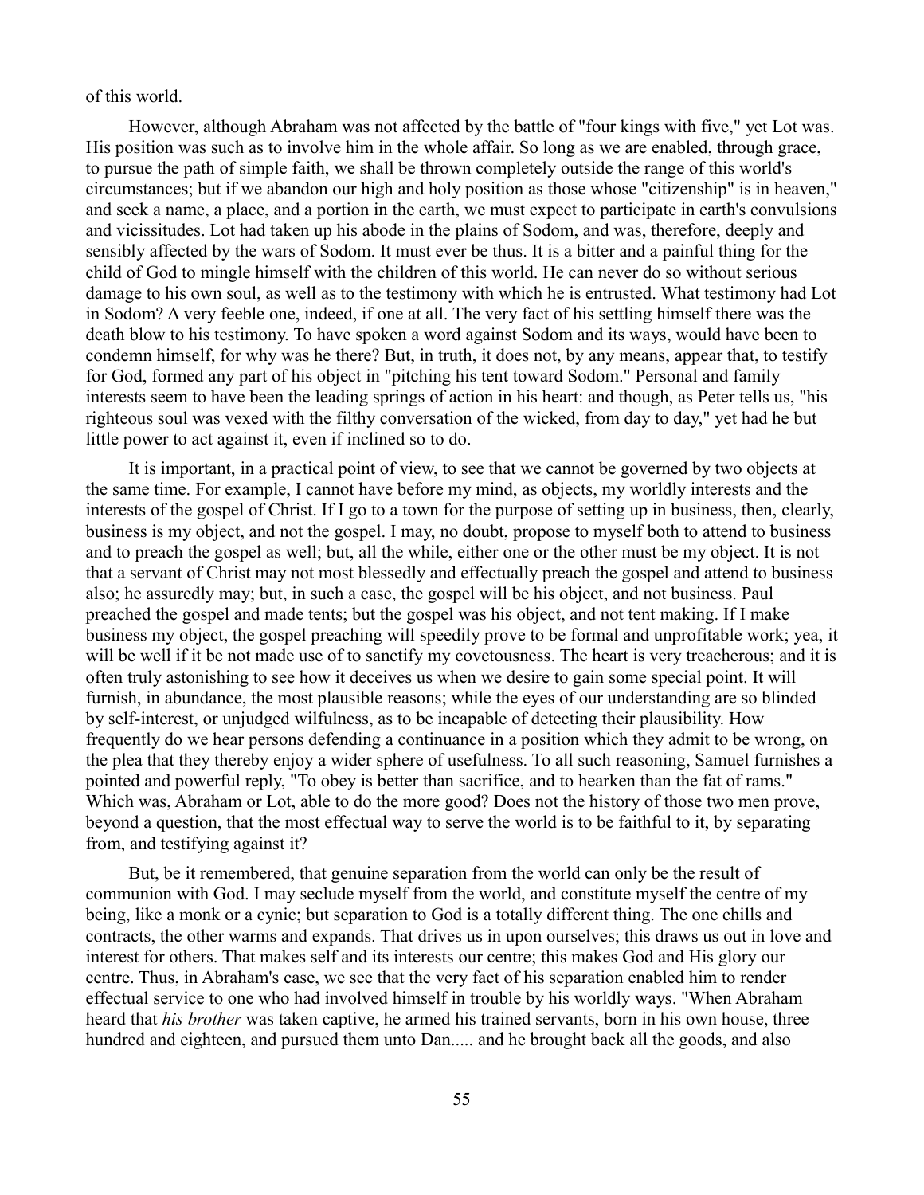of this world.

However, although Abraham was not affected by the battle of "four kings with five," yet Lot was. His position was such as to involve him in the whole affair. So long as we are enabled, through grace, to pursue the path of simple faith, we shall be thrown completely outside the range of this world's circumstances; but if we abandon our high and holy position as those whose "citizenship" is in heaven," and seek a name, a place, and a portion in the earth, we must expect to participate in earth's convulsions and vicissitudes. Lot had taken up his abode in the plains of Sodom, and was, therefore, deeply and sensibly affected by the wars of Sodom. It must ever be thus. It is a bitter and a painful thing for the child of God to mingle himself with the children of this world. He can never do so without serious damage to his own soul, as well as to the testimony with which he is entrusted. What testimony had Lot in Sodom? A very feeble one, indeed, if one at all. The very fact of his settling himself there was the death blow to his testimony. To have spoken a word against Sodom and its ways, would have been to condemn himself, for why was he there? But, in truth, it does not, by any means, appear that, to testify for God, formed any part of his object in "pitching his tent toward Sodom." Personal and family interests seem to have been the leading springs of action in his heart: and though, as Peter tells us, "his righteous soul was vexed with the filthy conversation of the wicked, from day to day," yet had he but little power to act against it, even if inclined so to do.

It is important, in a practical point of view, to see that we cannot be governed by two objects at the same time. For example, I cannot have before my mind, as objects, my worldly interests and the interests of the gospel of Christ. If I go to a town for the purpose of setting up in business, then, clearly, business is my object, and not the gospel. I may, no doubt, propose to myself both to attend to business and to preach the gospel as well; but, all the while, either one or the other must be my object. It is not that a servant of Christ may not most blessedly and effectually preach the gospel and attend to business also; he assuredly may; but, in such a case, the gospel will be his object, and not business. Paul preached the gospel and made tents; but the gospel was his object, and not tent making. If I make business my object, the gospel preaching will speedily prove to be formal and unprofitable work; yea, it will be well if it be not made use of to sanctify my covetousness. The heart is very treacherous; and it is often truly astonishing to see how it deceives us when we desire to gain some special point. It will furnish, in abundance, the most plausible reasons; while the eyes of our understanding are so blinded by self-interest, or unjudged wilfulness, as to be incapable of detecting their plausibility. How frequently do we hear persons defending a continuance in a position which they admit to be wrong, on the plea that they thereby enjoy a wider sphere of usefulness. To all such reasoning, Samuel furnishes a pointed and powerful reply, "To obey is better than sacrifice, and to hearken than the fat of rams." Which was, Abraham or Lot, able to do the more good? Does not the history of those two men prove, beyond a question, that the most effectual way to serve the world is to be faithful to it, by separating from, and testifying against it?

But, be it remembered, that genuine separation from the world can only be the result of communion with God. I may seclude myself from the world, and constitute myself the centre of my being, like a monk or a cynic; but separation to God is a totally different thing. The one chills and contracts, the other warms and expands. That drives us in upon ourselves; this draws us out in love and interest for others. That makes self and its interests our centre; this makes God and His glory our centre. Thus, in Abraham's case, we see that the very fact of his separation enabled him to render effectual service to one who had involved himself in trouble by his worldly ways. "When Abraham heard that *his brother* was taken captive, he armed his trained servants, born in his own house, three hundred and eighteen, and pursued them unto Dan..... and he brought back all the goods, and also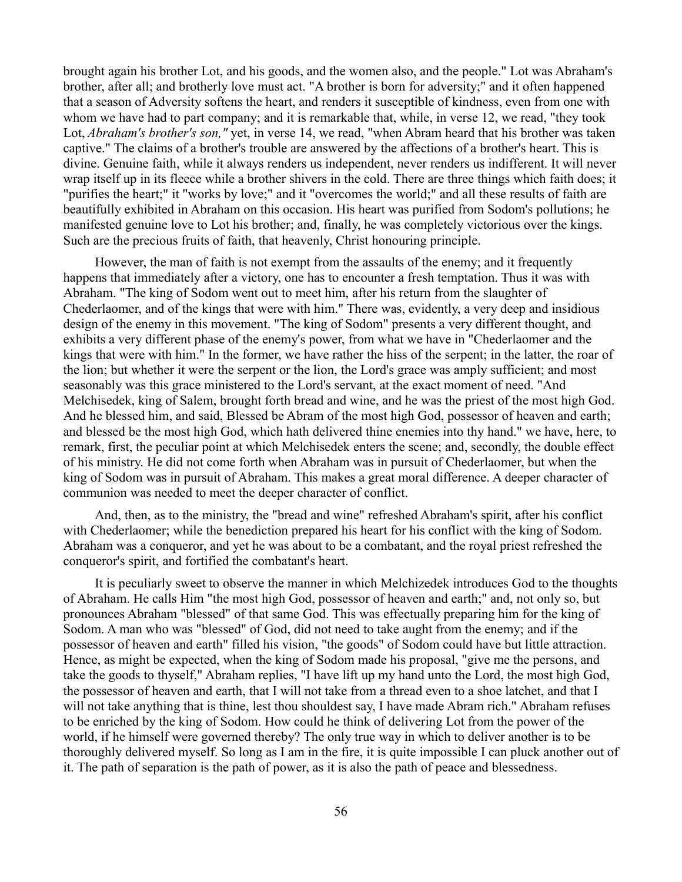brought again his brother Lot, and his goods, and the women also, and the people." Lot was Abraham's brother, after all; and brotherly love must act. "A brother is born for adversity;" and it often happened that a season of Adversity softens the heart, and renders it susceptible of kindness, even from one with whom we have had to part company; and it is remarkable that, while, in verse 12, we read, "they took Lot, *Abraham's brother's son,"* yet, in verse 14, we read, "when Abram heard that his brother was taken captive." The claims of a brother's trouble are answered by the affections of a brother's heart. This is divine. Genuine faith, while it always renders us independent, never renders us indifferent. It will never wrap itself up in its fleece while a brother shivers in the cold. There are three things which faith does; it "purifies the heart;" it "works by love;" and it "overcomes the world;" and all these results of faith are beautifully exhibited in Abraham on this occasion. His heart was purified from Sodom's pollutions; he manifested genuine love to Lot his brother; and, finally, he was completely victorious over the kings. Such are the precious fruits of faith, that heavenly, Christ honouring principle.

However, the man of faith is not exempt from the assaults of the enemy; and it frequently happens that immediately after a victory, one has to encounter a fresh temptation. Thus it was with Abraham. "The king of Sodom went out to meet him, after his return from the slaughter of Chederlaomer, and of the kings that were with him." There was, evidently, a very deep and insidious design of the enemy in this movement. "The king of Sodom" presents a very different thought, and exhibits a very different phase of the enemy's power, from what we have in "Chederlaomer and the kings that were with him." In the former, we have rather the hiss of the serpent; in the latter, the roar of the lion; but whether it were the serpent or the lion, the Lord's grace was amply sufficient; and most seasonably was this grace ministered to the Lord's servant, at the exact moment of need. "And Melchisedek, king of Salem, brought forth bread and wine, and he was the priest of the most high God. And he blessed him, and said, Blessed be Abram of the most high God, possessor of heaven and earth; and blessed be the most high God, which hath delivered thine enemies into thy hand." we have, here, to remark, first, the peculiar point at which Melchisedek enters the scene; and, secondly, the double effect of his ministry. He did not come forth when Abraham was in pursuit of Chederlaomer, but when the king of Sodom was in pursuit of Abraham. This makes a great moral difference. A deeper character of communion was needed to meet the deeper character of conflict.

And, then, as to the ministry, the "bread and wine" refreshed Abraham's spirit, after his conflict with Chederlaomer; while the benediction prepared his heart for his conflict with the king of Sodom. Abraham was a conqueror, and yet he was about to be a combatant, and the royal priest refreshed the conqueror's spirit, and fortified the combatant's heart.

It is peculiarly sweet to observe the manner in which Melchizedek introduces God to the thoughts of Abraham. He calls Him "the most high God, possessor of heaven and earth;" and, not only so, but pronounces Abraham "blessed" of that same God. This was effectually preparing him for the king of Sodom. A man who was "blessed" of God, did not need to take aught from the enemy; and if the possessor of heaven and earth" filled his vision, "the goods" of Sodom could have but little attraction. Hence, as might be expected, when the king of Sodom made his proposal, "give me the persons, and take the goods to thyself," Abraham replies, "I have lift up my hand unto the Lord, the most high God, the possessor of heaven and earth, that I will not take from a thread even to a shoe latchet, and that I will not take anything that is thine, lest thou shouldest say, I have made Abram rich." Abraham refuses to be enriched by the king of Sodom. How could he think of delivering Lot from the power of the world, if he himself were governed thereby? The only true way in which to deliver another is to be thoroughly delivered myself. So long as I am in the fire, it is quite impossible I can pluck another out of it. The path of separation is the path of power, as it is also the path of peace and blessedness.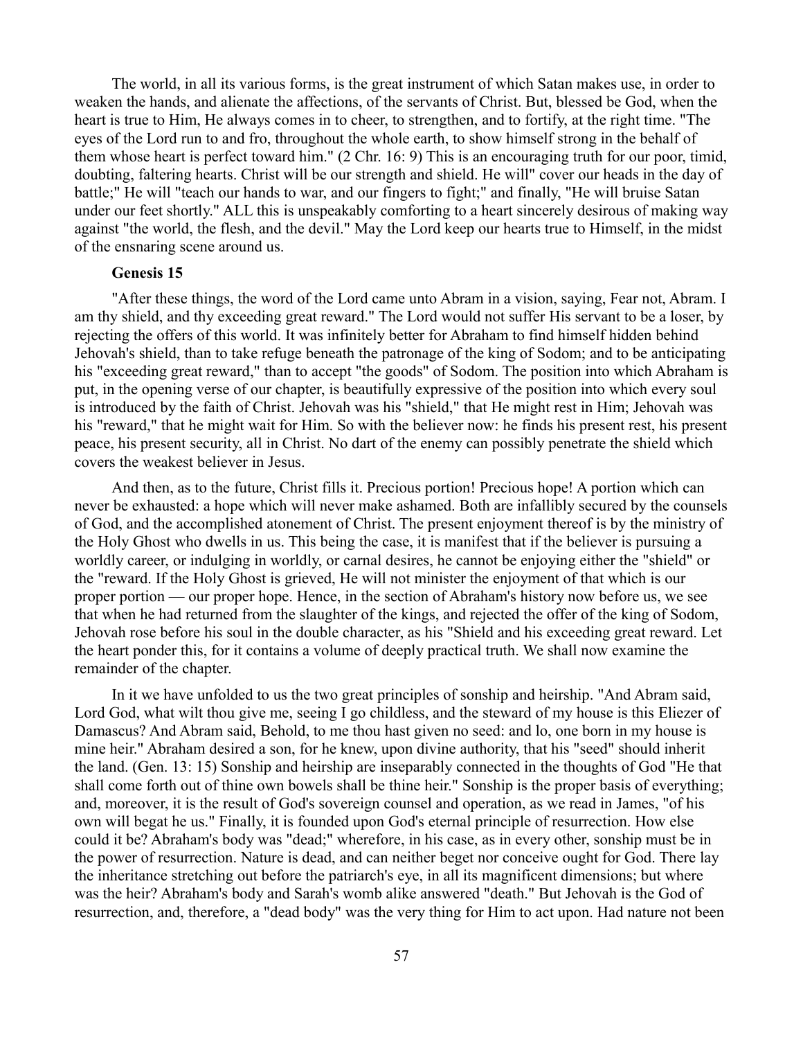The world, in all its various forms, is the great instrument of which Satan makes use, in order to weaken the hands, and alienate the affections, of the servants of Christ. But, blessed be God, when the heart is true to Him, He always comes in to cheer, to strengthen, and to fortify, at the right time. "The eyes of the Lord run to and fro, throughout the whole earth, to show himself strong in the behalf of them whose heart is perfect toward him." (2 Chr. 16: 9) This is an encouraging truth for our poor, timid, doubting, faltering hearts. Christ will be our strength and shield. He will" cover our heads in the day of battle;" He will "teach our hands to war, and our fingers to fight;" and finally, "He will bruise Satan under our feet shortly." ALL this is unspeakably comforting to a heart sincerely desirous of making way against "the world, the flesh, and the devil." May the Lord keep our hearts true to Himself, in the midst of the ensnaring scene around us.

**Genesis 15**

"After these things, the word of the Lord came unto Abram in a vision, saying, Fear not, Abram. I am thy shield, and thy exceeding great reward." The Lord would not suffer His servant to be a loser, by rejecting the offers of this world. It was infinitely better for Abraham to find himself hidden behind Jehovah's shield, than to take refuge beneath the patronage of the king of Sodom; and to be anticipating his "exceeding great reward," than to accept "the goods" of Sodom. The position into which Abraham is put, in the opening verse of our chapter, is beautifully expressive of the position into which every soul is introduced by the faith of Christ. Jehovah was his "shield," that He might rest in Him; Jehovah was his "reward," that he might wait for Him. So with the believer now: he finds his present rest, his present peace, his present security, all in Christ. No dart of the enemy can possibly penetrate the shield which covers the weakest believer in Jesus.

And then, as to the future, Christ fills it. Precious portion! Precious hope! A portion which can never be exhausted: a hope which will never make ashamed. Both are infallibly secured by the counsels of God, and the accomplished atonement of Christ. The present enjoyment thereof is by the ministry of the Holy Ghost who dwells in us. This being the case, it is manifest that if the believer is pursuing a worldly career, or indulging in worldly, or carnal desires, he cannot be enjoying either the "shield" or the "reward. If the Holy Ghost is grieved, He will not minister the enjoyment of that which is our proper portion — our proper hope. Hence, in the section of Abraham's history now before us, we see that when he had returned from the slaughter of the kings, and rejected the offer of the king of Sodom, Jehovah rose before his soul in the double character, as his "Shield and his exceeding great reward. Let the heart ponder this, for it contains a volume of deeply practical truth. We shall now examine the remainder of the chapter.

In it we have unfolded to us the two great principles of sonship and heirship. "And Abram said, Lord God, what wilt thou give me, seeing I go childless, and the steward of my house is this Eliezer of Damascus? And Abram said, Behold, to me thou hast given no seed: and lo, one born in my house is mine heir." Abraham desired a son, for he knew, upon divine authority, that his "seed" should inherit the land. (Gen. 13: 15) Sonship and heirship are inseparably connected in the thoughts of God "He that shall come forth out of thine own bowels shall be thine heir." Sonship is the proper basis of everything; and, moreover, it is the result of God's sovereign counsel and operation, as we read in James, "of his own will begat he us." Finally, it is founded upon God's eternal principle of resurrection. How else could it be? Abraham's body was "dead;" wherefore, in his case, as in every other, sonship must be in the power of resurrection. Nature is dead, and can neither beget nor conceive ought for God. There lay the inheritance stretching out before the patriarch's eye, in all its magnificent dimensions; but where was the heir? Abraham's body and Sarah's womb alike answered "death." But Jehovah is the God of resurrection, and, therefore, a "dead body" was the very thing for Him to act upon. Had nature not been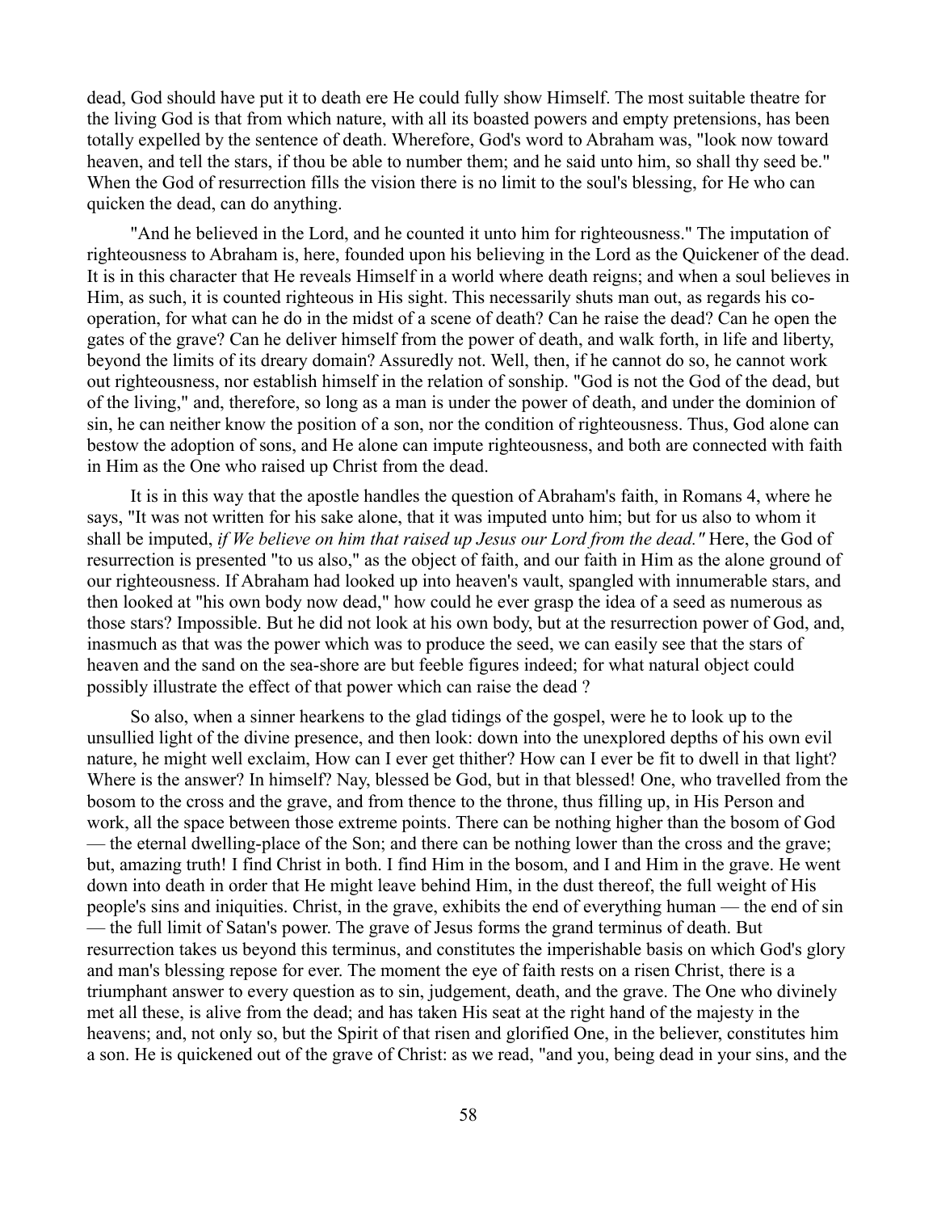dead, God should have put it to death ere He could fully show Himself. The most suitable theatre for the living God is that from which nature, with all its boasted powers and empty pretensions, has been totally expelled by the sentence of death. Wherefore, God's word to Abraham was, "look now toward heaven, and tell the stars, if thou be able to number them; and he said unto him, so shall thy seed be." When the God of resurrection fills the vision there is no limit to the soul's blessing, for He who can quicken the dead, can do anything.

"And he believed in the Lord, and he counted it unto him for righteousness." The imputation of righteousness to Abraham is, here, founded upon his believing in the Lord as the Quickener of the dead. It is in this character that He reveals Himself in a world where death reigns; and when a soul believes in Him, as such, it is counted righteous in His sight. This necessarily shuts man out, as regards his co-operation, for what can he do in the midst of a scene of death? Can he raise the dead? Can he open the gates of the grave? Can he deliver himself from the power of death, and walk forth, in life and liberty, beyond the limits of its dreary domain? Assuredly not. Well, then, if he cannot do so, he cannot work out righteousness, nor establish himself in the relation of sonship. "God is not the God of the dead, but of the living," and, therefore, so long as a man is under the power of death, and under the dominion of sin, he can neither know the position of a son, nor the condition of righteousness. Thus, God alone can bestow the adoption of sons, and He alone can impute righteousness, and both are connected with faith in Him as the One who raised up Christ from the dead.

It is in this way that the apostle handles the question of Abraham's faith, in Romans 4, where he says, "It was not written for his sake alone, that it was imputed unto him; but for us also to whom it shall be imputed, *if We believe on him that raised up Jesus our Lord from the dead."* Here, the God of resurrection is presented "to us also," as the object of faith, and our faith in Him as the alone ground of our righteousness. If Abraham had looked up into heaven's vault, spangled with innumerable stars, and then looked at "his own body now dead," how could he ever grasp the idea of a seed as numerous as those stars? Impossible. But he did not look at his own body, but at the resurrection power of God, and, inasmuch as that was the power which was to produce the seed, we can easily see that the stars of heaven and the sand on the sea-shore are but feeble figures indeed; for what natural object could possibly illustrate the effect of that power which can raise the dead ?

So also, when a sinner hearkens to the glad tidings of the gospel, were he to look up to the unsullied light of the divine presence, and then look: down into the unexplored depths of his own evil nature, he might well exclaim, How can I ever get thither? How can I ever be fit to dwell in that light? Where is the answer? In himself? Nay, blessed be God, but in that blessed! One, who travelled from the bosom to the cross and the grave, and from thence to the throne, thus filling up, in His Person and work, all the space between those extreme points. There can be nothing higher than the bosom of God — the eternal dwelling-place of the Son; and there can be nothing lower than the cross and the grave; but, amazing truth! I find Christ in both. I find Him in the bosom, and I and Him in the grave. He went down into death in order that He might leave behind Him, in the dust thereof, the full weight of His people's sins and iniquities. Christ, in the grave, exhibits the end of everything human — the end of sin — the full limit of Satan's power. The grave of Jesus forms the grand terminus of death. But resurrection takes us beyond this terminus, and constitutes the imperishable basis on which God's glory and man's blessing repose for ever. The moment the eye of faith rests on a risen Christ, there is a triumphant answer to every question as to sin, judgement, death, and the grave. The One who divinely met all these, is alive from the dead; and has taken His seat at the right hand of the majesty in the heavens; and, not only so, but the Spirit of that risen and glorified One, in the believer, constitutes him a son. He is quickened out of the grave of Christ: as we read, "and you, being dead in your sins, and the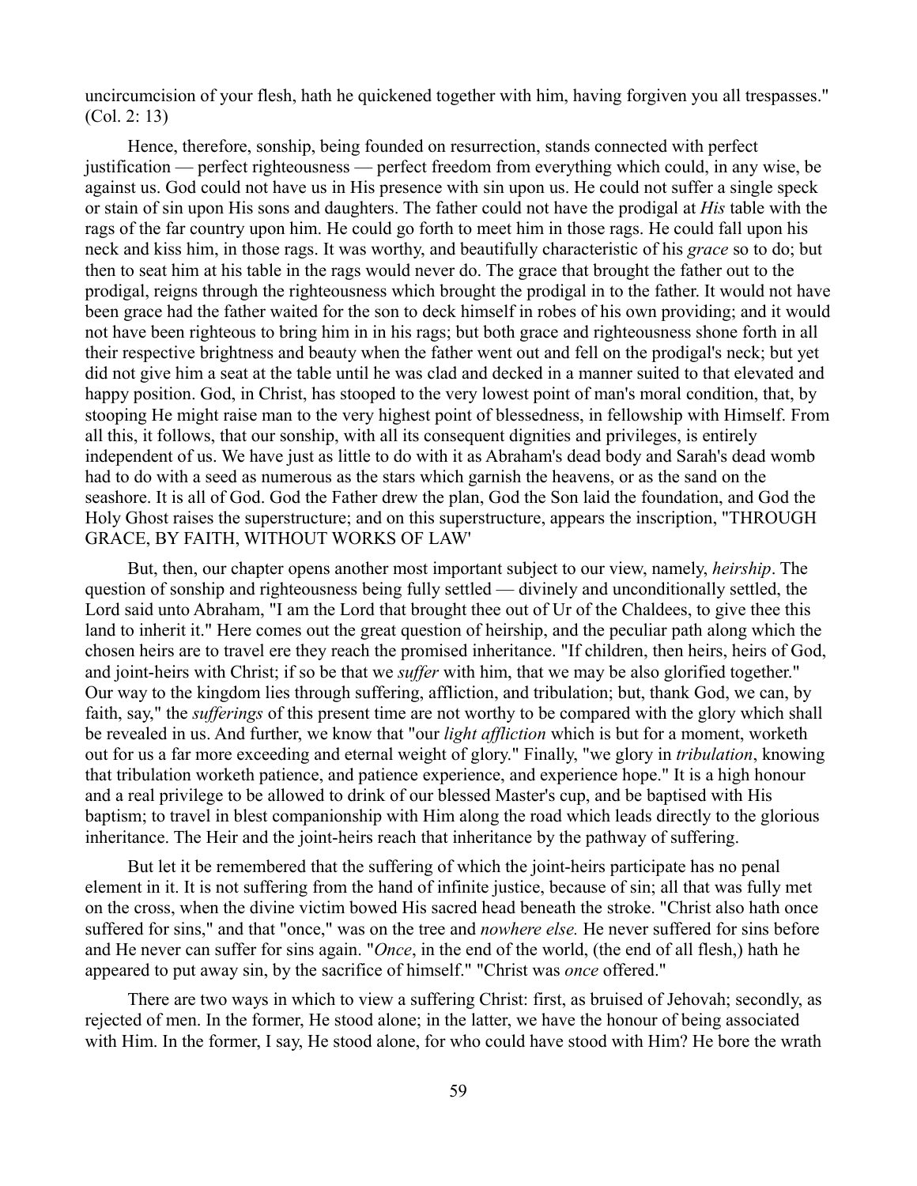uncircumcision of your flesh, hath he quickened together with him, having forgiven you all trespasses." (Col. 2: 13)

Hence, therefore, sonship, being founded on resurrection, stands connected with perfect justification — perfect righteousness — perfect freedom from everything which could, in any wise, be against us. God could not have us in His presence with sin upon us. He could not suffer a single speck or stain of sin upon His sons and daughters. The father could not have the prodigal at *His* table with the rags of the far country upon him. He could go forth to meet him in those rags. He could fall upon his neck and kiss him, in those rags. It was worthy, and beautifully characteristic of his *grace* so to do; but then to seat him at his table in the rags would never do. The grace that brought the father out to the prodigal, reigns through the righteousness which brought the prodigal in to the father. It would not have been grace had the father waited for the son to deck himself in robes of his own providing; and it would not have been righteous to bring him in in his rags; but both grace and righteousness shone forth in all their respective brightness and beauty when the father went out and fell on the prodigal's neck; but yet did not give him a seat at the table until he was clad and decked in a manner suited to that elevated and happy position. God, in Christ, has stooped to the very lowest point of man's moral condition, that, by stooping He might raise man to the very highest point of blessedness, in fellowship with Himself. From all this, it follows, that our sonship, with all its consequent dignities and privileges, is entirely independent of us. We have just as little to do with it as Abraham's dead body and Sarah's dead womb had to do with a seed as numerous as the stars which garnish the heavens, or as the sand on the seashore. It is all of God. God the Father drew the plan, God the Son laid the foundation, and God the Holy Ghost raises the superstructure; and on this superstructure, appears the inscription, "THROUGH GRACE, BY FAITH, WITHOUT WORKS OF LAW'

But, then, our chapter opens another most important subject to our view, namely, *heirship*. The question of sonship and righteousness being fully settled — divinely and unconditionally settled, the Lord said unto Abraham, "I am the Lord that brought thee out of Ur of the Chaldees, to give thee this land to inherit it." Here comes out the great question of heirship, and the peculiar path along which the chosen heirs are to travel ere they reach the promised inheritance. "If children, then heirs, heirs of God, and joint-heirs with Christ; if so be that we *suffer* with him, that we may be also glorified together." Our way to the kingdom lies through suffering, affliction, and tribulation; but, thank God, we can, by faith, say," the *sufferings* of this present time are not worthy to be compared with the glory which shall be revealed in us. And further, we know that "our *light affliction* which is but for a moment, worketh out for us a far more exceeding and eternal weight of glory." Finally, "we glory in *tribulation*, knowing that tribulation worketh patience, and patience experience, and experience hope." It is a high honour and a real privilege to be allowed to drink of our blessed Master's cup, and be baptised with His baptism; to travel in blest companionship with Him along the road which leads directly to the glorious inheritance. The Heir and the joint-heirs reach that inheritance by the pathway of suffering.

But let it be remembered that the suffering of which the joint-heirs participate has no penal element in it. It is not suffering from the hand of infinite justice, because of sin; all that was fully met on the cross, when the divine victim bowed His sacred head beneath the stroke. "Christ also hath once suffered for sins," and that "once," was on the tree and *nowhere else.* He never suffered for sins before and He never can suffer for sins again. "*Once*, in the end of the world, (the end of all flesh,) hath he appeared to put away sin, by the sacrifice of himself." "Christ was *once* offered."

There are two ways in which to view a suffering Christ: first, as bruised of Jehovah; secondly, as rejected of men. In the former, He stood alone; in the latter, we have the honour of being associated with Him. In the former, I say, He stood alone, for who could have stood with Him? He bore the wrath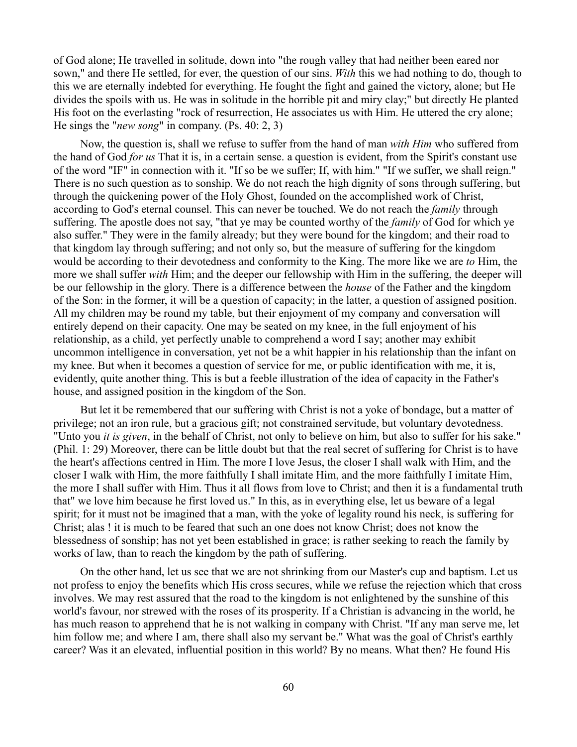of God alone; He travelled in solitude, down into "the rough valley that had neither been eared nor sown," and there He settled, for ever, the question of our sins. *With* this we had nothing to do, though to this we are eternally indebted for everything. He fought the fight and gained the victory, alone; but He divides the spoils with us. He was in solitude in the horrible pit and miry clay;" but directly He planted His foot on the everlasting "rock of resurrection, He associates us with Him. He uttered the cry alone; He sings the "*new song*" in company. (Ps. 40: 2, 3)

Now, the question is, shall we refuse to suffer from the hand of man *with Him* who suffered from the hand of God *for us* That it is, in a certain sense. a question is evident, from the Spirit's constant use of the word "IF" in connection with it. "If so be we suffer; If, with him." "If we suffer, we shall reign." There is no such question as to sonship. We do not reach the high dignity of sons through suffering, but through the quickening power of the Holy Ghost, founded on the accomplished work of Christ, according to God's eternal counsel. This can never be touched. We do not reach the *family* through suffering. The apostle does not say, "that ye may be counted worthy of the *family* of God for which ye also suffer." They were in the family already; but they were bound for the kingdom; and their road to that kingdom lay through suffering; and not only so, but the measure of suffering for the kingdom would be according to their devotedness and conformity to the King. The more like we are *to* Him, the more we shall suffer *with* Him; and the deeper our fellowship with Him in the suffering, the deeper will be our fellowship in the glory. There is a difference between the *house* of the Father and the kingdom of the Son: in the former, it will be a question of capacity; in the latter, a question of assigned position. All my children may be round my table, but their enjoyment of my company and conversation will entirely depend on their capacity. One may be seated on my knee, in the full enjoyment of his relationship, as a child, yet perfectly unable to comprehend a word I say; another may exhibit uncommon intelligence in conversation, yet not be a whit happier in his relationship than the infant on my knee. But when it becomes a question of service for me, or public identification with me, it is, evidently, quite another thing. This is but a feeble illustration of the idea of capacity in the Father's house, and assigned position in the kingdom of the Son.

But let it be remembered that our suffering with Christ is not a yoke of bondage, but a matter of privilege; not an iron rule, but a gracious gift; not constrained servitude, but voluntary devotedness. "Unto you *it is given*, in the behalf of Christ, not only to believe on him, but also to suffer for his sake." (Phil. 1: 29) Moreover, there can be little doubt but that the real secret of suffering for Christ is to have the heart's affections centred in Him. The more I love Jesus, the closer I shall walk with Him, and the closer I walk with Him, the more faithfully I shall imitate Him, and the more faithfully I imitate Him, the more I shall suffer with Him. Thus it all flows from love to Christ; and then it is a fundamental truth that" we love him because he first loved us." In this, as in everything else, let us beware of a legal spirit; for it must not be imagined that a man, with the yoke of legality round his neck, is suffering for Christ; alas ! it is much to be feared that such an one does not know Christ; does not know the blessedness of sonship; has not yet been established in grace; is rather seeking to reach the family by works of law, than to reach the kingdom by the path of suffering.

On the other hand, let us see that we are not shrinking from our Master's cup and baptism. Let us not profess to enjoy the benefits which His cross secures, while we refuse the rejection which that cross involves. We may rest assured that the road to the kingdom is not enlightened by the sunshine of this world's favour, nor strewed with the roses of its prosperity. If a Christian is advancing in the world, he has much reason to apprehend that he is not walking in company with Christ. "If any man serve me, let him follow me; and where I am, there shall also my servant be." What was the goal of Christ's earthly career? Was it an elevated, influential position in this world? By no means. What then? He found His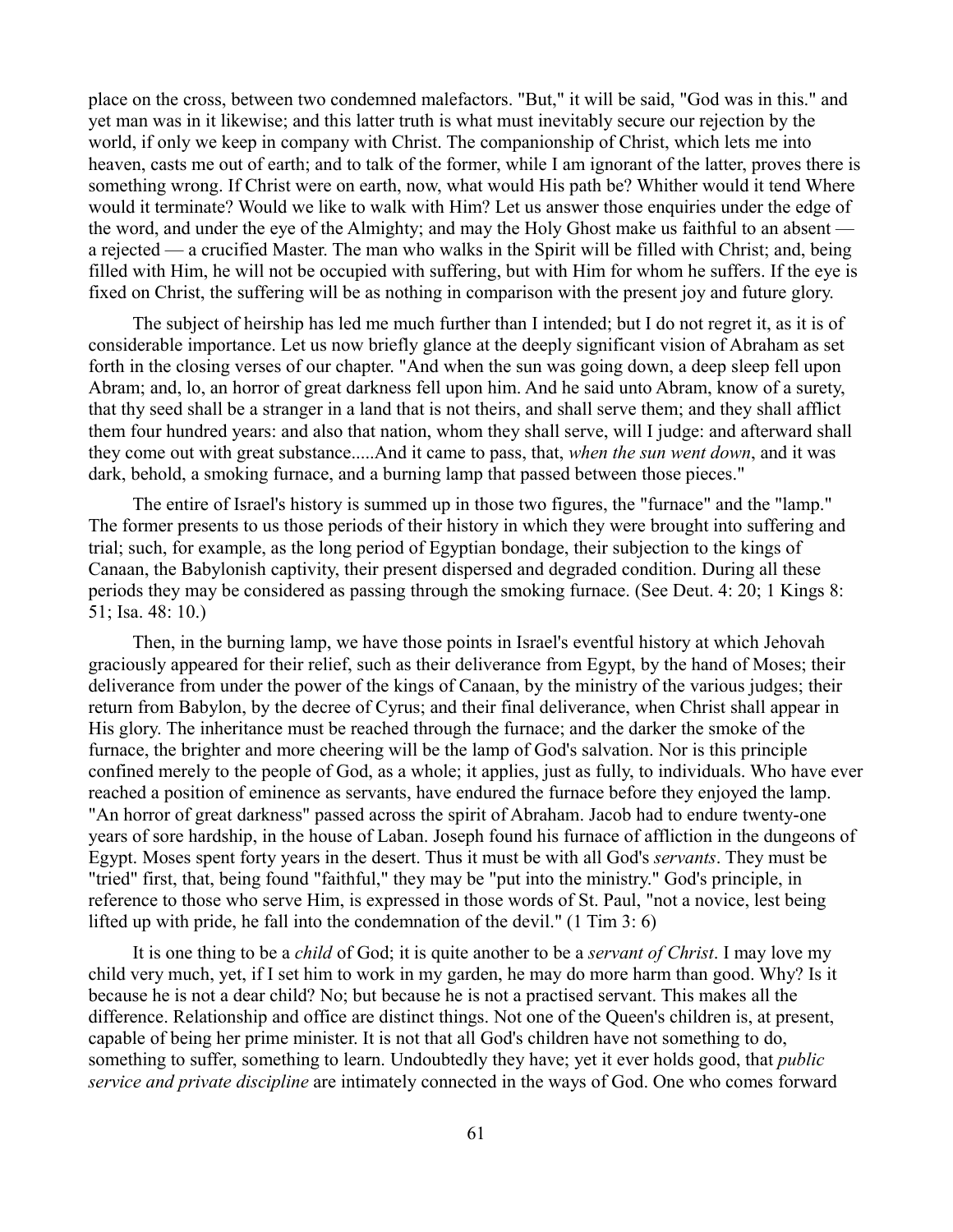place on the cross, between two condemned malefactors. "But," it will be said, "God was in this." and yet man was in it likewise; and this latter truth is what must inevitably secure our rejection by the world, if only we keep in company with Christ. The companionship of Christ, which lets me into heaven, casts me out of earth; and to talk of the former, while I am ignorant of the latter, proves there is something wrong. If Christ were on earth, now, what would His path be? Whither would it tend Where would it terminate? Would we like to walk with Him? Let us answer those enquiries under the edge of the word, and under the eye of the Almighty; and may the Holy Ghost make us faithful to an absent — a rejected — a crucified Master. The man who walks in the Spirit will be filled with Christ; and, being filled with Him, he will not be occupied with suffering, but with Him for whom he suffers. If the eye is fixed on Christ, the suffering will be as nothing in comparison with the present joy and future glory.

The subject of heirship has led me much further than I intended; but I do not regret it, as it is of considerable importance. Let us now briefly glance at the deeply significant vision of Abraham as set forth in the closing verses of our chapter. "And when the sun was going down, a deep sleep fell upon Abram; and, lo, an horror of great darkness fell upon him. And he said unto Abram, know of a surety, that thy seed shall be a stranger in a land that is not theirs, and shall serve them; and they shall afflict them four hundred years: and also that nation, whom they shall serve, will I judge: and afterward shall they come out with great substance.....And it came to pass, that, *when the sun went down*, and it was dark, behold, a smoking furnace, and a burning lamp that passed between those pieces."

The entire of Israel's history is summed up in those two figures, the "furnace" and the "lamp." The former presents to us those periods of their history in which they were brought into suffering and trial; such, for example, as the long period of Egyptian bondage, their subjection to the kings of Canaan, the Babylonish captivity, their present dispersed and degraded condition. During all these periods they may be considered as passing through the smoking furnace. (See Deut. 4: 20; 1 Kings 8: 51; Isa. 48: 10.)

Then, in the burning lamp, we have those points in Israel's eventful history at which Jehovah graciously appeared for their relief, such as their deliverance from Egypt, by the hand of Moses; their deliverance from under the power of the kings of Canaan, by the ministry of the various judges; their return from Babylon, by the decree of Cyrus; and their final deliverance, when Christ shall appear in His glory. The inheritance must be reached through the furnace; and the darker the smoke of the furnace, the brighter and more cheering will be the lamp of God's salvation. Nor is this principle confined merely to the people of God, as a whole; it applies, just as fully, to individuals. Who have ever reached a position of eminence as servants, have endured the furnace before they enjoyed the lamp. "An horror of great darkness" passed across the spirit of Abraham. Jacob had to endure twenty-one years of sore hardship, in the house of Laban. Joseph found his furnace of affliction in the dungeons of Egypt. Moses spent forty years in the desert. Thus it must be with all God's *servants*. They must be "tried" first, that, being found "faithful," they may be "put into the ministry." God's principle, in reference to those who serve Him, is expressed in those words of St. Paul, "not a novice, lest being lifted up with pride, he fall into the condemnation of the devil." (1 Tim 3: 6)

It is one thing to be a *child* of God; it is quite another to be a *servant of Christ*. I may love my child very much, yet, if I set him to work in my garden, he may do more harm than good. Why? Is it because he is not a dear child? No; but because he is not a practised servant. This makes all the difference. Relationship and office are distinct things. Not one of the Queen's children is, at present, capable of being her prime minister. It is not that all God's children have not something to do, something to suffer, something to learn. Undoubtedly they have; yet it ever holds good, that *public service and private discipline* are intimately connected in the ways of God. One who comes forward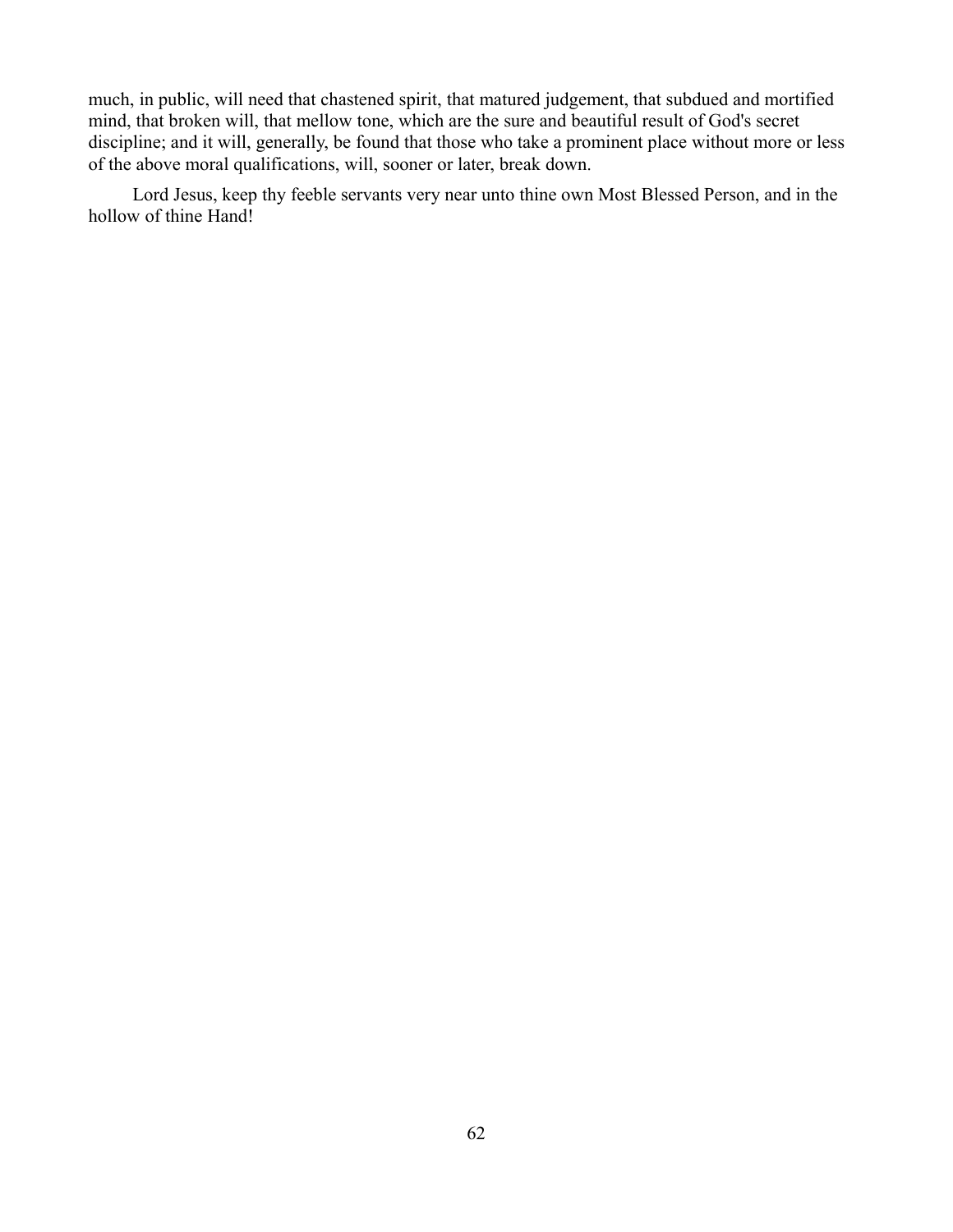much, in public, will need that chastened spirit, that matured judgement, that subdued and mortified mind, that broken will, that mellow tone, which are the sure and beautiful result of God's secret discipline; and it will, generally, be found that those who take a prominent place without more or less of the above moral qualifications, will, sooner or later, break down.

Lord Jesus, keep thy feeble servants very near unto thine own Most Blessed Person, and in the hollow of thine Hand!